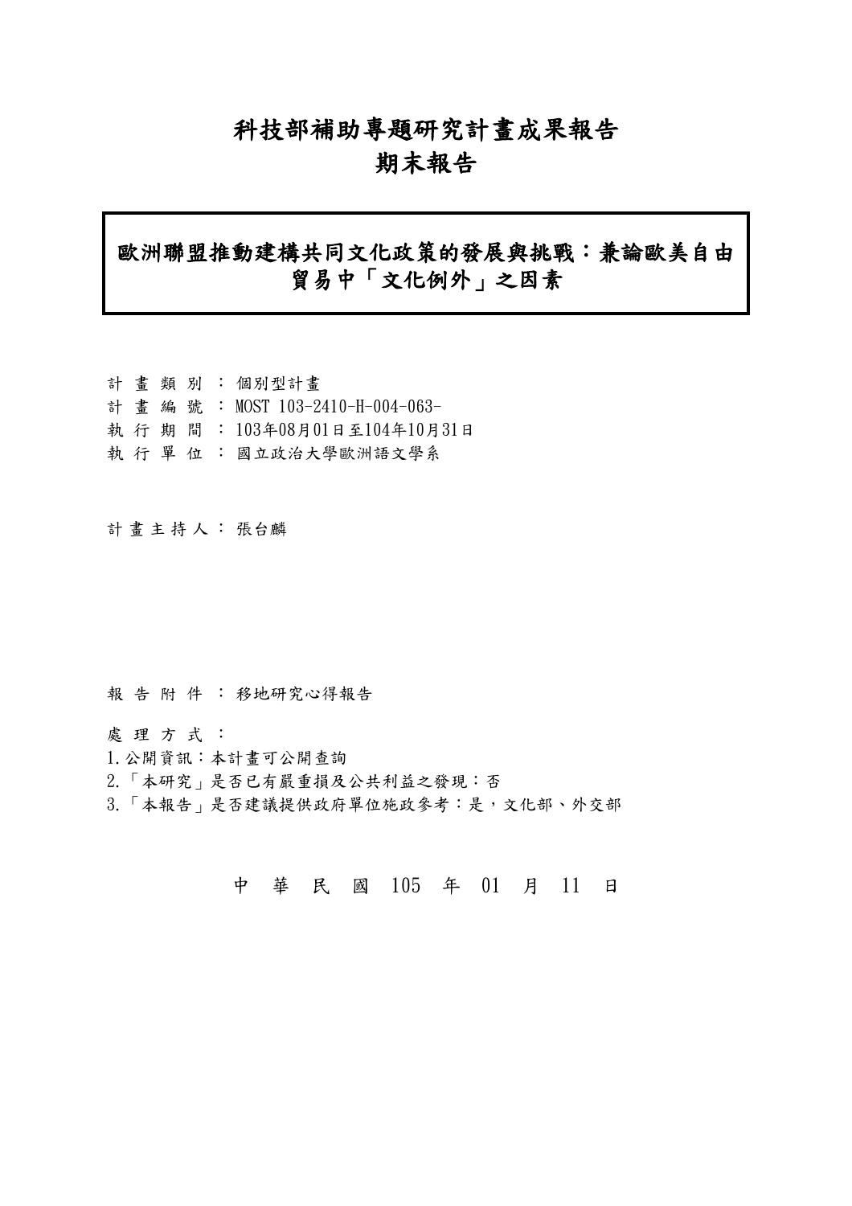# 科技部補助專題研究計畫成果報告
# 期末報告

## 歐洲聯盟推動建構共同文化政策的發展與挑戰：兼論歐美自由貿易中「文化例外」之因素

計 畫 類 別 ： 個別型計畫
計 畫 編 號 ： MOST 103-2410-H-004-063-
執 行 期 間 ： 103年08月01日至104年10月31日
執 行 單 位 ： 國立政治大學歐洲語文學系

計 畫 主 持 人 ： 張台麟

報 告 附 件 ： 移地研究心得報告

處 理 方 式 ：
1.公開資訊：本計畫可公開查詢
2.「本研究」是否已有嚴重損及公共利益之發現：否
3.「本報告」是否建議提供政府單位施政參考：是，文化部、外交部

中 華 民 國 105 年 01 月 11 日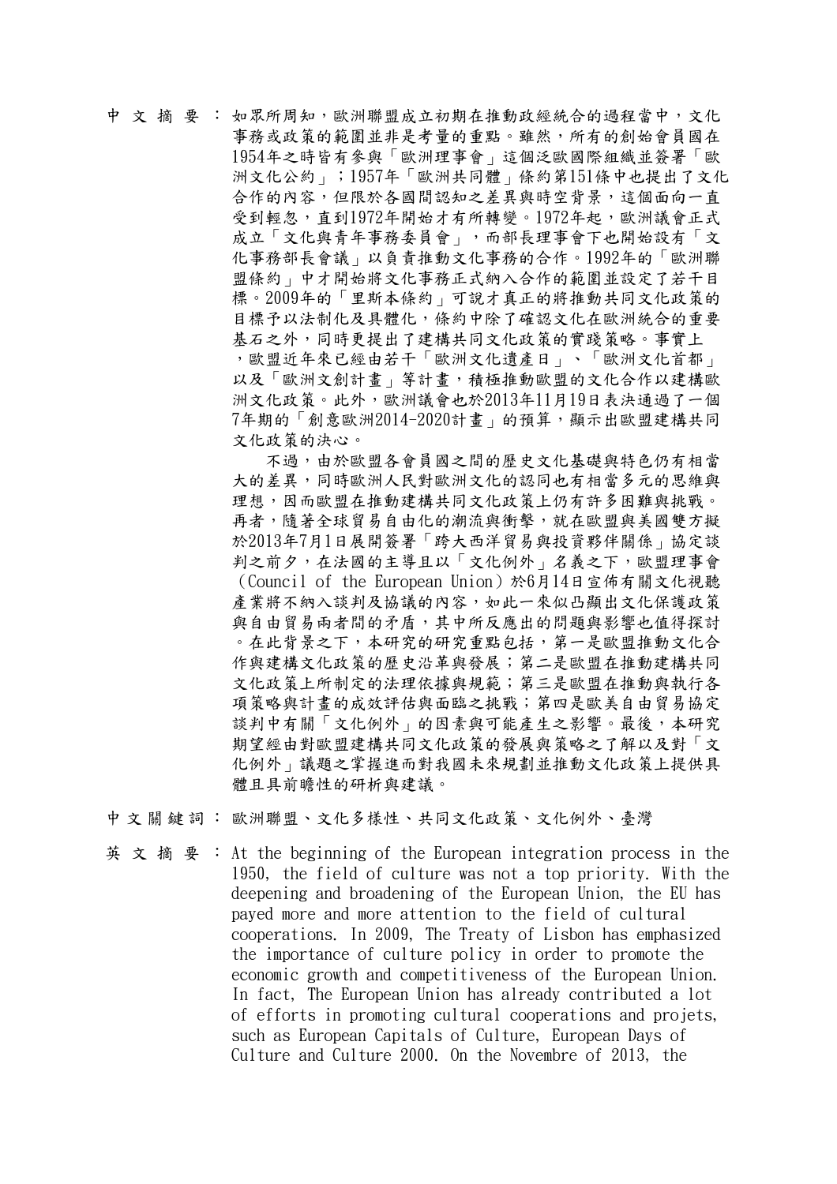中 文 摘 要 ： 如眾所周知，歐洲聯盟成立初期在推動政經統合的過程當中，文化事務或政策的範圍並非是考量的重點。雖然，所有的創始會員國在1954年之時皆有參與「歐洲理事會」這個泛歐國際組織並簽署「歐洲文化公約」；1957年「歐洲共同體」條約第151條中也提出了文化合作的內容，但限於各國間認知之差異與時空背景，這個面向一直受到輕忽，直到1972年開始才有所轉變。1972年起，歐洲議會正式成立「文化與青年事務委員會」，而部長理事會下也開始設有「文化事務部長會議」以負責推動文化事務的合作。1992年的「歐洲聯盟條約」中才開始將文化事務正式納入合作的範圍並設定了若干目標。2009年的「里斯本條約」可說才真正的將推動共同文化政策的目標予以法制化及具體化，條約中除了確認文化在歐洲統合的重要基石之外，同時更提出了建構共同文化政策的實踐策略。事實上，歐盟近年來已經由若干「歐洲文化遺產日」、「歐洲文化首都」以及「歐洲文創計畫」等計畫，積極推動歐盟的文化合作以建構歐洲文化政策。此外，歐洲議會也於2013年11月19日表決通過了一個7年期的「創意歐洲2014-2020計畫」的預算，顯示出歐盟建構共同文化政策的決心。

不過，由於歐盟各會員國之間的歷史文化基礎與特色仍有相當大的差異，同時歐洲人民對歐洲文化的認同也有相當多元的思維與理想，因而歐盟在推動建構共同文化政策上仍有許多困難與挑戰。再者，隨著全球貿易自由化的潮流與衝擊，就在歐盟與美國雙方擬於2013年7月1日展開簽署「跨大西洋貿易與投資夥伴關係」協定談判之前夕，在法國的主導且以「文化例外」名義之下，歐盟理事會（Council of the European Union）於6月14日宣佈有關文化視聽產業將不納入談判及協議的內容，如此一來似凸顯出文化保護政策與自由貿易兩者間的矛盾，其中所反應出的問題與影響也值得探討。在此背景之下，本研究的研究重點包括，第一是歐盟推動文化合作與建構文化政策的歷史沿革與發展；第二是歐盟在推動建構共同文化政策上所制定的法理依據與規範；第三是歐盟在推動與執行各項策略與計畫的成效評估與面臨之挑戰；第四是歐美自由貿易協定談判中有關「文化例外」的因素與可能產生之影響。最後，本研究期望經由對歐盟建構共同文化政策的發展與策略之了解以及對「文化例外」議題之掌握進而對我國未來規劃並推動文化政策上提供具體且具前瞻性的研析與建議。

中 文 關 鍵 詞 ： 歐洲聯盟、文化多樣性、共同文化政策、文化例外、臺灣

英 文 摘 要 ： At the beginning of the European integration process in the 1950, the field of culture was not a top priority. With the deepening and broadening of the European Union, the EU has payed more and more attention to the field of cultural cooperations. In 2009, The Treaty of Lisbon has emphasized the importance of culture policy in order to promote the economic growth and competitiveness of the European Union. In fact, The European Union has already contributed a lot of efforts in promoting cultural cooperations and projets, such as European Capitals of Culture, European Days of Culture and Culture 2000. On the Novembre of 2013, the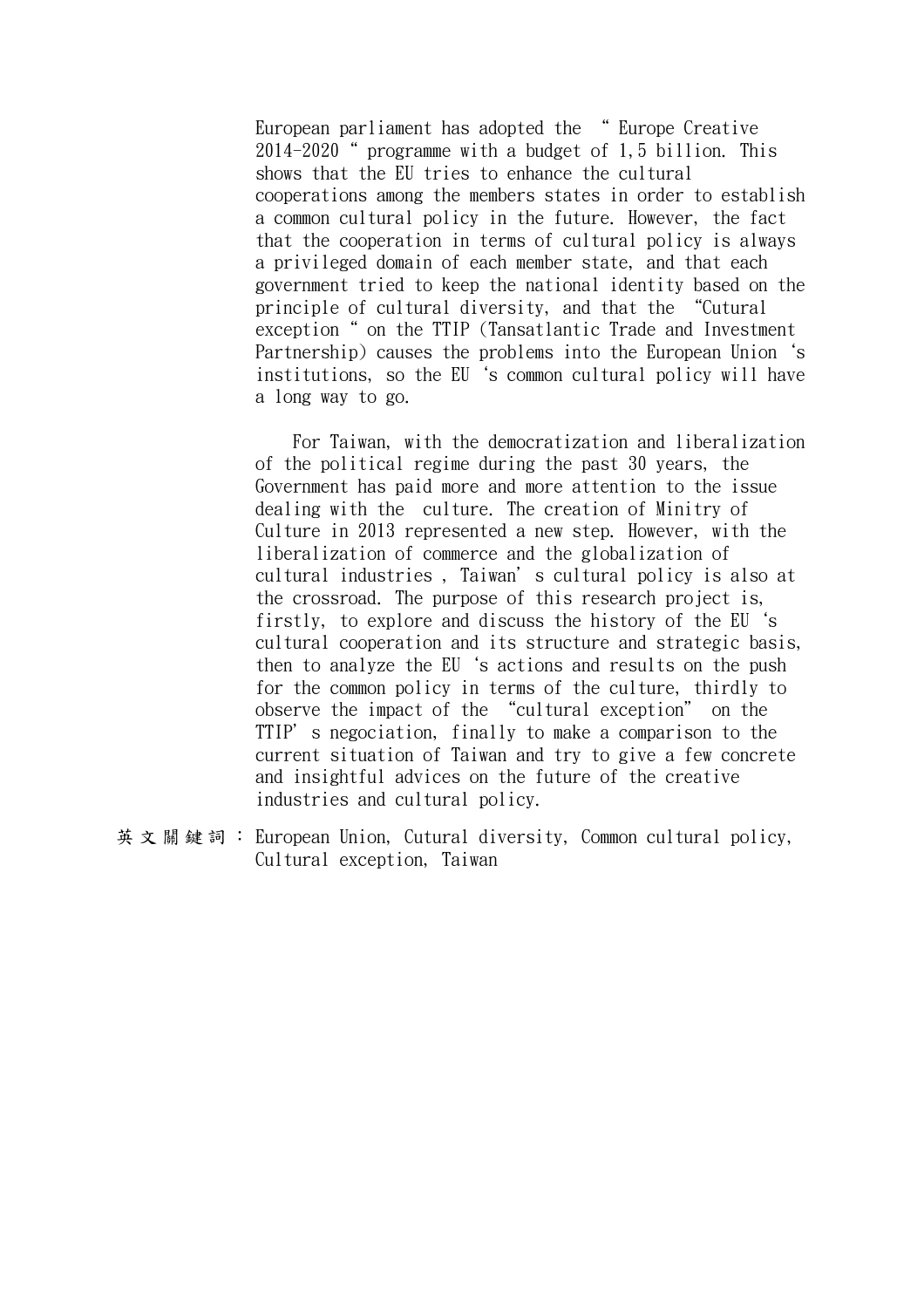European parliament has adopted the " Europe Creative 2014-2020 " programme with a budget of 1,5 billion. This shows that the EU tries to enhance the cultural cooperations among the members states in order to establish a common cultural policy in the future. However, the fact that the cooperation in terms of cultural policy is always a privileged domain of each member state, and that each government tried to keep the national identity based on the principle of cultural diversity, and that the "Cutural exception " on the TTIP (Tansatlantic Trade and Investment Partnership) causes the problems into the European Union 's institutions, so the EU 's common cultural policy will have a long way to go.

For Taiwan, with the democratization and liberalization of the political regime during the past 30 years, the Government has paid more and more attention to the issue dealing with the culture. The creation of Minitry of Culture in 2013 represented a new step. However, with the liberalization of commerce and the globalization of cultural industries , Taiwan' s cultural policy is also at the crossroad. The purpose of this research project is, firstly, to explore and discuss the history of the EU 's cultural cooperation and its structure and strategic basis, then to analyze the EU 's actions and results on the push for the common policy in terms of the culture, thirdly to observe the impact of the "cultural exception" on the TTIP' s negociation, finally to make a comparison to the current situation of Taiwan and try to give a few concrete and insightful advices on the future of the creative industries and cultural policy.

英文關鍵詞： European Union, Cutural diversity, Common cultural policy, Cultural exception, Taiwan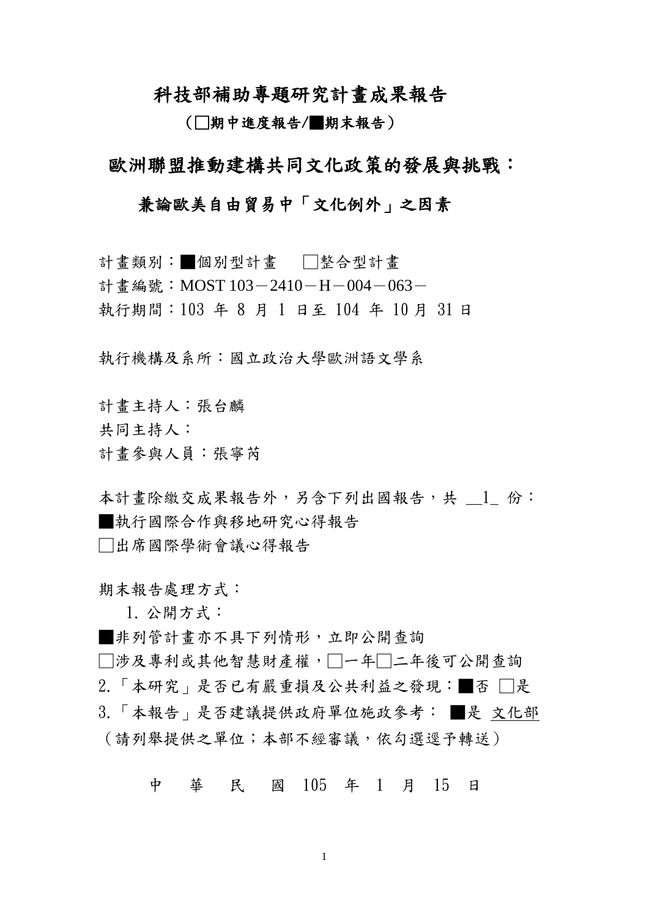# 科技部補助專題研究計畫成果報告

**（□期中進度報告/■期末報告）**

## 歐洲聯盟推動建構共同文化政策的發展與挑戰：

## 兼論歐美自由貿易中「文化例外」之因素

計畫類別：■個別型計畫　□整合型計畫
計畫編號：MOST 103－2410－H－004－063－
執行期間：103 年 8 月 1 日至 104 年 10 月 31 日

執行機構及系所：國立政治大學歐洲語文學系

計畫主持人：張台麟
共同主持人：
計畫參與人員：張寧芮

本計畫除繳交成果報告外，另含下列出國報告，共 __1_ 份：
■執行國際合作與移地研究心得報告
□出席國際學術會議心得報告

期末報告處理方式：

1. 公開方式：

■非列管計畫亦不具下列情形，立即公開查詢
□涉及專利或其他智慧財產權，□一年□二年後可公開查詢

2.「本研究」是否已有嚴重損及公共利益之發現：■否 □是

3.「本報告」是否建議提供政府單位施政參考： ■是 文化部
（請列舉提供之單位；本部不經審議，依勾選逕予轉送）

中　華　民　國 105 年 1 月 15 日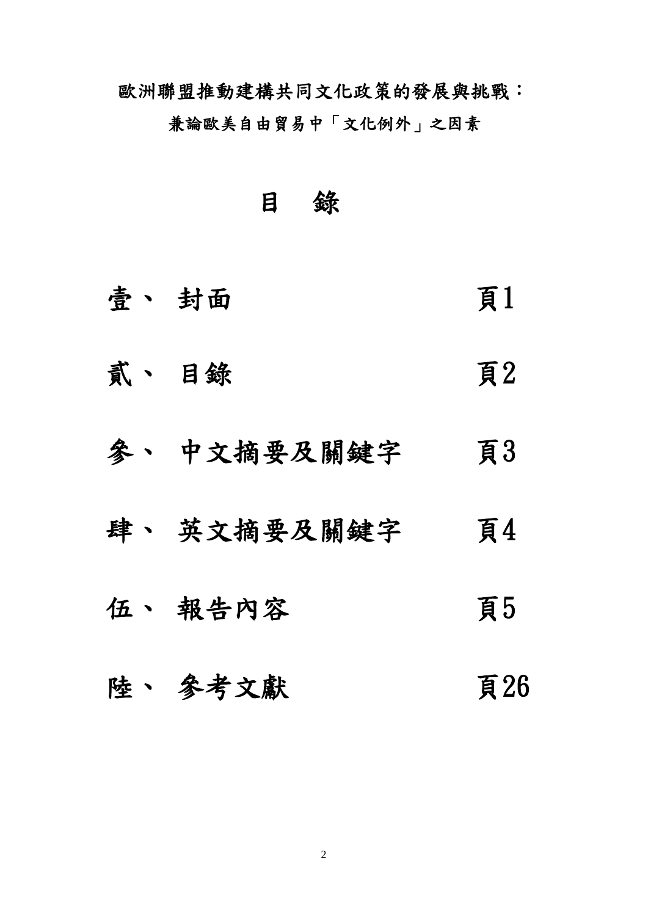歐洲聯盟推動建構共同文化政策的發展與挑戰：

兼論歐美自由貿易中「文化例外」之因素

# 目　錄

| | | |
|---|---|---|
| 壹、 | 封面 | 頁1 |
| 貳、 | 目錄 | 頁2 |
| 參、 | 中文摘要及關鍵字 | 頁3 |
| 肆、 | 英文摘要及關鍵字 | 頁4 |
| 伍、 | 報告內容 | 頁5 |
| 陸、 | 參考文獻 | 頁26 |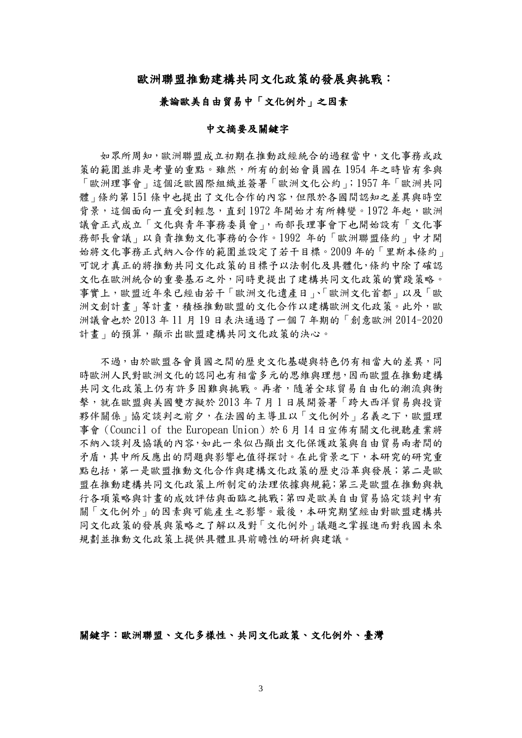# 歐洲聯盟推動建構共同文化政策的發展與挑戰：

## 兼論歐美自由貿易中「文化例外」之因素

### 中文摘要及關鍵字

如眾所周知，歐洲聯盟成立初期在推動政經統合的過程當中，文化事務或政策的範圍並非是考量的重點。雖然，所有的創始會員國在 1954 年之時皆有參與「歐洲理事會」這個泛歐國際組織並簽署「歐洲文化公約」；1957 年「歐洲共同體」條約第 151 條中也提出了文化合作的內容，但限於各國間認知之差異與時空背景，這個面向一直受到輕忽，直到 1972 年開始才有所轉變。1972 年起，歐洲議會正式成立「文化與青年事務委員會」，而部長理事會下也開始設有「文化事務部長會議」以負責推動文化事務的合作。1992 年的「歐洲聯盟條約」中才開始將文化事務正式納入合作的範圍並設定了若干目標。2009 年的「里斯本條約」可說才真正的將推動共同文化政策的目標予以法制化及具體化，條約中除了確認文化在歐洲統合的重要基石之外，同時更提出了建構共同文化政策的實踐策略。事實上，歐盟近年來已經由若干「歐洲文化遺產日」、「歐洲文化首都」以及「歐洲文創計畫」等計畫，積極推動歐盟的文化合作以建構歐洲文化政策。此外，歐洲議會也於 2013 年 11 月 19 日表決通過了一個 7 年期的「創意歐洲 2014-2020 計畫」的預算，顯示出歐盟建構共同文化政策的決心。

不過，由於歐盟各會員國之間的歷史文化基礎與特色仍有相當大的差異，同時歐洲人民對歐洲文化的認同也有相當多元的思維與理想，因而歐盟在推動建構共同文化政策上仍有許多困難與挑戰。再者，隨著全球貿易自由化的潮流與衝擊，就在歐盟與美國雙方擬於 2013 年 7 月 1 日展開簽署「跨大西洋貿易與投資夥伴關係」協定談判之前夕，在法國的主導且以「文化例外」名義之下，歐盟理事會（Council of the European Union）於 6 月 14 日宣佈有關文化視聽產業將不納入談判及協議的內容，如此一來似凸顯出文化保護政策與自由貿易兩者間的矛盾，其中所反應出的問題與影響也值得探討。在此背景之下，本研究的研究重點包括，第一是歐盟推動文化合作與建構文化政策的歷史沿革與發展；第二是歐盟在推動建構共同文化政策上所制定的法理依據與規範；第三是歐盟在推動與執行各項策略與計畫的成效評估與面臨之挑戰；第四是歐美自由貿易協定談判中有關「文化例外」的因素與可能產生之影響。最後，本研究期望經由對歐盟建構共同文化政策的發展與策略之了解以及對「文化例外」議題之掌握進而對我國未來規劃並推動文化政策上提供具體且具前瞻性的研析與建議。

**關鍵字：歐洲聯盟、文化多樣性、共同文化政策、文化例外、臺灣**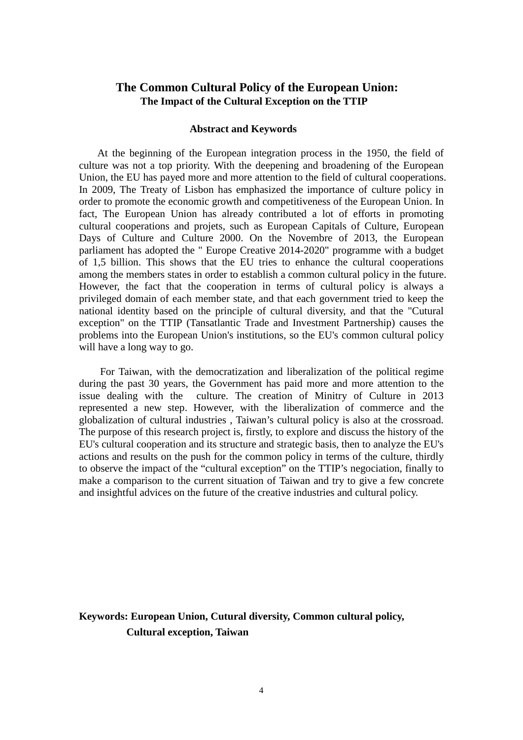## The Common Cultural Policy of the European Union:
### The Impact of the Cultural Exception on the TTIP

### Abstract and Keywords

At the beginning of the European integration process in the 1950, the field of culture was not a top priority. With the deepening and broadening of the European Union, the EU has payed more and more attention to the field of cultural cooperations. In 2009, The Treaty of Lisbon has emphasized the importance of culture policy in order to promote the economic growth and competitiveness of the European Union. In fact, The European Union has already contributed a lot of efforts in promoting cultural cooperations and projets, such as European Capitals of Culture, European Days of Culture and Culture 2000. On the Novembre of 2013, the European parliament has adopted the " Europe Creative 2014-2020" programme with a budget of 1,5 billion. This shows that the EU tries to enhance the cultural cooperations among the members states in order to establish a common cultural policy in the future. However, the fact that the cooperation in terms of cultural policy is always a privileged domain of each member state, and that each government tried to keep the national identity based on the principle of cultural diversity, and that the "Cutural exception" on the TTIP (Tansatlantic Trade and Investment Partnership) causes the problems into the European Union's institutions, so the EU's common cultural policy will have a long way to go.

For Taiwan, with the democratization and liberalization of the political regime during the past 30 years, the Government has paid more and more attention to the issue dealing with the culture. The creation of Minitry of Culture in 2013 represented a new step. However, with the liberalization of commerce and the globalization of cultural industries , Taiwan’s cultural policy is also at the crossroad. The purpose of this research project is, firstly, to explore and discuss the history of the EU's cultural cooperation and its structure and strategic basis, then to analyze the EU's actions and results on the push for the common policy in terms of the culture, thirdly to observe the impact of the “cultural exception” on the TTIP’s negociation, finally to make a comparison to the current situation of Taiwan and try to give a few concrete and insightful advices on the future of the creative industries and cultural policy.

**Keywords: European Union, Cutural diversity, Common cultural policy, Cultural exception, Taiwan**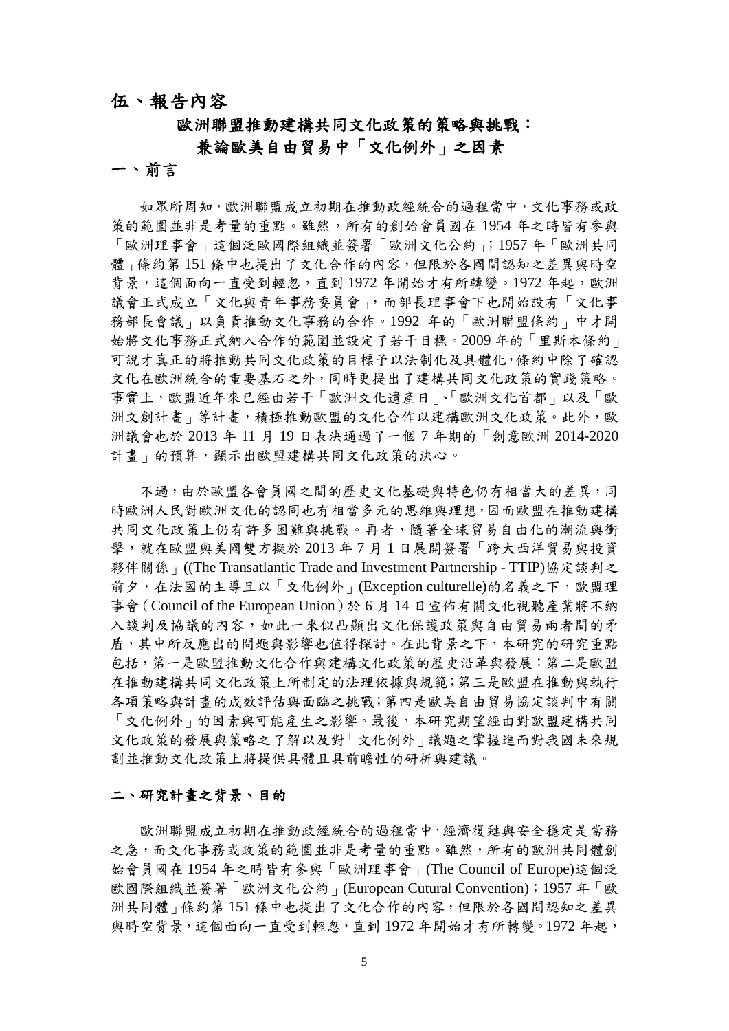# 伍、報告內容

## 歐洲聯盟推動建構共同文化政策的策略與挑戰：兼論歐美自由貿易中「文化例外」之因素

## 一、前言

如眾所周知，歐洲聯盟成立初期在推動政經統合的過程當中，文化事務或政策的範圍並非是考量的重點。雖然，所有的創始會員國在 1954 年之時皆有參與「歐洲理事會」這個泛歐國際組織並簽署「歐洲文化公約」；1957 年「歐洲共同體」條約第 151 條中也提出了文化合作的內容，但限於各國間認知之差異與時空背景，這個面向一直受到輕忽，直到 1972 年開始才有所轉變。1972 年起，歐洲議會正式成立「文化與青年事務委員會」，而部長理事會下也開始設有「文化事務部長會議」以負責推動文化事務的合作。1992 年的「歐洲聯盟條約」中才開始將文化事務正式納入合作的範圍並設定了若干目標。2009 年的「里斯本條約」可說才真正的將推動共同文化政策的目標予以法制化及具體化，條約中除了確認文化在歐洲統合的重要基石之外，同時更提出了建構共同文化政策的實踐策略。事實上，歐盟近年來已經由若干「歐洲文化遺產日」、「歐洲文化首都」以及「歐洲文創計畫」等計畫，積極推動歐盟的文化合作以建構歐洲文化政策。此外，歐洲議會也於 2013 年 11 月 19 日表決通過了一個 7 年期的「創意歐洲 2014-2020 計畫」的預算，顯示出歐盟建構共同文化政策的決心。

不過，由於歐盟各會員國之間的歷史文化基礎與特色仍有相當大的差異，同時歐洲人民對歐洲文化的認同也有相當多元的思維與理想，因而歐盟在推動建構共同文化政策上仍有許多困難與挑戰。再者，隨著全球貿易自由化的潮流與衝擊，就在歐盟與美國雙方擬於 2013 年 7 月 1 日展開簽署「跨大西洋貿易與投資夥伴關係」((The Transatlantic Trade and Investment Partnership - TTIP)協定談判之前夕，在法國的主導且以「文化例外」(Exception culturelle)的名義之下，歐盟理事會（Council of the European Union）於 6 月 14 日宣佈有關文化視聽產業將不納入談判及協議的內容，如此一來似凸顯出文化保護政策與自由貿易兩者間的矛盾，其中所反應出的問題與影響也值得探討。在此背景之下，本研究的研究重點包括，第一是歐盟推動文化合作與建構文化政策的歷史沿革與發展；第二是歐盟在推動建構共同文化政策上所制定的法理依據與規範；第三是歐盟在推動與執行各項策略與計畫的成效評估與面臨之挑戰；第四是歐美自由貿易協定談判中有關「文化例外」的因素與可能產生之影響。最後，本研究期望經由對歐盟建構共同文化政策的發展與策略之了解以及對「文化例外」議題之掌握進而對我國未來規劃並推動文化政策上將提供具體且具前瞻性的研析與建議。

## 二、研究計畫之背景、目的

歐洲聯盟成立初期在推動政經統合的過程當中，經濟復甦與安全穩定是當務之急，而文化事務或政策的範圍並非是考量的重點。雖然，所有的歐洲共同體創始會員國在 1954 年之時皆有參與「歐洲理事會」(The Council of Europe)這個泛歐國際組織並簽署「歐洲文化公約」(European Cutural Convention)；1957 年「歐洲共同體」條約第 151 條中也提出了文化合作的內容，但限於各國間認知之差異與時空背景，這個面向一直受到輕忽，直到 1972 年開始才有所轉變。1972 年起，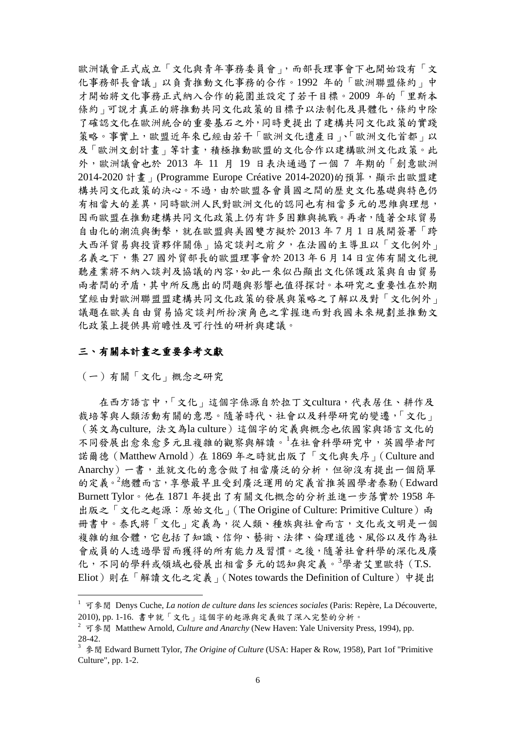歐洲議會正式成立「文化與青年事務委員會」，而部長理事會下也開始設有「文化事務部長會議」以負責推動文化事務的合作。1992 年的「歐洲聯盟條約」中才開始將文化事務正式納入合作的範圍並設定了若干目標。2009 年的「里斯本條約」可說才真正的將推動共同文化政策的目標予以法制化及具體化，條約中除了確認文化在歐洲統合的重要基石之外，同時更提出了建構共同文化政策的實踐策略。事實上，歐盟近年來已經由若干「歐洲文化遺產日」、「歐洲文化首都」以及「歐洲文創計畫」等計畫，積極推動歐盟的文化合作以建構歐洲文化政策。此外，歐洲議會也於 2013 年 11 月 19 日表決通過了一個 7 年期的「創意歐洲 2014-2020 計畫」(Programme Europe Créative 2014-2020)的預算，顯示出歐盟建構共同文化政策的決心。不過，由於歐盟各會員國之間的歷史文化基礎與特色仍有相當大的差異，同時歐洲人民對歐洲文化的認同也有相當多元的思維與理想，因而歐盟在推動建構共同文化政策上仍有許多困難與挑戰。再者，隨著全球貿易自由化的潮流與衝擊，就在歐盟與美國雙方擬於 2013 年 7 月 1 日展開簽署「跨大西洋貿易與投資夥伴關係」協定談判之前夕，在法國的主導且以「文化例外」名義之下，集 27 國外貿部長的歐盟理事會於 2013 年 6 月 14 日宣佈有關文化視聽產業將不納入談判及協議的內容，如此一來似凸顯出文化保護政策與自由貿易兩者間的矛盾，其中所反應出的問題與影響也值得探討。本研究之重要性在於期望經由對歐洲聯盟盟建構共同文化政策的發展與策略之了解以及對「文化例外」議題在歐美自由貿易協定談判所扮演角色之掌握進而對我國未來規劃並推動文化政策上提供具前瞻性及可行性的研析與建議。

## 三、有關本計畫之重要參考文獻

### （一）有關「文化」概念之研究

在西方語言中，「文化」這個字係源自於拉丁文cultura，代表居住、耕作及栽培等與人類活動有關的意思。隨著時代、社會以及科學研究的變遷，「文化」（英文為culture, 法文為la culture）這個字的定義與概念也依國家與語言文化的不同發展出愈來愈多元且複雜的觀察與解讀。[1]在社會科學研究中，英國學者阿諾爾德（Matthew Arnold）在 1869 年之時就出版了「文化與失序」（Culture and Anarchy）一書，並就文化的意含做了相當廣泛的分析，但卻沒有提出一個簡單的定義。[2]總體而言，享譽最早且受到廣泛運用的定義首推英國學者泰勒（Edward Burnett Tylor。他在 1871 年提出了有關文化概念的分析並進一步落實於 1958 年出版之「文化之起源：原始文化」（The Origine of Culture: Primitive Culture）兩冊書中。泰氏將「文化」定義為，從人類、種族與社會而言，文化或文明是一個複雜的組合體，它包括了知識、信仰、藝術、法律、倫理道德、風俗以及作為社會成員的人透過學習而獲得的所有能力及習慣。之後，隨著社會科學的深化及廣化，不同的學科或領域也發展出相當多元的認知與定義。[3]學者艾里歐特（T.S. Eliot）則在「解讀文化之定義」（Notes towards the Definition of Culture）中提出

---

[1] 可參閱 Denys Cuche, *La notion de culture dans les sciences sociales* (Paris: Repère, La Découverte, 2010), pp. 1-16. 書中就「文化」這個字的起源與定義做了深入完整的分析。

[2] 可參閱 Matthew Arnold, *Culture and Anarchy* (New Haven: Yale University Press, 1994), pp. 28-42.

[3] 參閱 Edward Burnett Tylor, *The Origine of Culture* (USA: Haper & Row, 1958), Part 1of "Primitive Culture", pp. 1-2.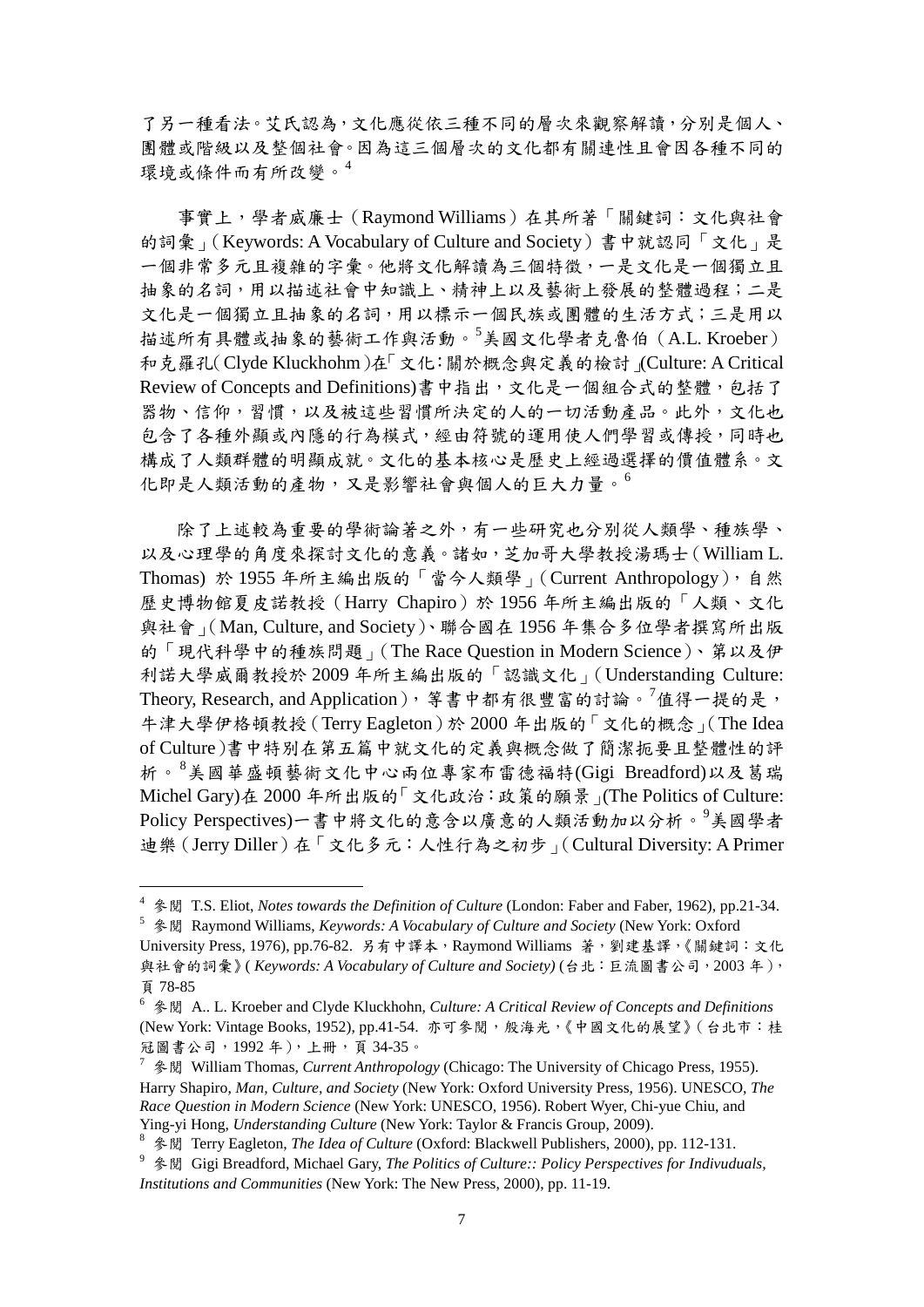了另一種看法。艾氏認為，文化應從依三種不同的層次來觀察解讀，分別是個人、團體或階級以及整個社會。因為這三個層次的文化都有關連性且會因各種不同的環境或條件而有所改變。[4]

事實上，學者威廉士（Raymond Williams）在其所著「關鍵詞：文化與社會的詞彙」（Keywords: A Vocabulary of Culture and Society）書中就認同「文化」是一個非常多元且複雜的字彙。他將文化解讀為三個特徵，一是文化是一個獨立且抽象的名詞，用以描述社會中知識上、精神上以及藝術上發展的整體過程；二是文化是一個獨立且抽象的名詞，用以標示一個民族或團體的生活方式；三是用以描述所有具體或抽象的藝術工作與活動。[5]美國文化學者克魯伯（A.L. Kroeber）和克羅孔（Clyde Kluckhohm）在「文化：關於概念與定義的檢討」(Culture: A Critical Review of Concepts and Definitions)書中指出，文化是一個組合式的整體，包括了器物、信仰，習慣，以及被這些習慣所決定的人的一切活動產品。此外，文化也包含了各種外顯或內隱的行為模式，經由符號的運用使人們學習或傳授，同時也構成了人類群體的明顯成就。文化的基本核心是歷史上經過選擇的價值體系。文化即是人類活動的產物，又是影響社會與個人的巨大力量。[6]

除了上述較為重要的學術論著之外，有一些研究也分別從人類學、種族學、以及心理學的角度來探討文化的意義。諸如，芝加哥大學教授湯瑪士（William L. Thomas) 於 1955 年所主編出版的「當今人類學」（Current Anthropology），自然歷史博物館夏皮諾教授（Harry Chapiro）於 1956 年所主編出版的「人類、文化與社會」（Man, Culture, and Society）、聯合國在 1956 年集合多位學者撰寫所出版的「現代科學中的種族問題」（The Race Question in Modern Science）、第以及伊利諾大學威爾教授於 2009 年所主編出版的「認識文化」（Understanding Culture: Theory, Research, and Application），等書中都有很豐富的討論。[7]值得一提的是，牛津大學伊格頓教授（Terry Eagleton）於 2000 年出版的「文化的概念」（The Idea of Culture）書中特別在第五篇中就文化的定義與概念做了簡潔扼要且整體性的評析。[8]美國華盛頓藝術文化中心兩位專家布雷德福特(Gigi Breadford)以及葛瑞 Michel Gary)在 2000 年所出版的「文化政治：政策的願景」(The Politics of Culture: Policy Perspectives)一書中將文化的意含以廣意的人類活動加以分析。[9]美國學者迪樂（Jerry Diller）在「文化多元：人性行為之初步」（Cultural Diversity: A Primer

---

[4] 參閱 T.S. Eliot, *Notes towards the Definition of Culture* (London: Faber and Faber, 1962), pp.21-34.

[5] 參閱 Raymond Williams, *Keywords: A Vocabulary of Culture and Society* (New York: Oxford University Press, 1976), pp.76-82. 另有中譯本，Raymond Williams 著，劉建基譯，《關鍵詞：文化與社會的詞彙》( *Keywords: A Vocabulary of Culture and Society)* (台北：巨流圖書公司，2003 年)，頁 78-85

[6] 參閱 A.. L. Kroeber and Clyde Kluckhohn, *Culture: A Critical Review of Concepts and Definitions* (New York: Vintage Books, 1952), pp.41-54. 亦可參閱，殷海光，《中國文化的展望》（台北市：桂冠圖書公司，1992 年），上冊，頁 34-35。

[7] 參閱 William Thomas, *Current Anthropology* (Chicago: The University of Chicago Press, 1955). Harry Shapiro, *Man, Culture, and Society* (New York: Oxford University Press, 1956). UNESCO, *The Race Question in Modern Science* (New York: UNESCO, 1956). Robert Wyer, Chi-yue Chiu, and Ying-yi Hong, *Understanding Culture* (New York: Taylor & Francis Group, 2009).

[8] 參閱 Terry Eagleton, *The Idea of Culture* (Oxford: Blackwell Publishers, 2000), pp. 112-131.

[9] 參閱 Gigi Breadford, Michael Gary, *The Politics of Culture:: Policy Perspectives for Indivuduals, Institutions and Communities* (New York: The New Press, 2000), pp. 11-19.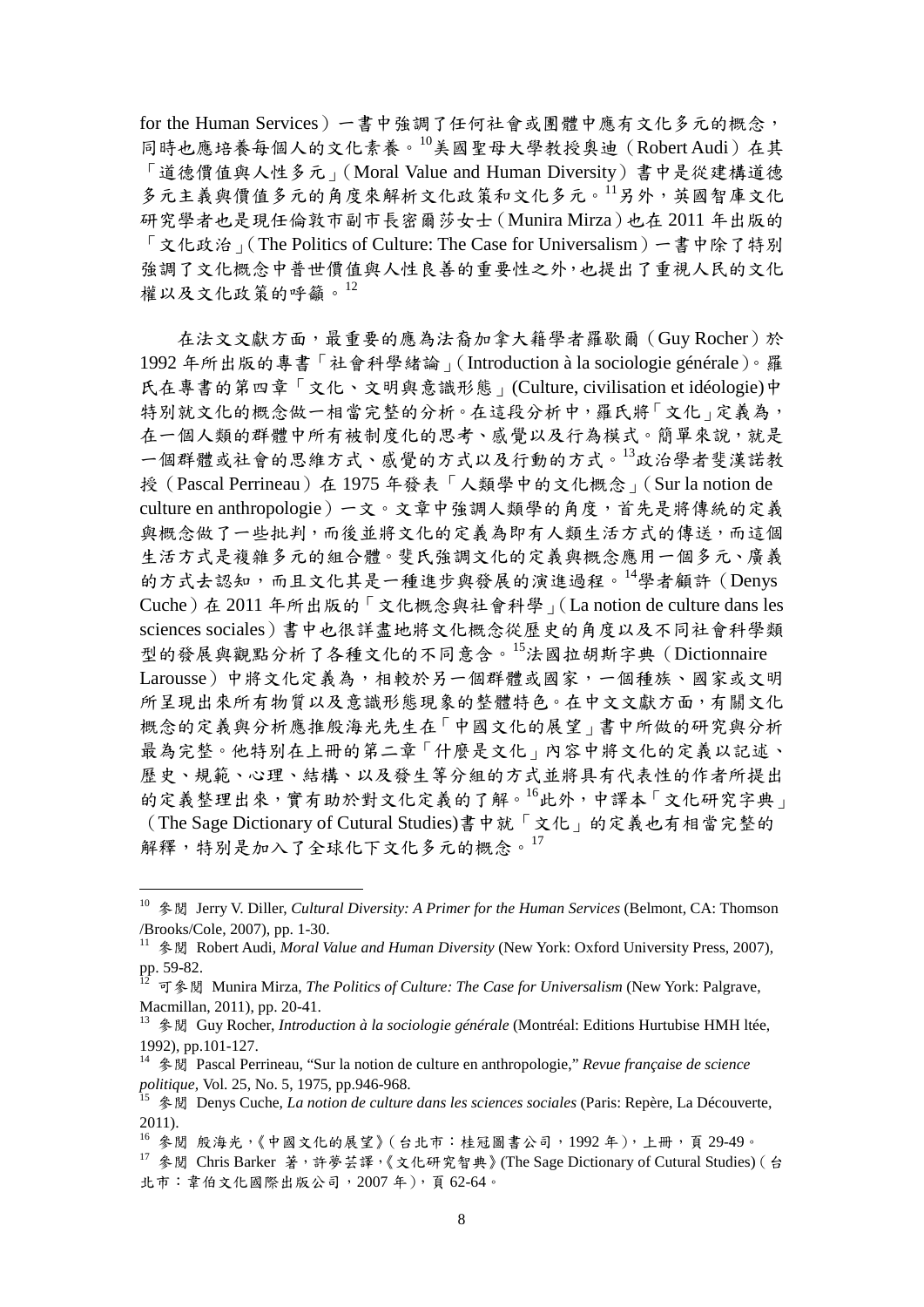for the Human Services）一書中強調了任何社會或團體中應有文化多元的概念，同時也應培養每個人的文化素養。[10]美國聖母大學教授奧迪（Robert Audi）在其「道德價值與人性多元」（Moral Value and Human Diversity）書中是從建構道德多元主義與價值多元的角度來解析文化政策和文化多元。[11]另外，英國智庫文化研究學者也是現任倫敦市副市長密爾莎女士（Munira Mirza）也在 2011 年出版的「文化政治」（The Politics of Culture: The Case for Universalism）一書中除了特別強調了文化概念中普世價值與人性良善的重要性之外，也提出了重視人民的文化權以及文化政策的呼籲。[12]

在法文文獻方面，最重要的應為法裔加拿大籍學者羅歇爾（Guy Rocher）於 1992 年所出版的專書「社會科學緒論」（Introduction à la sociologie générale）。羅氏在專書的第四章「文化、文明與意識形態」(Culture, civilisation et idéologie)中特別就文化的概念做一相當完整的分析。在這段分析中，羅氏將「文化」定義為，在一個人類的群體中所有被制度化的思考、感覺以及行為模式。簡單來說，就是一個群體或社會的思維方式、感覺的方式以及行動的方式。[13]政治學者斐漢諾教授（Pascal Perrineau）在 1975 年發表「人類學中的文化概念」（Sur la notion de culture en anthropologie）一文。文章中強調人類學的角度，首先是將傳統的定義與概念做了一些批判，而後並將文化的定義為即有人類生活方式的傳送，而這個生活方式是複雜多元的組合體。斐氏強調文化的定義與概念應用一個多元、廣義的方式去認知，而且文化其是一種進步與發展的演進過程。[14]學者顧許（Denys Cuche）在 2011 年所出版的「文化概念與社會科學」（La notion de culture dans les sciences sociales）書中也很詳盡地將文化概念從歷史的角度以及不同社會科學類型的發展與觀點分析了各種文化的不同意含。[15]法國拉胡斯字典（Dictionnaire Larousse）中將文化定義為，相較於另一個群體或國家，一個種族、國家或文明所呈現出來所有物質以及意識形態現象的整體特色。在中文文獻方面，有關文化概念的定義與分析應推殷海光先生在「中國文化的展望」書中所做的研究與分析最為完整。他特別在上冊的第二章「什麼是文化」內容中將文化的定義以記述、歷史、規範、心理、結構、以及發生等分組的方式並將具有代表性的作者所提出的定義整理出來，實有助於對文化定義的了解。[16]此外，中譯本「文化研究字典」（The Sage Dictionary of Cutural Studies)書中就「文化」的定義也有相當完整的解釋，特別是加入了全球化下文化多元的概念。[17]

---

[10] 參閱 Jerry V. Diller, *Cultural Diversity: A Primer for the Human Services* (Belmont, CA: Thomson /Brooks/Cole, 2007), pp. 1-30.

[11] 參閱 Robert Audi, *Moral Value and Human Diversity* (New York: Oxford University Press, 2007), pp. 59-82.

[12] 可參閱 Munira Mirza, *The Politics of Culture: The Case for Universalism* (New York: Palgrave, Macmillan, 2011), pp. 20-41.

[13] 參閱 Guy Rocher, *Introduction à la sociologie générale* (Montréal: Editions Hurtubise HMH ltée, 1992), pp.101-127.

[14] 參閱 Pascal Perrineau, "Sur la notion de culture en anthropologie," *Revue française de science politique,* Vol. 25, No. 5, 1975, pp.946-968.

[15] 參閱 Denys Cuche, *La notion de culture dans les sciences sociales* (Paris: Repère, La Découverte, 2011).

[16] 參閱 殷海光，《中國文化的展望》（台北市：桂冠圖書公司，1992 年），上冊，頁 29-49。

[17] 參閱 Chris Barker 著，許夢芸譯，《文化研究智典》(The Sage Dictionary of Cutural Studies)（台北市：韋伯文化國際出版公司，2007 年），頁 62-64。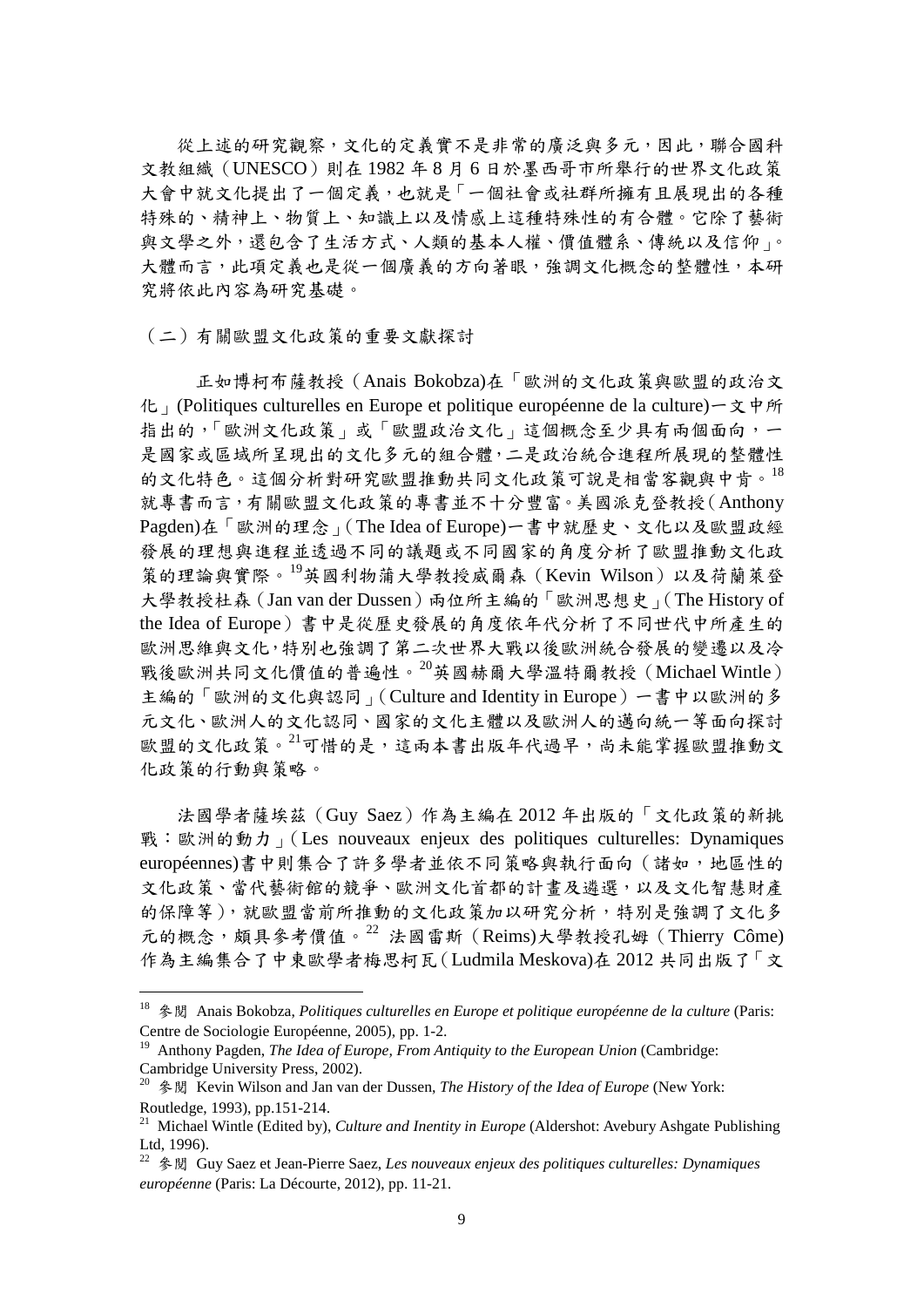從上述的研究觀察，文化的定義實不是非常的廣泛與多元，因此，聯合國科文教組織（UNESCO）則在 1982 年 8 月 6 日於墨西哥市所舉行的世界文化政策大會中就文化提出了一個定義，也就是「一個社會或社群所擁有且展現出的各種特殊的、精神上、物質上、知識上以及情感上這種特殊性的有合體。它除了藝術與文學之外，還包含了生活方式、人類的基本人權、價值體系、傳統以及信仰」。大體而言，此項定義也是從一個廣義的方向著眼，強調文化概念的整體性，本研究將依此內容為研究基礎。

（二）有關歐盟文化政策的重要文獻探討

正如博柯布薩教授（Anais Bokobza)在「歐洲的文化政策與歐盟的政治文化」(Politiques culturelles en Europe et politique européenne de la culture)一文中所指出的，「歐洲文化政策」或「歐盟政治文化」這個概念至少具有兩個面向，一是國家或區域所呈現出的文化多元的組合體，二是政治統合進程所展現的整體性的文化特色。這個分析對研究歐盟推動共同文化政策可說是相當客觀與中肯。[18] 就專書而言，有關歐盟文化政策的專書並不十分豐富。美國派克登教授（Anthony Pagden)在「歐洲的理念」(The Idea of Europe)一書中就歷史、文化以及歐盟政經發展的理想與進程並透過不同的議題或不同國家的角度分析了歐盟推動文化政策的理論與實際。[19]英國利物蒲大學教授威爾森（Kevin Wilson）以及荷蘭萊登大學教授杜森（Jan van der Dussen）兩位所主編的「歐洲思想史」(The History of the Idea of Europe）書中是從歷史發展的角度依年代分析了不同世代中所產生的歐洲思維與文化，特別也強調了第二次世界大戰以後歐洲統合發展的變遷以及冷戰後歐洲共同文化價值的普遍性。[20]英國赫爾大學溫特爾教授（Michael Wintle）主編的「歐洲的文化與認同」(Culture and Identity in Europe）一書中以歐洲的多元文化、歐洲人的文化認同、國家的文化主體以及歐洲人的邁向統一等面向探討歐盟的文化政策。[21]可惜的是，這兩本書出版年代過早，尚未能掌握歐盟推動文化政策的行動與策略。

法國學者薩埃茲（Guy Saez）作為主編在 2012 年出版的「文化政策的新挑戰：歐洲的動力」(Les nouveaux enjeux des politiques culturelles: Dynamiques européennes)書中則集合了許多學者並依不同策略與執行面向（諸如，地區性的文化政策、當代藝術館的競爭、歐洲文化首都的計畫及遴選，以及文化智慧財產的保障等），就歐盟當前所推動的文化政策加以研究分析，特別是強調了文化多元的概念，頗具參考價值。[22] 法國雷斯（Reims)大學教授孔姆（Thierry Côme)作為主編集合了中東歐學者梅思柯瓦(Ludmila Meskova)在 2012 共同出版了「文

---

[18] 參閱 Anais Bokobza, *Politiques culturelles en Europe et politique européenne de la culture* (Paris: Centre de Sociologie Européenne, 2005), pp. 1-2.

[19] Anthony Pagden, *The Idea of Europe, From Antiquity to the European Union* (Cambridge: Cambridge University Press, 2002).

[20] 參閱 Kevin Wilson and Jan van der Dussen, *The History of the Idea of Europe* (New York: Routledge, 1993), pp.151-214.

[21] Michael Wintle (Edited by), *Culture and Inentity in Europe* (Aldershot: Avebury Ashgate Publishing Ltd, 1996).

[22] 參閱 Guy Saez et Jean-Pierre Saez, *Les nouveaux enjeux des politiques culturelles: Dynamiques européenne* (Paris: La Décourte, 2012), pp. 11-21.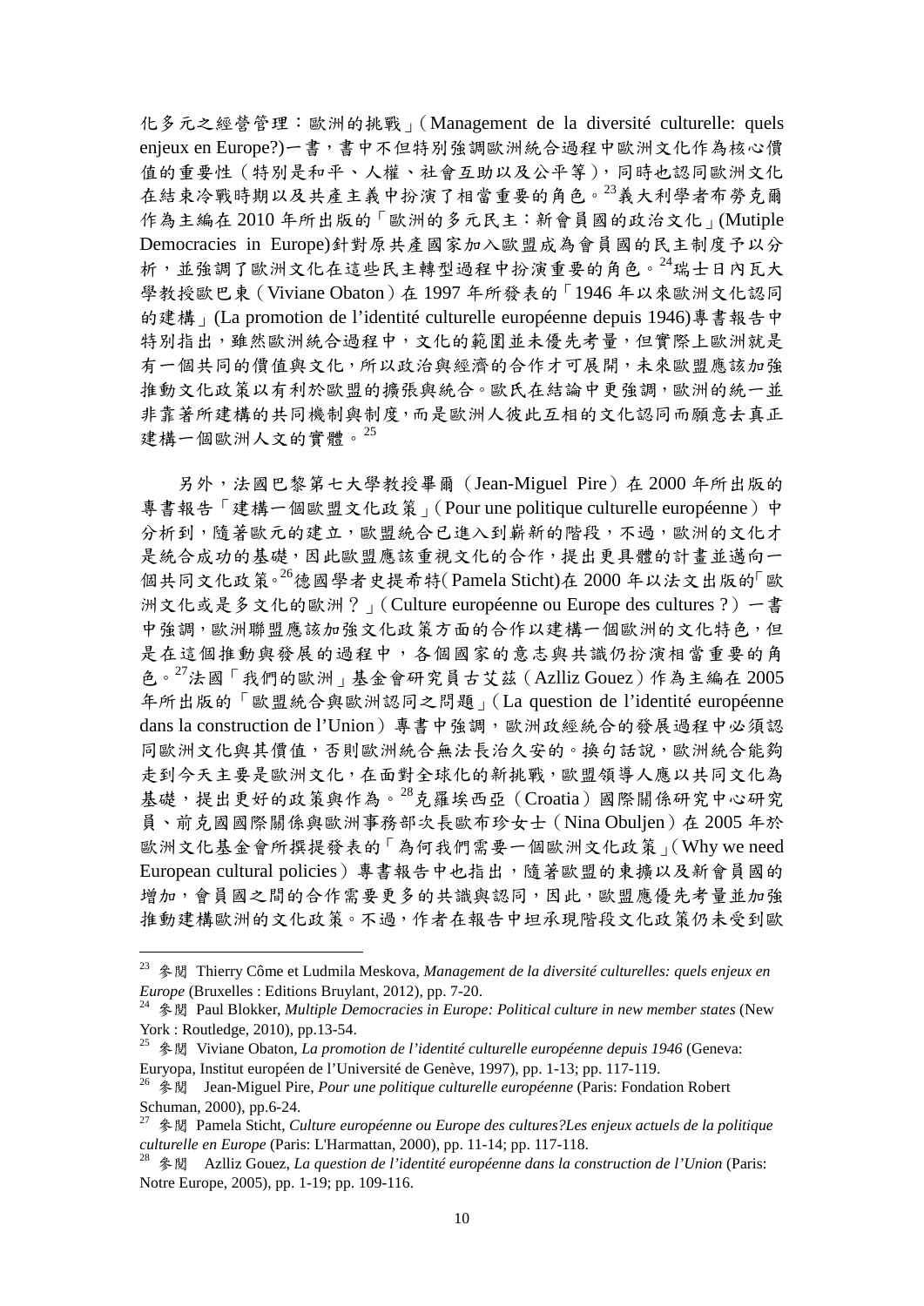化多元之經營管理：歐洲的挑戰」(Management de la diversité culturelle: quels enjeux en Europe?)一書，書中不但特別強調歐洲統合過程中歐洲文化作為核心價值的重要性（特別是和平、人權、社會互助以及公平等），同時也認同歐洲文化在結束冷戰時期以及共產主義中扮演了相當重要的角色。[23]義大利學者布勞克爾作為主編在 2010 年所出版的「歐洲的多元民主：新會員國的政治文化」(Mutiple Democracies in Europe)針對原共產國家加入歐盟成為會員國的民主制度予以分析，並強調了歐洲文化在這些民主轉型過程中扮演重要的角色。[24]瑞士日內瓦大學教授歐巴東（Viviane Obaton）在 1997 年所發表的「1946 年以來歐洲文化認同的建構」(La promotion de l'identité culturelle européenne depuis 1946)專書報告中特別指出，雖然歐洲統合過程中，文化的範圍並未優先考量，但實際上歐洲就是有一個共同的價值與文化，所以政治與經濟的合作才可展開，未來歐盟應該加強推動文化政策以有利於歐盟的擴張與統合。歐氏在結論中更強調，歐洲的統一並非靠著所建構的共同機制與制度，而是歐洲人彼此互相的文化認同而願意去真正建構一個歐洲人文的實體。[25]

另外，法國巴黎第七大學教授畢爾（Jean-Miguel Pire）在 2000 年所出版的專書報告「建構一個歐盟文化政策」(Pour une politique culturelle européenne）中分析到，隨著歐元的建立，歐盟統合已進入到嶄新的階段，不過，歐洲的文化才是統合成功的基礎，因此歐盟應該重視文化的合作，提出更具體的計畫並邁向一個共同文化政策。[26]德國學者史提希特(Pamela Sticht)在 2000 年以法文出版的「歐洲文化或是多文化的歐洲？」(Culture européenne ou Europe des cultures ?）一書中強調，歐洲聯盟應該加強文化政策方面的合作以建構一個歐洲的文化特色，但是在這個推動與發展的過程中，各個國家的意志與共識仍扮演相當重要的角色。[27]法國「我們的歐洲」基金會研究員古艾茲（Azlliz Gouez）作為主編在 2005 年所出版的「歐盟統合與歐洲認同之問題」(La question de l'identité européenne dans la construction de l'Union）專書中強調，歐洲政經統合的發展過程中必須認同歐洲文化與其價值，否則歐洲統合無法長治久安的。換句話說，歐洲統合能夠走到今天主要是歐洲文化，在面對全球化的新挑戰，歐盟領導人應以共同文化為基礎，提出更好的政策與作為。[28]克羅埃西亞（Croatia）國際關係研究中心研究員、前克國國際關係與歐洲事務部次長歐布珍女士（Nina Obuljen）在 2005 年於歐洲文化基金會所撰提發表的「為何我們需要一個歐洲文化政策」(Why we need European cultural policies）專書報告中也指出，隨著歐盟的東擴以及新會員國的增加，會員國之間的合作需要更多的共識與認同，因此，歐盟應優先考量並加強推動建構歐洲的文化政策。不過，作者在報告中坦承現階段文化政策仍未受到歐

---

[23] 參閱 Thierry Côme et Ludmila Meskova, *Management de la diversité culturelles: quels enjeux en Europe* (Bruxelles : Editions Bruylant, 2012), pp. 7-20.

[24] 參閱 Paul Blokker, *Multiple Democracies in Europe: Political culture in new member states* (New York : Routledge, 2010), pp.13-54.

[25] 參閱 Viviane Obaton, *La promotion de l'identité culturelle européenne depuis 1946* (Geneva: Euryopa, Institut européen de l'Université de Genève, 1997), pp. 1-13; pp. 117-119.

[26] 參閱 Jean-Miguel Pire, *Pour une politique culturelle européenne* (Paris: Fondation Robert Schuman, 2000), pp.6-24.

[27] 參閱 Pamela Sticht, *Culture européenne ou Europe des cultures?Les enjeux actuels de la politique culturelle en Europe* (Paris: L'Harmattan, 2000), pp. 11-14; pp. 117-118.

[28] 參閱 Azlliz Gouez, *La question de l'identité européenne dans la construction de l'Union* (Paris: Notre Europe, 2005), pp. 1-19; pp. 109-116.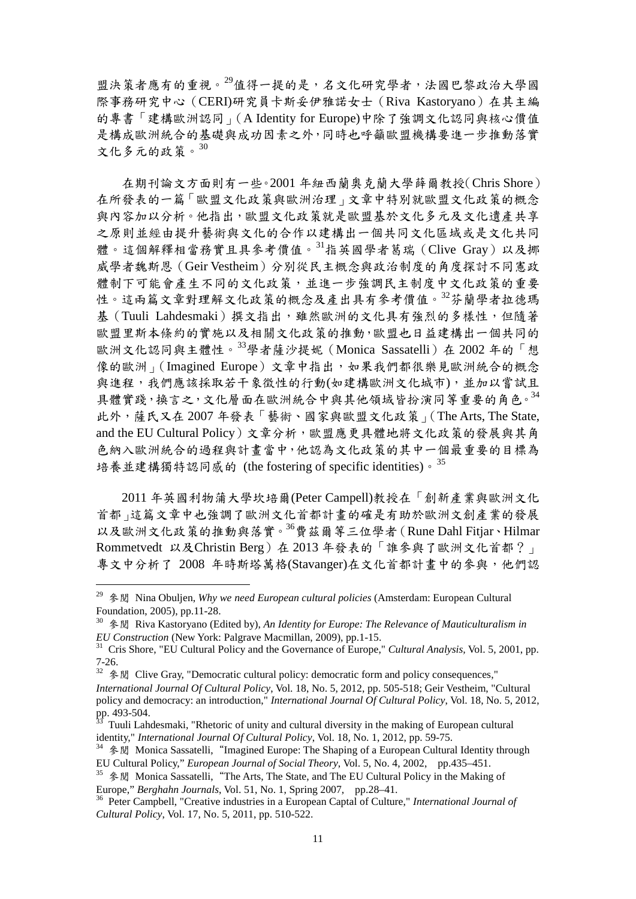盟決策者應有的重視。[29]值得一提的是，名文化研究學者，法國巴黎政治大學國際事務研究中心（CERI)研究員卡斯妥伊雅諾女士（Riva Kastoryano）在其主編的專書「建構歐洲認同」(A Identity for Europe)中除了強調文化認同與核心價值是構成歐洲統合的基礎與成功因素之外，同時也呼籲歐盟機構要進一步推動落實文化多元的政策。[30]

在期刊論文方面則有一些。2001 年紐西蘭奧克蘭大學薛爾教授(Chris Shore）在所發表的一篇「歐盟文化政策與歐洲治理」文章中特別就歐盟文化政策的概念與內容加以分析。他指出，歐盟文化政策就是歐盟基於文化多元及文化遺產共享之原則並經由提升藝術與文化的合作以建構出一個共同文化區域或是文化共同體。這個解釋相當務實且具參考價值。[31]指英國學者葛瑞（Clive Gray）以及挪威學者魏斯恩（Geir Vestheim）分別從民主概念與政治制度的角度探討不同憲政體制下可能會產生不同的文化政策，並進一步強調民主制度中文化政策的重要性。這兩篇文章對理解文化政策的概念及產出具有參考價值。[32]芬蘭學者拉德瑪基（Tuuli Lahdesmaki）撰文指出，雖然歐洲的文化具有強烈的多樣性，但隨著歐盟里斯本條約的實施以及相關文化政策的推動，歐盟也日益建構出一個共同的歐洲文化認同與主體性。[33]學者薩沙提妮（Monica Sassatelli）在 2002 年的「想像的歐洲」(Imagined Europe）文章中指出，如果我們都很樂見歐洲統合的概念與進程，我們應該採取若干象徵性的行動(如建構歐洲文化城市)，並加以嘗試且具體實踐，換言之，文化層面在歐洲統合中與其他領域皆扮演同等重要的角色。[34]此外，薩氏又在 2007 年發表「藝術、國家與歐盟文化政策」(The Arts, The State, and the EU Cultural Policy）文章分析，歐盟應更具體地將文化政策的發展與其角色納入歐洲統合的過程與計畫當中，他認為文化政策的其中一個最重要的目標為培養並建構獨特認同感的 (the fostering of specific identities)。[35]

2011 年英國利物浦大學坎培爾(Peter Campell)教授在「創新產業與歐洲文化首都」這篇文章中也強調了歐洲文化首都計畫的確是有助於歐洲文創產業的發展以及歐洲文化政策的推動與落實。[36]費茲爾等三位學者(Rune Dahl Fitjar、Hilmar Rommetvedt 以及Christin Berg）在 2013 年發表的「誰參與了歐洲文化首都？」專文中分析了 2008 年時斯塔萬格(Stavanger)在文化首都計畫中的參與，他們認

---

[29] 參閱 Nina Obuljen, *Why we need European cultural policies* (Amsterdam: European Cultural Foundation, 2005), pp.11-28.

[30] 參閱 Riva Kastoryano (Edited by), *An Identity for Europe: The Relevance of Mauticulturalism in EU Construction* (New York: Palgrave Macmillan, 2009), pp.1-15.

[31] Cris Shore, "EU Cultural Policy and the Governance of Europe," *Cultural Analysis*, Vol. 5, 2001, pp. 7-26.

[32] 參閱 Clive Gray, "Democratic cultural policy: democratic form and policy consequences," *International Journal Of Cultural Policy*, Vol. 18, No. 5, 2012, pp. 505-518; Geir Vestheim, "Cultural policy and democracy: an introduction," *International Journal Of Cultural Policy*, Vol. 18, No. 5, 2012, pp. 493-504.

[33] Tuuli Lahdesmaki, "Rhetoric of unity and cultural diversity in the making of European cultural identity," *International Journal Of Cultural Policy*, Vol. 18, No. 1, 2012, pp. 59-75.

[34] 參閱 Monica Sassatelli, "Imagined Europe: The Shaping of a European Cultural Identity through EU Cultural Policy," *European Journal of Social Theory*, Vol. 5, No. 4, 2002, pp.435–451.

[35] 參閱 Monica Sassatelli, "The Arts, The State, and The EU Cultural Policy in the Making of Europe," *Berghahn Journals*, Vol. 51, No. 1, Spring 2007, pp.28–41.

[36] Peter Campbell, "Creative industries in a European Captal of Culture," *International Journal of Cultural Policy*, Vol. 17, No. 5, 2011, pp. 510-522.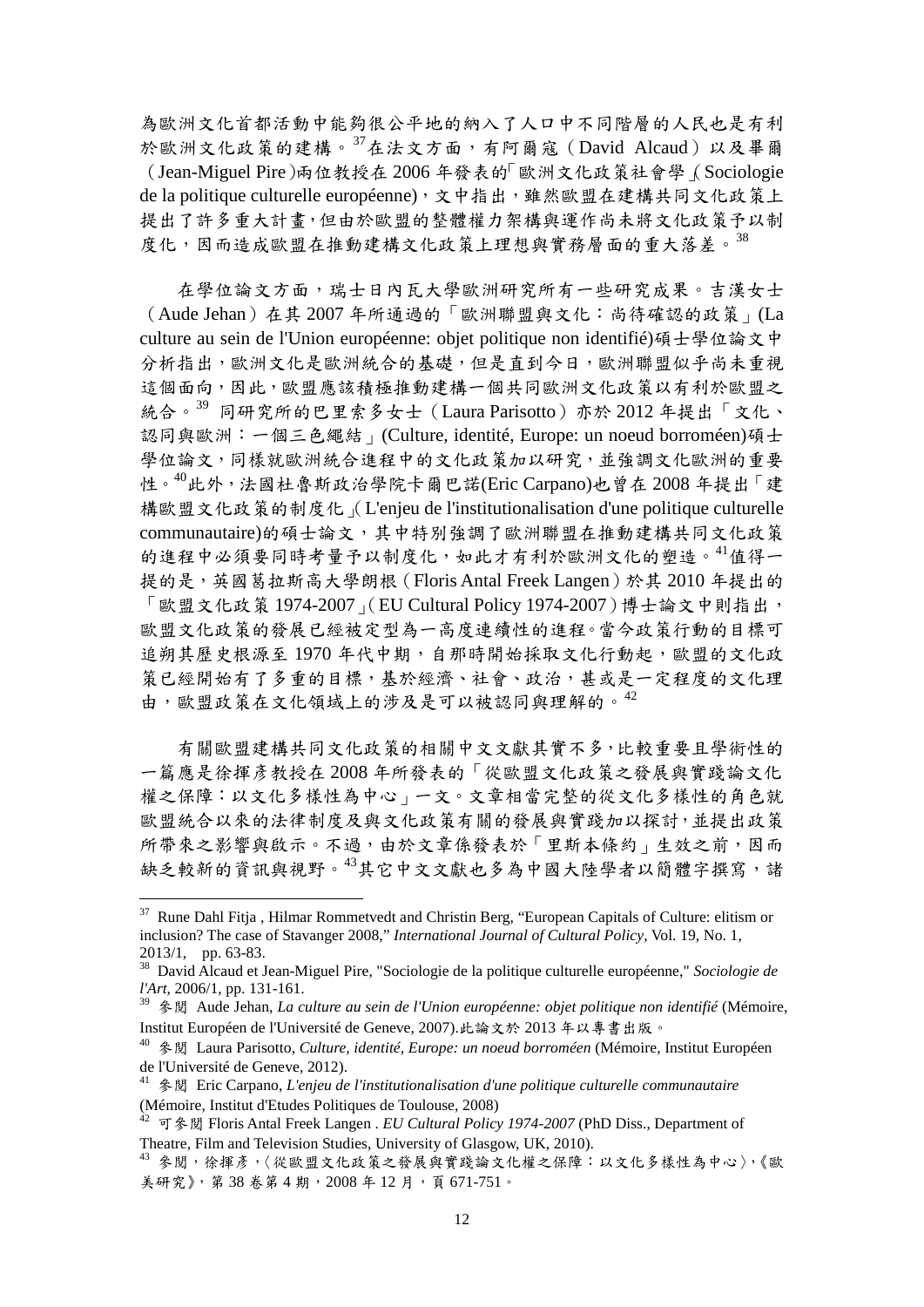為歐洲文化首都活動中能夠很公平地的納入了人口中不同階層的人民也是有利於歐洲文化政策的建構。[37]在法文方面，有阿爾寇（David Alcaud）以及畢爾（Jean-Miguel Pire）兩位教授在 2006 年發表的「歐洲文化政策社會學」(Sociologie de la politique culturelle européenne)，文中指出，雖然歐盟在建構共同文化政策上提出了許多重大計畫，但由於歐盟的整體權力架構與運作尚未將文化政策予以制度化，因而造成歐盟在推動建構文化政策上理想與實務層面的重大落差。[38]

在學位論文方面，瑞士日內瓦大學歐洲研究所有一些研究成果。吉漢女士（Aude Jehan）在其 2007 年所通過的「歐洲聯盟與文化：尚待確認的政策」(La culture au sein de l'Union européenne: objet politique non identifié)碩士學位論文中分析指出，歐洲文化是歐洲統合的基礎，但是直到今日，歐洲聯盟似乎尚未重視這個面向，因此，歐盟應該積極推動建構一個共同歐洲文化政策以有利於歐盟之統合。[39] 同研究所的巴里索多女士（Laura Parisotto）亦於 2012 年提出「文化、認同與歐洲：一個三色繩結」(Culture, identité, Europe: un noeud borroméen)碩士學位論文，同樣就歐洲統合進程中的文化政策加以研究，並強調文化歐洲的重要性。[40]此外，法國杜魯斯政治學院卡爾巴諾(Eric Carpano)也曾在 2008 年提出「建構歐盟文化政策的制度化」(L'enjeu de l'institutionalisation d'une politique culturelle communautaire)的碩士論文，其中特別強調了歐洲聯盟在推動建構共同文化政策的進程中必須要同時考量予以制度化，如此才有利於歐洲文化的塑造。[41]值得一提的是，英國葛拉斯高大學朗根（Floris Antal Freek Langen）於其 2010 年提出的「歐盟文化政策 1974-2007」（EU Cultural Policy 1974-2007）博士論文中則指出，歐盟文化政策的發展已經被定型為一高度連續性的進程。當今政策行動的目標可追朔其歷史根源至 1970 年代中期，自那時開始採取文化行動起，歐盟的文化政策已經開始有了多重的目標，基於經濟、社會、政治，甚或是一定程度的文化理由，歐盟政策在文化領域上的涉及是可以被認同與理解的。[42]

有關歐盟建構共同文化政策的相關中文文獻其實不多，比較重要且學術性的一篇應是徐揮彥教授在 2008 年所發表的「從歐盟文化政策之發展與實踐論文化權之保障：以文化多樣性為中心」一文。文章相當完整的從文化多樣性的角色就歐盟統合以來的法律制度及與文化政策有關的發展與實踐加以探討，並提出政策所帶來之影響與啟示。不過，由於文章係發表於「里斯本條約」生效之前，因而缺乏較新的資訊與視野。[43]其它中文文獻也多為中國大陸學者以簡體字撰寫，諸

---

[37] Rune Dahl Fitja , Hilmar Rommetvedt and Christin Berg, "European Capitals of Culture: elitism or inclusion? The case of Stavanger 2008," *International Journal of Cultural Policy*, Vol. 19, No. 1, 2013/1, pp. 63-83.

[38] David Alcaud et Jean-Miguel Pire, "Sociologie de la politique culturelle européenne," *Sociologie de l'Art*, 2006/1, pp. 131-161.

[39] 參閱 Aude Jehan, *La culture au sein de l'Union européenne: objet politique non identifié* (Mémoire, Institut Européen de l'Université de Geneve, 2007).此論文於 2013 年以專書出版。

[40] 參閱 Laura Parisotto, *Culture, identité, Europe: un noeud borroméen* (Mémoire, Institut Européen de l'Université de Geneve, 2012).

[41] 參閱 Eric Carpano, *L'enjeu de l'institutionalisation d'une politique culturelle communautaire* (Mémoire, Institut d'Etudes Politiques de Toulouse, 2008)

[42] 可參閱 Floris Antal Freek Langen . *EU Cultural Policy 1974-2007* (PhD Diss., Department of Theatre, Film and Television Studies, University of Glasgow, UK, 2010).

[43] 參閱，徐揮彥，〈從歐盟文化政策之發展與實踐論文化權之保障：以文化多樣性為中心〉，《歐美研究》，第 38 卷第 4 期，2008 年 12 月，頁 671-751。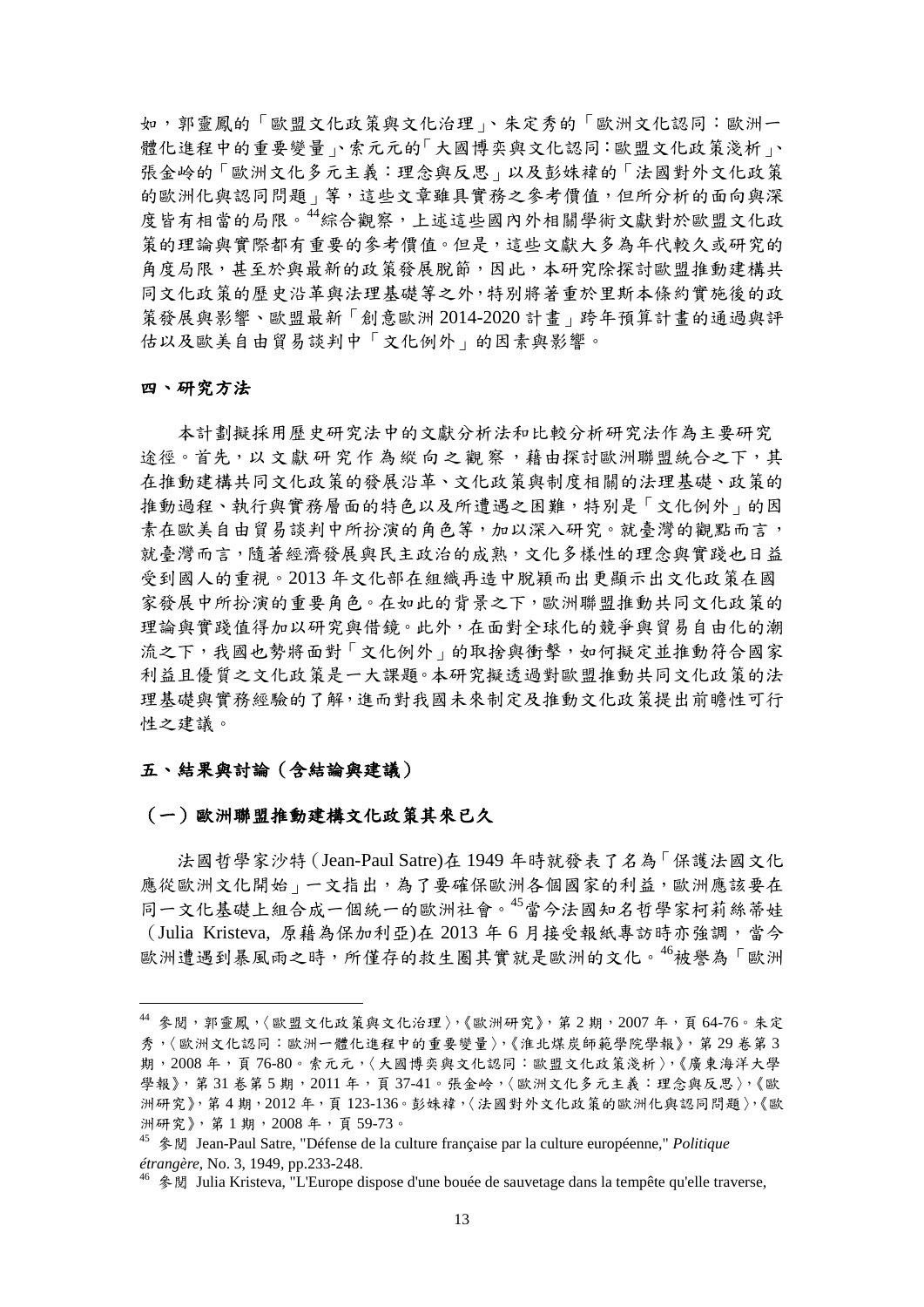如，郭靈鳳的「歐盟文化政策與文化治理」、朱定秀的「歐洲文化認同：歐洲一體化進程中的重要變量」、索元元的「大國博奕與文化認同：歐盟文化政策淺析」、張金岭的「歐洲文化多元主義：理念與反思」以及彭姝禕的「法國對外文化政策的歐洲化與認同問題」等，這些文章雖具實務之參考價值，但所分析的面向與深度皆有相當的局限。[44]綜合觀察，上述這些國內外相關學術文獻對於歐盟文化政策的理論與實際都有重要的參考價值。但是，這些文獻大多為年代較久或研究的角度局限，甚至於與最新的政策發展脫節，因此，本研究除探討歐盟推動建構共同文化政策的歷史沿革與法理基礎等之外，特別將著重於里斯本條約實施後的政策發展與影響、歐盟最新「創意歐洲 2014-2020 計畫」跨年預算計畫的通過與評估以及歐美自由貿易談判中「文化例外」的因素與影響。

## 四、研究方法

本計劃擬採用歷史研究法中的文獻分析法和比較分析研究法作為主要研究途徑。首先，以文獻研究作為縱向之觀察，藉由探討歐洲聯盟統合之下，其在推動建構共同文化政策的發展沿革、文化政策與制度相關的法理基礎、政策的推動過程、執行與實務層面的特色以及所遭遇之困難，特別是「文化例外」的因素在歐美自由貿易談判中所扮演的角色等，加以深入研究。就臺灣的觀點而言，就臺灣而言，隨著經濟發展與民主政治的成熟，文化多樣性的理念與實踐也日益受到國人的重視。2013 年文化部在組織再造中脫穎而出更顯示出文化政策在國家發展中所扮演的重要角色。在如此的背景之下，歐洲聯盟推動共同文化政策的理論與實踐值得加以研究與借鏡。此外，在面對全球化的競爭與貿易自由化的潮流之下，我國也勢將面對「文化例外」的取捨與衝擊，如何擬定並推動符合國家利益且優質之文化政策是一大課題。本研究擬透過對歐盟推動共同文化政策的法理基礎與實務經驗的了解，進而對我國未來制定及推動文化政策提出前瞻性可行性之建議。

## 五、結果與討論（含結論與建議）

### （一）歐洲聯盟推動建構文化政策其來已久

法國哲學家沙特（Jean-Paul Satre)在 1949 年時就發表了名為「保護法國文化應從歐洲文化開始」一文指出，為了要確保歐洲各個國家的利益，歐洲應該要在同一文化基礎上組合成一個統一的歐洲社會。[45]當今法國知名哲學家柯莉絲蒂娃（Julia Kristeva, 原藉為保加利亞)在 2013 年 6 月接受報紙專訪時亦強調，當今歐洲遭遇到暴風雨之時，所僅存的救生圈其實就是歐洲的文化。[46]被譽為「歐洲

---

[44] 參閱，郭靈鳳，〈歐盟文化政策與文化治理〉，《歐洲研究》，第 2 期，2007 年，頁 64-76。朱定秀，〈歐洲文化認同：歐洲一體化進程中的重要變量〉，《淮北煤炭師範學院學報》，第 29 卷第 3 期，2008 年，頁 76-80。索元元，〈大國博奕與文化認同：歐盟文化政策淺析〉，《廣東海洋大學學報》，第 31 卷第 5 期，2011 年，頁 37-41。張金岭，〈歐洲文化多元主義：理念與反思〉，《歐洲研究》，第 4 期，2012 年，頁 123-136。彭姝禕，〈法國對外文化政策的歐洲化與認同問題〉，《歐洲研究》，第 1 期，2008 年，頁 59-73。

[45] 參閱 Jean-Paul Satre, "Défense de la culture française par la culture européenne," *Politique étrangère*, No. 3, 1949, pp.233-248.

[46] 參閱 Julia Kristeva, "L'Europe dispose d'une bouée de sauvetage dans la tempête qu'elle traverse,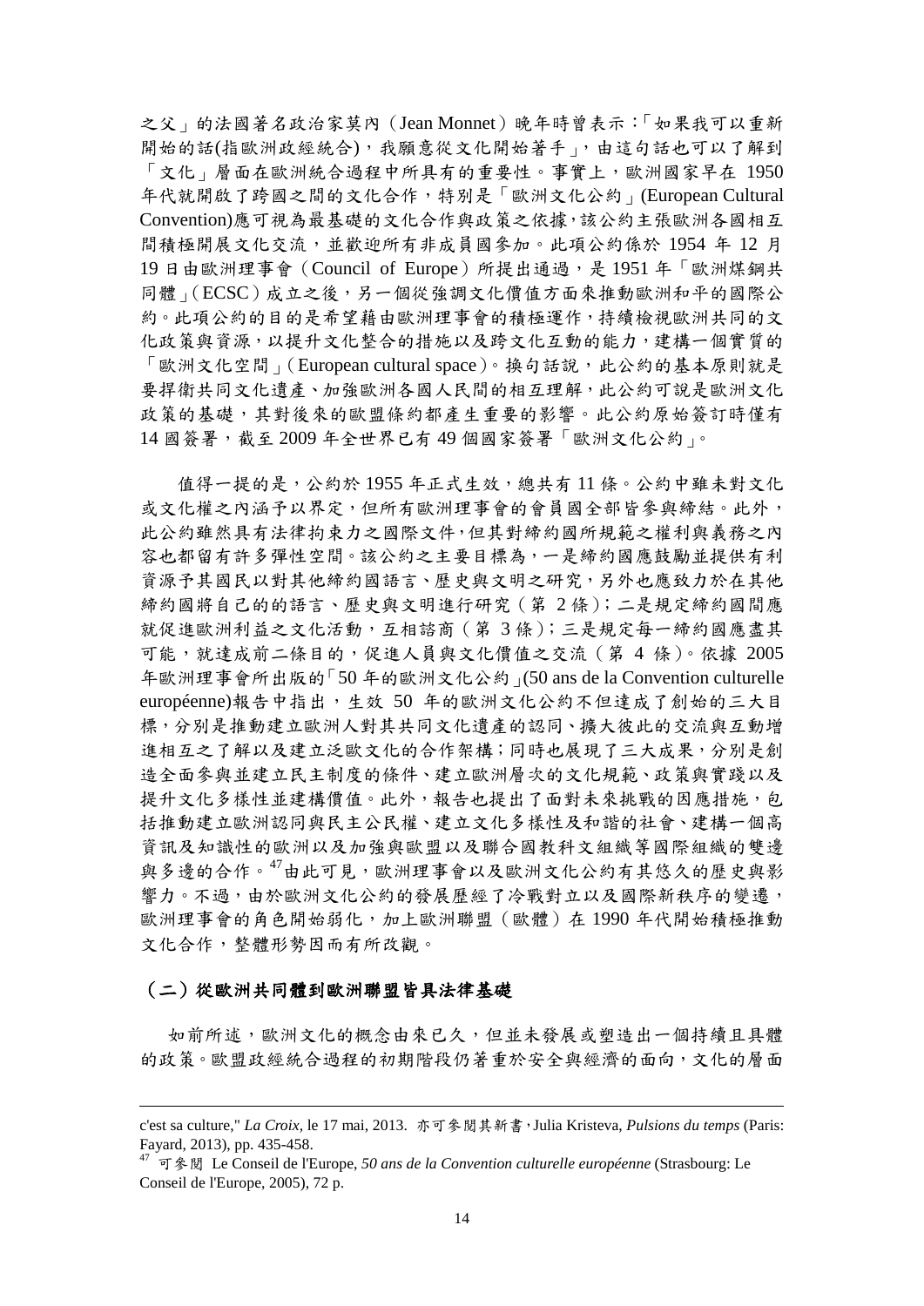之父」的法國著名政治家莫內（Jean Monnet）晚年時曾表示：「如果我可以重新開始的話(指歐洲政經統合)，我願意從文化開始著手」，由這句話也可以了解到「文化」層面在歐洲統合過程中所具有的重要性。事實上，歐洲國家早在 1950 年代就開啟了跨國之間的文化合作，特別是「歐洲文化公約」(European Cultural Convention)應可視為最基礎的文化合作與政策之依據，該公約主張歐洲各國相互間積極開展文化交流，並歡迎所有非成員國參加。此項公約係於 1954 年 12 月 19 日由歐洲理事會（Council of Europe）所提出通過，是 1951 年「歐洲煤鋼共同體」(ECSC）成立之後，另一個從強調文化價值方面來推動歐洲和平的國際公約。此項公約的目的是希望藉由歐洲理事會的積極運作，持續檢視歐洲共同的文化政策與資源，以提升文化整合的措施以及跨文化互動的能力，建構一個實質的「歐洲文化空間」(European cultural space)。換句話說，此公約的基本原則就是要捍衛共同文化遺產、加強歐洲各國人民間的相互理解，此公約可說是歐洲文化政策的基礎，其對後來的歐盟條約都產生重要的影響。此公約原始簽訂時僅有 14 國簽署，截至 2009 年全世界已有 49 個國家簽署「歐洲文化公約」。

值得一提的是，公約於 1955 年正式生效，總共有 11 條。公約中雖未對文化或文化權之內涵予以界定，但所有歐洲理事會的會員國全部皆參與締結。此外，此公約雖然具有法律拘束力之國際文件，但其對締約國所規範之權利與義務之內容也都留有許多彈性空間。該公約之主要目標為，一是締約國應鼓勵並提供有利資源予其國民以對其他締約國語言、歷史與文明之研究，另外也應致力於在其他締約國將自己的的語言、歷史與文明進行研究（第 2 條）；二是規定締約國間應就促進歐洲利益之文化活動，互相諮商（第 3 條）；三是規定每一締約國應盡其可能，就達成前二條目的，促進人員與文化價值之交流（第 4 條）。依據 2005 年歐洲理事會所出版的「50 年的歐洲文化公約」(50 ans de la Convention culturelle européenne)報告中指出，生效 50 年的歐洲文化公約不但達成了創始的三大目標，分別是推動建立歐洲人對其共同文化遺產的認同、擴大彼此的交流與互動增進相互之了解以及建立泛歐文化的合作架構；同時也展現了三大成果，分別是創造全面參與並建立民主制度的條件、建立歐洲層次的文化規範、政策與實踐以及提升文化多樣性並建構價值。此外，報告也提出了面對未來挑戰的因應措施，包括推動建立歐洲認同與民主公民權、建立文化多樣性及和諧的社會、建構一個高資訊及知識性的歐洲以及加強與歐盟以及聯合國教科文組織等國際組織的雙邊與多邊的合作。[47]由此可見，歐洲理事會以及歐洲文化公約有其悠久的歷史與影響力。不過，由於歐洲文化公約的發展歷經了冷戰對立以及國際新秩序的變遷，歐洲理事會的角色開始弱化，加上歐洲聯盟（歐體）在 1990 年代開始積極推動文化合作，整體形勢因而有所改觀。

### （二）從歐洲共同體到歐洲聯盟皆具法律基礎

如前所述，歐洲文化的概念由來已久，但並未發展或塑造出一個持續且具體的政策。歐盟政經統合過程的初期階段仍著重於安全與經濟的面向，文化的層面

---

c'est sa culture," *La Croix*, le 17 mai, 2013. 亦可參閱其新書，Julia Kristeva, *Pulsions du temps* (Paris: Fayard, 2013), pp. 435-458.

[47] 可參閱 Le Conseil de l'Europe, *50 ans de la Convention culturelle européenne* (Strasbourg: Le Conseil de l'Europe, 2005), 72 p.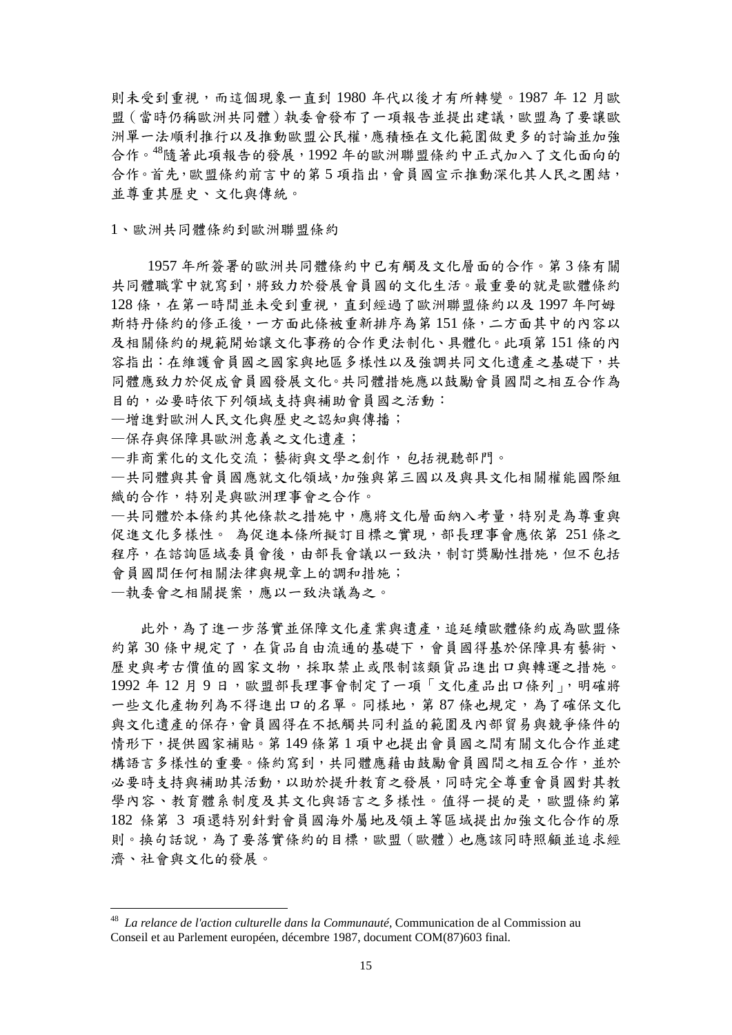則未受到重視，而這個現象一直到 1980 年代以後才有所轉變。1987 年 12 月歐盟（當時仍稱歐洲共同體）執委會發布了一項報告並提出建議，歐盟為了要讓歐洲單一法順利推行以及推動歐盟公民權，應積極在文化範圍做更多的討論並加強合作。[48]隨著此項報告的發展，1992 年的歐洲聯盟條約中正式加入了文化面向的合作。首先，歐盟條約前言中的第 5 項指出，會員國宣示推動深化其人民之團結，並尊重其歷史、文化與傳統。

1、歐洲共同體條約到歐洲聯盟條約

1957 年所簽署的歐洲共同體條約中已有觸及文化層面的合作。第 3 條有關共同體職掌中就寫到，將致力於發展會員國的文化生活。最重要的就是歐體條約 128 條，在第一時間並未受到重視，直到經過了歐洲聯盟條約以及 1997 年阿姆斯特丹條約的修正後，一方面此條被重新排序為第 151 條，二方面其中的內容以及相關條約的規範開始讓文化事務的合作更法制化、具體化。此項第 151 條的內容指出：在維護會員國之國家與地區多樣性以及強調共同文化遺產之基礎下，共同體應致力於促成會員國發展文化。共同體措施應以鼓勵會員國間之相互合作為目的，必要時依下列領域支持與補助會員國之活動：

—增進對歐洲人民文化與歷史之認知與傳播；

—保存與保障具歐洲意義之文化遺產；

—非商業化的文化交流；藝術與文學之創作，包括視聽部門。

—共同體與其會員國應就文化領域，加強與第三國以及與具文化相關權能國際組織的合作，特別是與歐洲理事會之合作。

—共同體於本條約其他條款之措施中，應將文化層面納入考量，特別是為尊重與促進文化多樣性。 為促進本條所擬訂目標之實現，部長理事會應依第 251 條之程序，在諮詢區域委員會後，由部長會議以一致決，制訂獎勵性措施，但不包括會員國間任何相關法律與規章上的調和措施；

—執委會之相關提案，應以一致決議為之。

此外，為了進一步落實並保障文化產業與遺產，追延續歐體條約成為歐盟條約第 30 條中規定了，在貨品自由流通的基礎下，會員國得基於保障具有藝術、歷史與考古價值的國家文物，採取禁止或限制該類貨品進出口與轉運之措施。1992 年 12 月 9 日，歐盟部長理事會制定了一項「文化產品出口條列」，明確將一些文化產物列為不得進出口的名單。同樣地，第 87 條也規定，為了確保文化與文化遺產的保存，會員國得在不抵觸共同利益的範圍及內部貿易與競爭條件的情形下，提供國家補貼。第 149 條第 1 項中也提出會員國之間有關文化合作並建構語言多樣性的重要。條約寫到，共同體應藉由鼓勵會員國間之相互合作，並於必要時支持與補助其活動，以助於提升教育之發展，同時完全尊重會員國對其教學內容、教育體系制度及其文化與語言之多樣性。值得一提的是，歐盟條約第 182 條第 3 項還特別針對會員國海外屬地及領土等區域提出加強文化合作的原則。換句話說，為了要落實條約的目標，歐盟（歐體）也應該同時照顧並追求經濟、社會與文化的發展。

---

[48] *La relance de l'action culturelle dans la Communauté*, Communication de al Commission au Conseil et au Parlement européen, décembre 1987, document COM(87)603 final.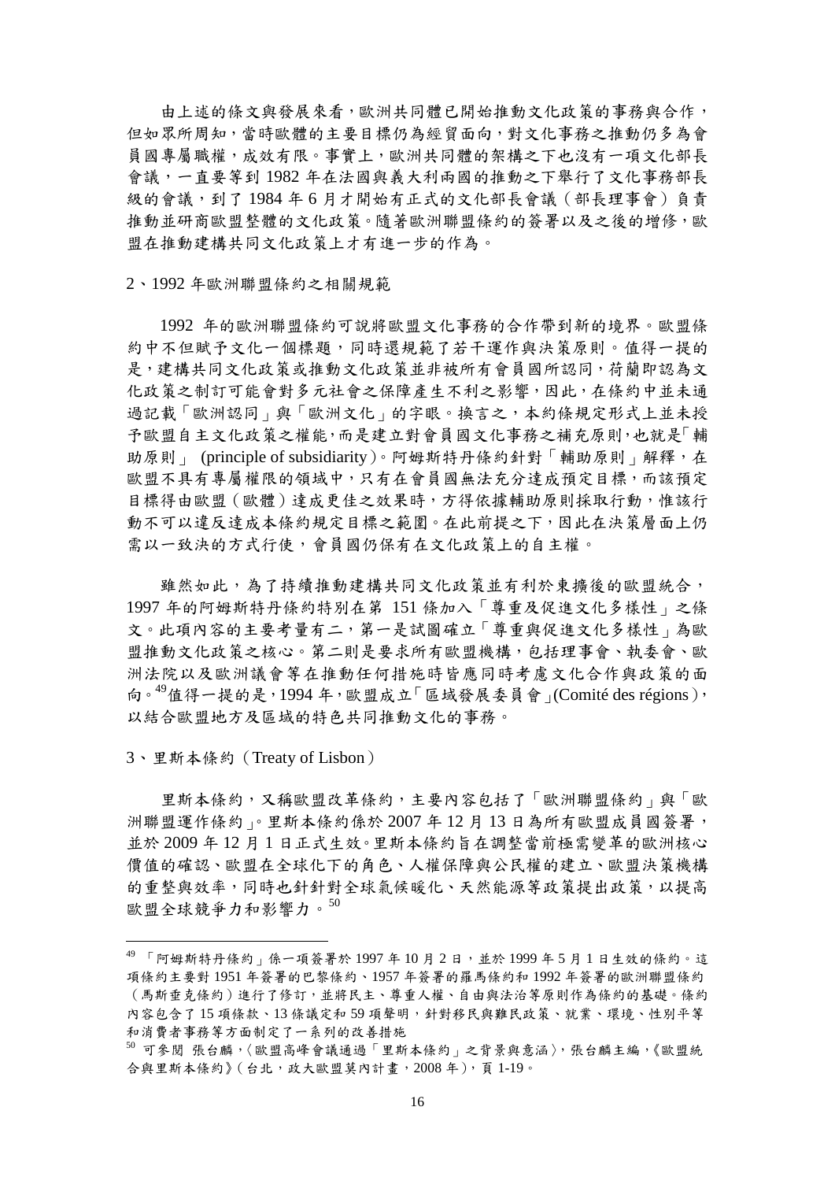由上述的條文與發展來看，歐洲共同體已開始推動文化政策的事務與合作，但如眾所周知，當時歐體的主要目標仍為經貿面向，對文化事務之推動仍多為會員國專屬職權，成效有限。事實上，歐洲共同體的架構之下也沒有一項文化部長會議，一直要等到 1982 年在法國與義大利兩國的推動之下舉行了文化事務部長級的會議，到了 1984 年 6 月才開始有正式的文化部長會議（部長理事會）負責推動並研商歐盟整體的文化政策。隨著歐洲聯盟條約的簽署以及之後的增修，歐盟在推動建構共同文化政策上才有進一步的作為。

2、1992 年歐洲聯盟條約之相關規範

1992 年的歐洲聯盟條約可說將歐盟文化事務的合作帶到新的境界。歐盟條約中不但賦予文化一個標題，同時還規範了若干運作與決策原則。值得一提的是，建構共同文化政策或推動文化政策並非被所有會員國所認同，荷蘭即認為文化政策之制訂可能會對多元社會之保障產生不利之影響，因此，在條約中並未通過記載「歐洲認同」與「歐洲文化」的字眼。換言之，本約條規定形式上並未授予歐盟自主文化政策之權能，而是建立對會員國文化事務之補充原則，也就是「輔助原則」 (principle of subsidiarity)。阿姆斯特丹條約針對「輔助原則」解釋，在歐盟不具有專屬權限的領域中，只有在會員國無法充分達成預定目標，而該預定目標得由歐盟（歐體）達成更佳之效果時，方得依據輔助原則採取行動，惟該行動不可以違反達成本條約規定目標之範圍。在此前提之下，因此在決策層面上仍需以一致決的方式行使，會員國仍保有在文化政策上的自主權。

雖然如此，為了持續推動建構共同文化政策並有利於東擴後的歐盟統合，1997 年的阿姆斯特丹條約特別在第 151 條加入「尊重及促進文化多樣性」之條文。此項內容的主要考量有二，第一是試圖確立「尊重與促進文化多樣性」為歐盟推動文化政策之核心。第二則是要求所有歐盟機構，包括理事會、執委會、歐洲法院以及歐洲議會等在推動任何措施時皆應同時考慮文化合作與政策的面向。[49]值得一提的是，1994 年，歐盟成立「區域發展委員會」(Comité des régions)，以結合歐盟地方及區域的特色共同推動文化的事務。

3、里斯本條約（Treaty of Lisbon）

里斯本條約，又稱歐盟改革條約，主要內容包括了「歐洲聯盟條約」與「歐洲聯盟運作條約」。里斯本條約係於 2007 年 12 月 13 日為所有歐盟成員國簽署，並於 2009 年 12 月 1 日正式生效。里斯本條約旨在調整當前極需變革的歐洲核心價值的確認、歐盟在全球化下的角色、人權保障與公民權的建立、歐盟決策機構的重整與效率，同時也針針對全球氣候暖化、天然能源等政策提出政策，以提高歐盟全球競爭力和影響力。[50]

---

[49] 「阿姆斯特丹條約」係一項簽署於 1997 年 10 月 2 日，並於 1999 年 5 月 1 日生效的條約。這項條約主要對 1951 年簽署的巴黎條約、1957 年簽署的羅馬條約和 1992 年簽署的歐洲聯盟條約（馬斯垂克條約）進行了修訂，並將民主、尊重人權、自由與法治等原則作為條約的基礎。條約內容包含了 15 項條款、13 條議定和 59 項聲明，針對移民與難民政策、就業、環境、性別平等和消費者事務等方面制定了一系列的改善措施

[50] 可參閱 張台麟，〈歐盟高峰會議通過「里斯本條約」之背景與意涵〉，張台麟主編，《歐盟統合與里斯本條約》（台北，政大歐盟莫內計畫，2008 年），頁 1-19。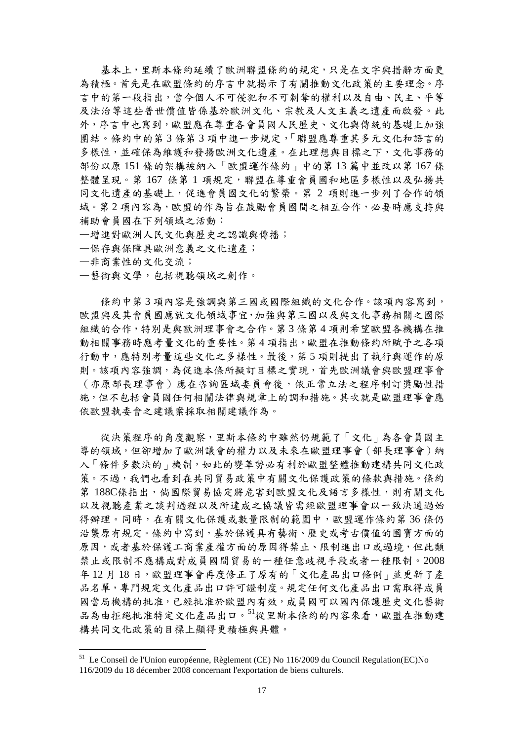基本上，里斯本條約延續了歐洲聯盟條約的規定，只是在文字與措辭方面更為積極。首先是在歐盟條約的序言中就揭示了有關推動文化政策的主要理念。序言中的第一段指出，當今個人不可侵犯和不可剝奪的權利以及自由、民主、平等及法治等這些普世價值皆係基於歐洲文化、宗教及人文主義之遺產而啟發。此外，序言中也寫到，歐盟應在尊重各會員國人民歷史、文化與傳統的基礎上加強團結。條約中的第 3 條第 3 項中進一步規定，「聯盟應尊重其多元文化和語言的多樣性，並確保為維護和發揚歐洲文化遺產。在此理想與目標之下，文化事務的部份以原 151 條的架構被納入「歐盟運作條約」中的第 13 篇中並改以第 167 條整體呈現。第 167 條第 1 項規定，聯盟在尊重會員國和地區多樣性以及弘揚共同文化遺產的基礎上，促進會員國文化的繁榮。第 2 項則進一步列了合作的領域。第 2 項內容為，歐盟的作為旨在鼓勵會員國間之相互合作，必要時應支持與補助會員國在下列領域之活動：

—增進對歐洲人民文化與歷史之認識與傳播；

—保存與保障具歐洲意義之文化遺產；

—非商業性的文化交流；

—藝術與文學，包括視聽領域之創作。

條約中第 3 項內容是強調與第三國或國際組織的文化合作。該項內容寫到，歐盟與及其會員國應就文化領域事宜，加強與第三國以及與文化事務相關之國際組織的合作，特別是與歐洲理事會之合作。第 3 條第 4 項則希望歐盟各機構在推動相關事務時應考量文化的重要性。第 4 項指出，歐盟在推動條約所賦予之各項行動中，應特別考量這些文化之多樣性。最後，第 5 項則提出了執行與運作的原則。該項內容強調，為促進本條所擬訂目標之實現，首先歐洲議會與歐盟理事會（亦原部長理事會）應在咨詢區域委員會後，依正常立法之程序制訂獎勵性措施，但不包括會員國任何相關法律與規章上的調和措施。其次就是歐盟理事會應依歐盟執委會之建議案採取相關建議作為。

從決策程序的角度觀察，里斯本條約中雖然仍規範了「文化」為各會員國主導的領域，但卻增加了歐洲議會的權力以及未來在歐盟理事會（部長理事會）納入「條件多數決的」機制，如此的變革勢必有利於歐盟整體推動建構共同文化政策。不過，我們也看到在共同貿易政策中有關文化保護政策的條款與措施。條約第 188C條指出，倘國際貿易協定將危害到歐盟文化及語言多樣性，則有關文化以及視聽產業之談判過程以及所達成之協議皆需經歐盟理事會以一致決通過始得辦理。同時，在有關文化保護或數量限制的範圍中，歐盟運作條約第 36 條仍沿襲原有規定。條約中寫到，基於保護具有藝術、歷史或考古價值的國寶方面的原因，或者基於保護工商業產權方面的原因得禁止、限制進出口或過境，但此類禁止或限制不應構成對成員國間貿易的一種任意歧視手段或者一種限制。2008 年 12 月 18 日，歐盟理事會再度修正了原有的「文化產品出口條例」並更新了產品名單，專門規定文化產品出口許可證制度。規定任何文化產品出口需取得成員國當局機構的批准，已經批准於歐盟內有效，成員國可以國內保護歷史文化藝術品為由拒絕批准特定文化產品出口。[51]從里斯本條約的內容來看，歐盟在推動建構共同文化政策的目標上顯得更積極與具體。

---

[51] Le Conseil de l'Union européenne, Règlement (CE) No 116/2009 du Council Regulation(EC)No 116/2009 du 18 décember 2008 concernant l'exportation de biens culturels.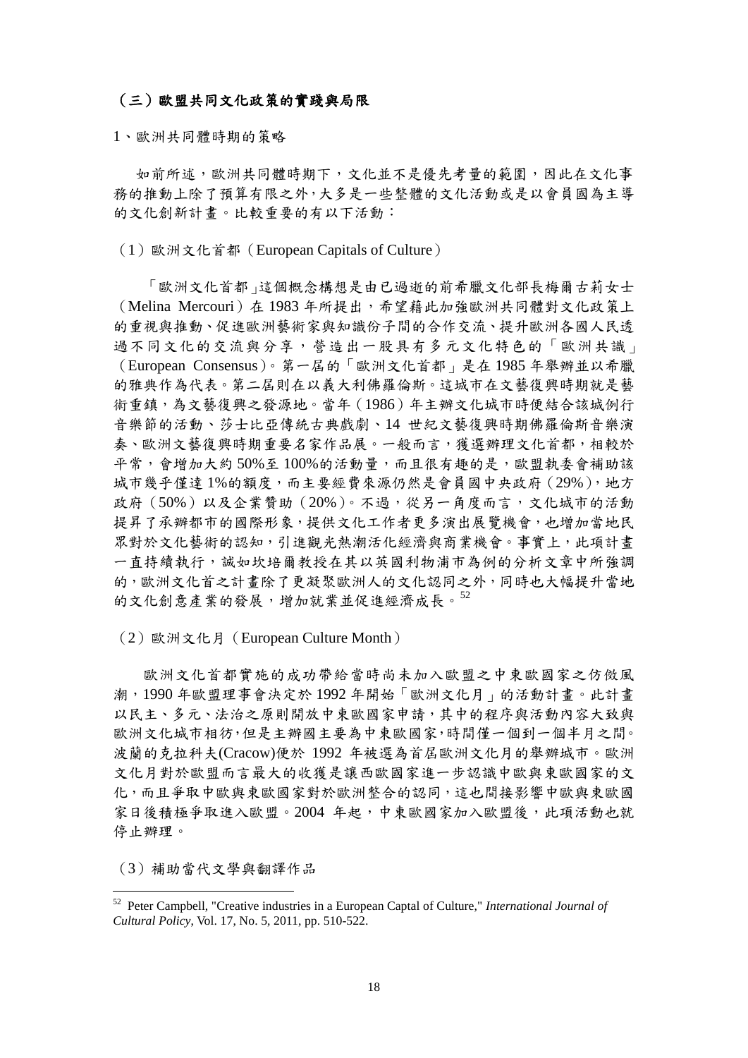### （三）歐盟共同文化政策的實踐與局限

1、歐洲共同體時期的策略

如前所述，歐洲共同體時期下，文化並不是優先考量的範圍，因此在文化事務的推動上除了預算有限之外，大多是一些整體的文化活動或是以會員國為主導的文化創新計畫。比較重要的有以下活動：

（1）歐洲文化首都（European Capitals of Culture）

「歐洲文化首都」這個概念構想是由已過逝的前希臘文化部長梅爾古莉女士（Melina Mercouri）在 1983 年所提出，希望藉此加強歐洲共同體對文化政策上的重視與推動、促進歐洲藝術家與知識份子間的合作交流、提升歐洲各國人民透過不同文化的交流與分享，營造出一股具有多元文化特色的「歐洲共識」（European Consensus）。第一屆的「歐洲文化首都」是在 1985 年舉辦並以希臘的雅典作為代表。第二屆則在以義大利佛羅倫斯。這城市在文藝復興時期就是藝術重鎮，為文藝復興之發源地。當年（1986）年主辦文化城市時便結合該城例行音樂節的活動、莎士比亞傳統古典戲劇、14 世紀文藝復興時期佛羅倫斯音樂演奏、歐洲文藝復興時期重要名家作品展。一般而言，獲選辦理文化首都，相較於平常，會增加大約 50%至 100%的活動量，而且很有趣的是，歐盟執委會補助該城市幾乎僅達 1%的額度，而主要經費來源仍然是會員國中央政府（29%），地方政府（50%）以及企業贊助（20%）。不過，從另一角度而言，文化城市的活動提昇了承辦都市的國際形象，提供文化工作者更多演出展覽機會，也增加當地民眾對於文化藝術的認知，引進觀光熱潮活化經濟與商業機會。事實上，此項計畫一直持續執行，誠如坎培爾教授在其以英國利物浦市為例的分析文章中所強調的，歐洲文化首之計畫除了更凝聚歐洲人的文化認同之外，同時也大幅提升當地的文化創意產業的發展，增加就業並促進經濟成長。[52]

（2）歐洲文化月（European Culture Month）

歐洲文化首都實施的成功帶給當時尚未加入歐盟之中東歐國家之仿傚風潮，1990 年歐盟理事會決定於 1992 年開始「歐洲文化月」的活動計畫。此計畫以民主、多元、法治之原則開放中東歐國家申請，其中的程序與活動內容大致與歐洲文化城市相彷，但是主辦國主要為中東歐國家，時間僅一個到一個半月之間。波蘭的克拉科夫(Cracow)便於 1992 年被選為首屆歐洲文化月的舉辦城市。歐洲文化月對於歐盟而言最大的收獲是讓西歐國家進一步認識中歐與東歐國家的文化，而且爭取中歐與東歐國家對於歐洲整合的認同，這也間接影響中歐與東歐國家日後積極爭取進入歐盟。2004 年起，中東歐國家加入歐盟後，此項活動也就停止辦理。

（3）補助當代文學與翻譯作品

---

[52] Peter Campbell, "Creative industries in a European Captal of Culture," *International Journal of Cultural Policy*, Vol. 17, No. 5, 2011, pp. 510-522.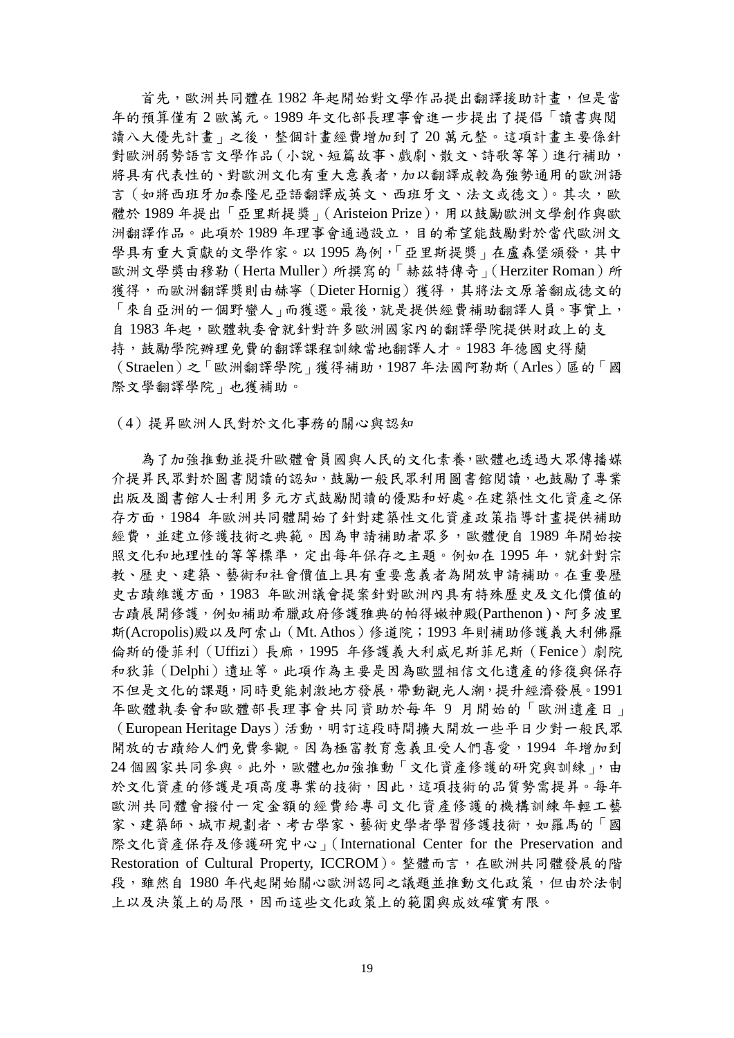首先，歐洲共同體在 1982 年起開始對文學作品提出翻譯援助計畫，但是當年的預算僅有 2 歐萬元。1989 年文化部長理事會進一步提出了提倡「讀書與閱讀八大優先計畫」之後，整個計畫經費增加到了 20 萬元整。這項計畫主要係針對歐洲弱勢語言文學作品（小說、短篇故事、戲劇、散文、詩歌等等）進行補助，將具有代表性的、對歐洲文化有重大意義者，加以翻譯成較為強勢通用的歐洲語言（如將西班牙加泰隆尼亞語翻譯成英文、西班牙文、法文或德文）。其次，歐體於 1989 年提出「亞里斯提獎」（Aristeion Prize），用以鼓勵歐洲文學創作與歐洲翻譯作品。此項於 1989 年理事會通過設立，目的希望能鼓勵對於當代歐洲文學具有重大貢獻的文學作家。以 1995 為例，「亞里斯提獎」在盧森堡頒發，其中歐洲文學獎由穆勒（Herta Muller）所撰寫的「赫茲特傳奇」（Herziter Roman）所獲得，而歐洲翻譯獎則由赫寧（Dieter Hornig）獲得，其將法文原著翻成德文的「來自亞洲的一個野蠻人」而獲選。最後，就是提供經費補助翻譯人員。事實上，自 1983 年起，歐體執委會就針對許多歐洲國家內的翻譯學院提供財政上的支持，鼓勵學院辦理免費的翻譯課程訓練當地翻譯人才。1983 年德國史得蘭（Straelen）之「歐洲翻譯學院」獲得補助，1987 年法國阿勒斯（Arles）區的「國際文學翻譯學院」也獲補助。

（4）提昇歐洲人民對於文化事務的關心與認知

為了加強推動並提升歐體會員國與人民的文化素養，歐體也透過大眾傳播媒介提昇民眾對於圖書閱讀的認知，鼓勵一般民眾利用圖書館閱讀，也鼓勵了專業出版及圖書館人士利用多元方式鼓勵閱讀的優點和好處。在建築性文化資產之保存方面，1984 年歐洲共同體開始了針對建築性文化資產政策指導計畫提供補助經費，並建立修護技術之典範。因為申請補助者眾多，歐體便自 1989 年開始按照文化和地理性的等等標準，定出每年保存之主題。例如在 1995 年，就針對宗教、歷史、建築、藝術和社會價值上具有重要意義者為開放申請補助。在重要歷史古蹟維護方面，1983 年歐洲議會提案針對歐洲內具有特殊歷史及文化價值的古蹟展開修護，例如補助希臘政府修護雅典的帕得嫩神殿(Parthenon)、阿多波里斯(Acropolis)殿以及阿索山（Mt. Athos）修道院；1993 年則補助修護義大利佛羅倫斯的優菲利（Uffizi）長廊，1995 年修護義大利威尼斯菲尼斯（Fenice）劇院和狄菲（Delphi）遺址等。此項作為主要是因為歐盟相信文化遺產的修復與保存不但是文化的課題，同時更能刺激地方發展，帶動觀光人潮，提升經濟發展。1991 年歐體執委會和歐體部長理事會共同資助於每年 9 月開始的「歐洲遺產日」（European Heritage Days）活動，明訂這段時間擴大開放一些平日少對一般民眾開放的古蹟給人們免費參觀。因為極富教育意義且受人們喜愛，1994 年增加到 24 個國家共同參與。此外，歐體也加強推動「文化資產修護的研究與訓練」，由於文化資產的修護是項高度專業的技術，因此，這項技術的品質勢需提昇。每年歐洲共同體會撥付一定金額的經費給專司文化資產修護的機構訓練年輕工藝家、建築師、城市規劃者、考古學家、藝術史學者學習修護技術，如羅馬的「國際文化資產保存及修護研究中心」（International Center for the Preservation and Restoration of Cultural Property, ICCROM）。整體而言，在歐洲共同體發展的階段，雖然自 1980 年代起開始關心歐洲認同之議題並推動文化政策，但由於法制上以及決策上的局限，因而這些文化政策上的範圍與成效確實有限。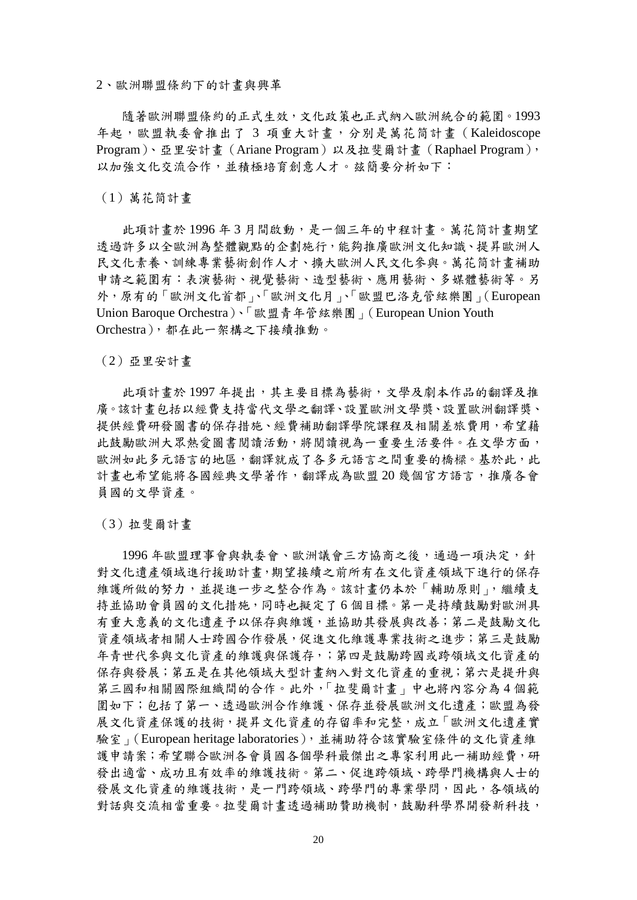2、歐洲聯盟條約下的計畫與興革

隨著歐洲聯盟條約的正式生效，文化政策也正式納入歐洲統合的範圍。1993 年起，歐盟執委會推出了 3 項重大計畫，分別是萬花筒計畫（Kaleidoscope Program）、亞里安計畫（Ariane Program）以及拉斐爾計畫（Raphael Program），以加強文化交流合作，並積極培育創意人才。茲簡要分析如下：

（1）萬花筒計畫

此項計畫於 1996 年 3 月間啟動，是一個三年的中程計畫。萬花筒計畫期望透過許多以全歐洲為整體觀點的企劃施行，能夠推廣歐洲文化知識、提昇歐洲人民文化素養、訓練專業藝術創作人才、擴大歐洲人民文化參與。萬花筒計畫補助申請之範圍有：表演藝術、視覺藝術、造型藝術、應用藝術、多媒體藝術等。另外，原有的「歐洲文化首都」、「歐洲文化月」、「歐盟巴洛克管絃樂團」(European Union Baroque Orchestra)、「歐盟青年管絃樂團」(European Union Youth Orchestra)，都在此一架構之下接續推動。

（2）亞里安計畫

此項計畫於 1997 年提出，其主要目標為藝術，文學及劇本作品的翻譯及推廣。該計畫包括以經費支持當代文學之翻譯、設置歐洲文學獎、設置歐洲翻譯獎、提供經費研發圖書的保存措施、經費補助翻譯學院課程及相關差旅費用，希望藉此鼓勵歐洲大眾熱愛圖書閱讀活動，將閱讀視為一重要生活要件。在文學方面，歐洲如此多元語言的地區，翻譯就成了各多元語言之間重要的橋樑。基於此，此計畫也希望能將各國經典文學著作，翻譯成為歐盟 20 幾個官方語言，推廣各會員國的文學資產。

（3）拉斐爾計畫

1996 年歐盟理事會與執委會、歐洲議會三方協商之後，通過一項決定，針對文化遺產領域進行援助計畫，期望接續之前所有在文化資產領域下進行的保存維護所做的努力，並提進一步之整合作為。該計畫仍本於「輔助原則」，繼續支持並協助會員國的文化措施，同時也擬定了 6 個目標。第一是持續鼓勵對歐洲具有重大意義的文化遺產予以保存與維護，並協助其發展與改善；第二是鼓勵文化資產領域者相關人士跨國合作發展，促進文化維護專業技術之進步；第三是鼓勵年青世代參與文化資產的維護與保護存，；第四是鼓勵跨國或跨領域文化資產的保存與發展；第五是在其他領域大型計畫納入對文化資產的重視；第六是提升與第三國和相關國際組織間的合作。此外，「拉斐爾計畫」中也將內容分為 4 個範圍如下；包括了第一、透過歐洲合作維護、保存並發展歐洲文化遺產；歐盟為發展文化資產保護的技術，提昇文化資產的存留率和完整，成立「歐洲文化遺產實驗室」(European heritage laboratories)，並補助符合該實驗室條件的文化資產維護申請案；希望聯合歐洲各會員國各個學科最傑出之專家利用此一補助經費，研發出適當、成功且有效率的維護技術。第二、促進跨領域、跨學門機構與人士的發展文化資產的維護技術，是一門跨領域、跨學門的專業學問，因此，各領域的對話與交流相當重要。拉斐爾計畫透過補助贊助機制，鼓勵科學界開發新科技，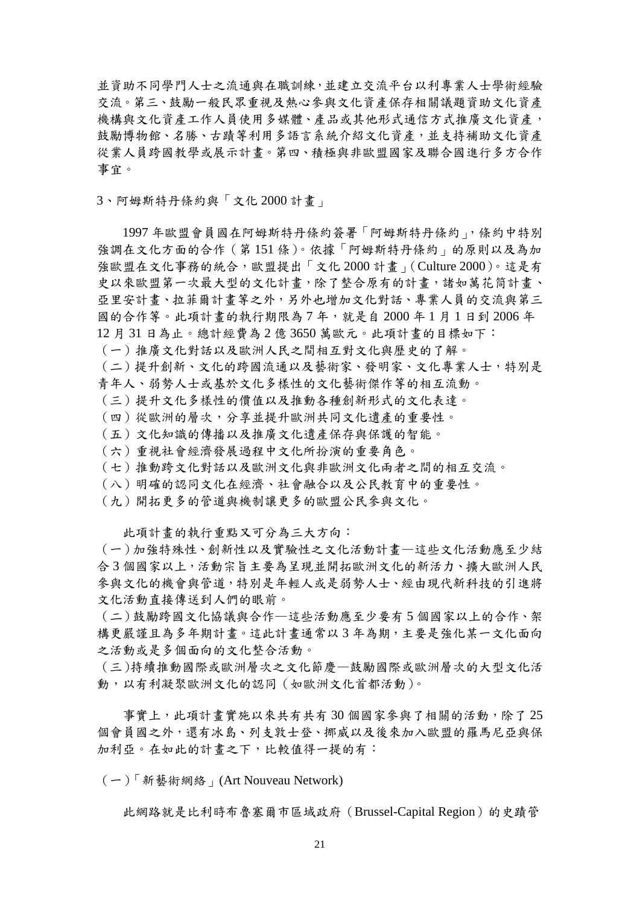並資助不同學門人士之流通與在職訓練，並建立交流平台以利專業人士學術經驗交流。第三、鼓勵一般民眾重視及熱心參與文化資產保存相關議題資助文化資產機構與文化資產工作人員使用多媒體、產品或其他形式通信方式推廣文化資產，鼓勵博物館、名勝、古蹟等利用多語言系統介紹文化資產，並支持補助文化資產從業人員跨國教學或展示計畫。第四、積極與非歐盟國家及聯合國進行多方合作事宜。

3、阿姆斯特丹條約與「文化 2000 計畫」

1997 年歐盟會員國在阿姆斯特丹條約簽署「阿姆斯特丹條約」，條約中特別強調在文化方面的合作（第 151 條）。依據「阿姆斯特丹條約」的原則以及為加強歐盟在文化事務的統合，歐盟提出「文化 2000 計畫」(Culture 2000)。這是有史以來歐盟第一次最大型的文化計畫，除了整合原有的計畫，諸如萬花筒計畫、亞里安計畫、拉菲爾計畫等之外，另外也增加文化對話、專業人員的交流與第三國的合作等。此項計畫的執行期限為 7 年，就是自 2000 年 1 月 1 日到 2006 年 12 月 31 日為止。總計經費為 2 億 3650 萬歐元。此項計畫的目標如下：

（一）推廣文化對話以及歐洲人民之間相互對文化與歷史的了解。

（二）提升創新、文化的跨國流通以及藝術家、發明家、文化專業人士，特別是青年人、弱勢人士或基於文化多樣性的文化藝術傑作等的相互流動。

（三）提升文化多樣性的價值以及推動各種創新形式的文化表達。

（四）從歐洲的層次，分享並提升歐洲共同文化遺產的重要性。

（五）文化知識的傳播以及推廣文化遺產保存與保護的智能。

（六）重視社會經濟發展過程中文化所扮演的重要角色。

（七）推動跨文化對話以及歐洲文化與非歐洲文化兩者之間的相互交流。

（八）明確的認同文化在經濟、社會融合以及公民教育中的重要性。

（九）開拓更多的管道與機制讓更多的歐盟公民參與文化。

此項計畫的執行重點又可分為三大方向：

（一）加強特殊性、創新性以及實驗性之文化活動計畫—這些文化活動應至少結合 3 個國家以上，活動宗旨主要為呈現並開拓歐洲文化的新活力、擴大歐洲人民參與文化的機會與管道，特別是年輕人或是弱勢人士、經由現代新科技的引進將文化活動直接傳送到人們的眼前。

（二）鼓勵跨國文化協議與合作—這些活動應至少要有 5 個國家以上的合作、架構更嚴謹且為多年期計畫。這此計畫通常以 3 年為期，主要是強化某一文化面向之活動或是多個面向的文化整合活動。

（三）持續推動國際或歐洲層次之文化節慶—鼓勵國際或歐洲層次的大型文化活動，以有利凝聚歐洲文化的認同（如歐洲文化首都活動）。

事實上，此項計畫實施以來共有共有 30 個國家參與了相關的活動，除了 25 個會員國之外，還有冰島、列支敦士登、挪威以及後來加入歐盟的羅馬尼亞與保加利亞。在如此的計畫之下，比較值得一提的有：

（一）「新藝術網絡」(Art Nouveau Network)

此網路就是比利時布魯塞爾市區域政府（Brussel-Capital Region）的史蹟管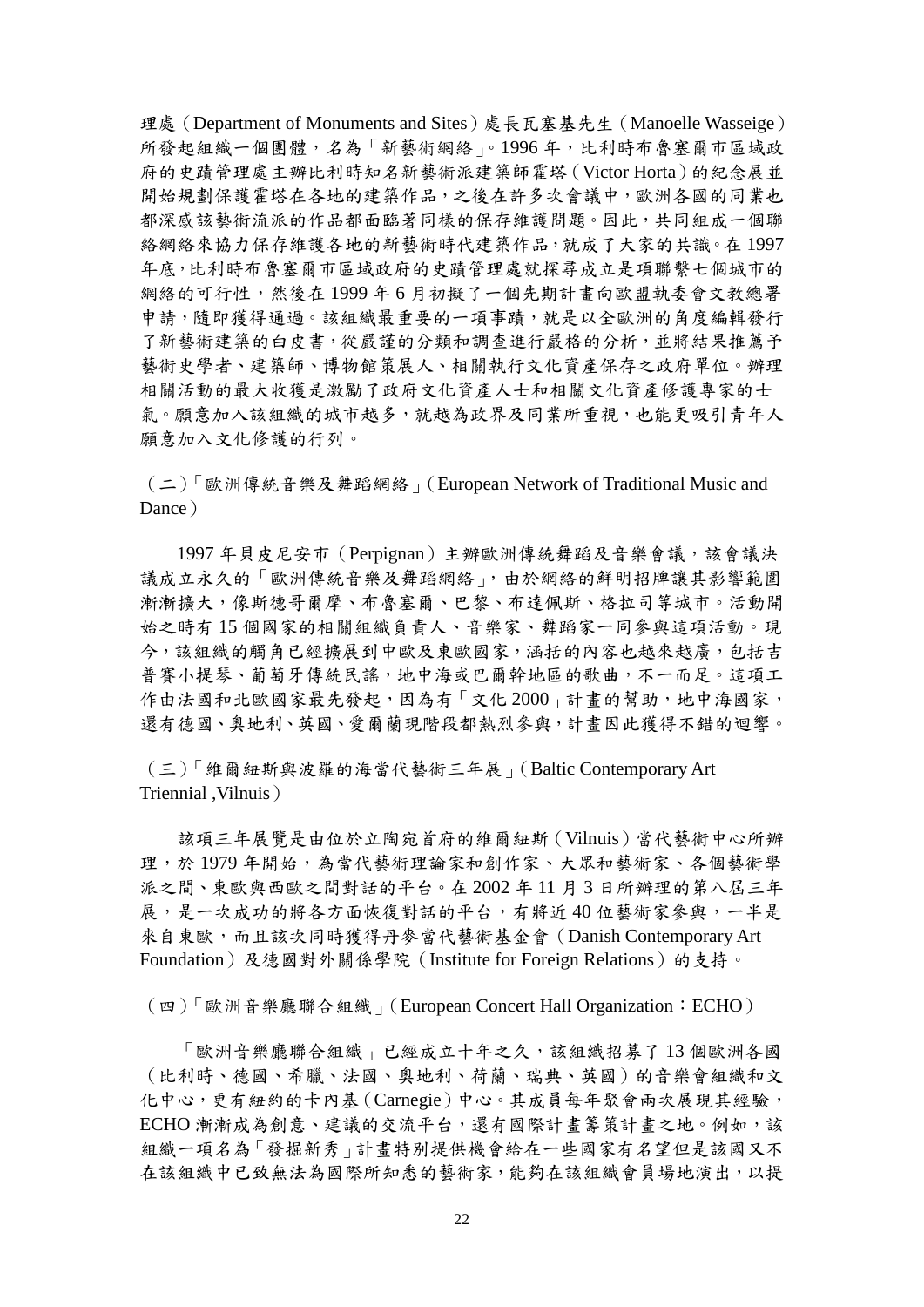理處（Department of Monuments and Sites）處長瓦塞基先生（Manoelle Wasseige）所發起組織一個團體，名為「新藝術網絡」。1996 年，比利時布魯塞爾市區域政府的史蹟管理處主辦比利時知名新藝術派建築師霍塔（Victor Horta）的紀念展並開始規劃保護霍塔在各地的建築作品，之後在許多次會議中，歐洲各國的同業也都深感該藝術流派的作品都面臨著同樣的保存維護問題。因此，共同組成一個聯絡網絡來協力保存維護各地的新藝術時代建築作品，就成了大家的共識。在 1997 年底，比利時布魯塞爾市區域政府的史蹟管理處就探尋成立是項聯繫七個城市的網絡的可行性，然後在 1999 年 6 月初擬了一個先期計畫向歐盟執委會文教總署申請，隨即獲得通過。該組織最重要的一項事蹟，就是以全歐洲的角度編輯發行了新藝術建築的白皮書，從嚴謹的分類和調查進行嚴格的分析，並將結果推薦予藝術史學者、建築師、博物館策展人、相關執行文化資產保存之政府單位。辦理相關活動的最大收穫是激勵了政府文化資產人士和相關文化資產修護專家的士氣。願意加入該組織的城市越多，就越為政界及同業所重視，也能更吸引青年人願意加入文化修護的行列。

（二）「歐洲傳統音樂及舞蹈網絡」（European Network of Traditional Music and Dance）

1997 年貝皮尼安市（Perpignan）主辦歐洲傳統舞蹈及音樂會議，該會議決議成立永久的「歐洲傳統音樂及舞蹈網絡」，由於網絡的鮮明招牌讓其影響範圍漸漸擴大，像斯德哥爾摩、布魯塞爾、巴黎、布達佩斯、格拉司等城市。活動開始之時有 15 個國家的相關組織負責人、音樂家、舞蹈家一同參與這項活動。現今，該組織的觸角已經擴展到中歐及東歐國家，涵括的內容也越來越廣，包括吉普賽小提琴、葡萄牙傳統民謠，地中海或巴爾幹地區的歌曲，不一而足。這項工作由法國和北歐國家最先發起，因為有「文化 2000」計畫的幫助，地中海國家，還有德國、奧地利、英國、愛爾蘭現階段都熱烈參與，計畫因此獲得不錯的迴響。

（三）「維爾紐斯與波羅的海當代藝術三年展」（Baltic Contemporary Art Triennial ,Vilnuis）

該項三年展覽是由位於立陶宛首府的維爾紐斯（Vilnuis）當代藝術中心所辦理，於 1979 年開始，為當代藝術理論家和創作家、大眾和藝術家、各個藝術學派之間、東歐與西歐之間對話的平台。在 2002 年 11 月 3 日所辦理的第八屆三年展，是一次成功的將各方面恢復對話的平台，有將近 40 位藝術家參與，一半是來自東歐，而且該次同時獲得丹麥當代藝術基金會（Danish Contemporary Art Foundation）及德國對外關係學院（Institute for Foreign Relations）的支持。

（四）「歐洲音樂廳聯合組織」（European Concert Hall Organization：ECHO）

「歐洲音樂廳聯合組織」已經成立十年之久，該組織招募了 13 個歐洲各國（比利時、德國、希臘、法國、奧地利、荷蘭、瑞典、英國）的音樂會組織和文化中心，更有紐約的卡內基（Carnegie）中心。其成員每年聚會兩次展現其經驗，ECHO 漸漸成為創意、建議的交流平台，還有國際計畫籌策計畫之地。例如，該組織一項名為「發掘新秀」計畫特別提供機會給在一些國家有名望但是該國又不在該組織中已致無法為國際所知悉的藝術家，能夠在該組織會員場地演出，以提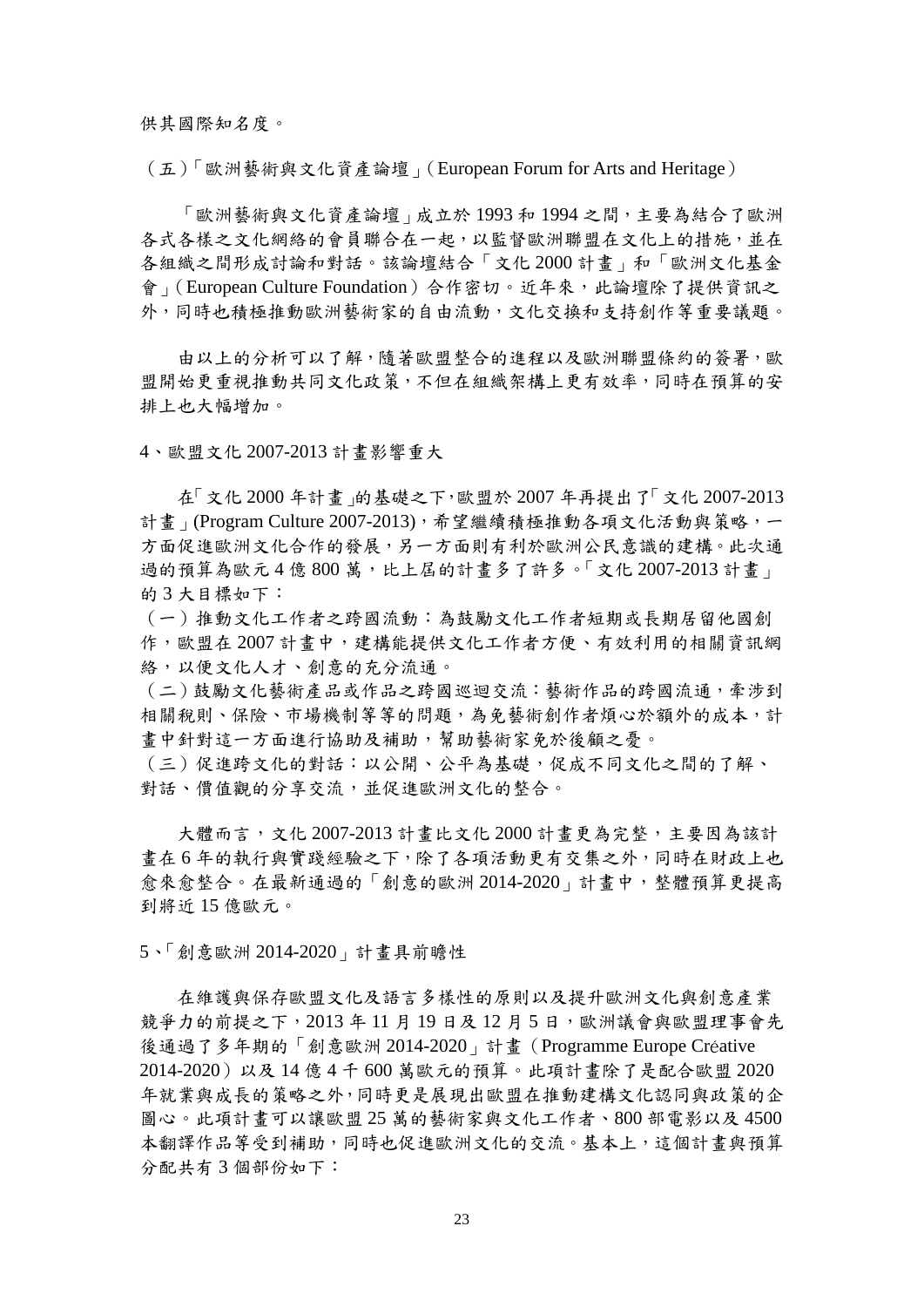供其國際知名度。

（五）「歐洲藝術與文化資產論壇」（European Forum for Arts and Heritage）

「歐洲藝術與文化資產論壇」成立於 1993 和 1994 之間，主要為結合了歐洲各式各樣之文化網絡的會員聯合在一起，以監督歐洲聯盟在文化上的措施，並在各組織之間形成討論和對話。該論壇結合「文化 2000 計畫」和「歐洲文化基金會」（European Culture Foundation）合作密切。近年來，此論壇除了提供資訊之外，同時也積極推動歐洲藝術家的自由流動，文化交換和支持創作等重要議題。

由以上的分析可以了解，隨著歐盟整合的進程以及歐洲聯盟條約的簽署，歐盟開始更重視推動共同文化政策，不但在組織架構上更有效率，同時在預算的安排上也大幅增加。

4、歐盟文化 2007-2013 計畫影響重大

在「文化 2000 年計畫」的基礎之下，歐盟於 2007 年再提出了「文化 2007-2013 計畫」(Program Culture 2007-2013)，希望繼續積極推動各項文化活動與策略，一方面促進歐洲文化合作的發展，另一方面則有利於歐洲公民意識的建構。此次通過的預算為歐元 4 億 800 萬，比上屆的計畫多了許多。「文化 2007-2013 計畫」的 3 大目標如下：

（一）推動文化工作者之跨國流動：為鼓勵文化工作者短期或長期居留他國創作，歐盟在 2007 計畫中，建構能提供文化工作者方便、有效利用的相關資訊網絡，以便文化人才、創意的充分流通。

（二）鼓勵文化藝術產品或作品之跨國巡迴交流：藝術作品的跨國流通，牽涉到相關稅則、保險、市場機制等等的問題，為免藝術創作者煩心於額外的成本，計畫中針對這一方面進行協助及補助，幫助藝術家免於後顧之憂。

（三）促進跨文化的對話：以公開、公平為基礎，促成不同文化之間的了解、對話、價值觀的分享交流，並促進歐洲文化的整合。

大體而言，文化 2007-2013 計畫比文化 2000 計畫更為完整，主要因為該計畫在 6 年的執行與實踐經驗之下，除了各項活動更有交集之外，同時在財政上也愈來愈整合。在最新通過的「創意的歐洲 2014-2020」計畫中，整體預算更提高到將近 15 億歐元。

5、「創意歐洲 2014-2020」計畫具前瞻性

在維護與保存歐盟文化及語言多樣性的原則以及提升歐洲文化與創意產業競爭力的前提之下，2013 年 11 月 19 日及 12 月 5 日，歐洲議會與歐盟理事會先後通過了多年期的「創意歐洲 2014-2020」計畫（Programme Europe Créative 2014-2020）以及 14 億 4 千 600 萬歐元的預算。此項計畫除了是配合歐盟 2020 年就業與成長的策略之外，同時更是展現出歐盟在推動建構文化認同與政策的企圖心。此項計畫可以讓歐盟 25 萬的藝術家與文化工作者、800 部電影以及 4500 本翻譯作品等受到補助，同時也促進歐洲文化的交流。基本上，這個計畫與預算分配共有 3 個部份如下：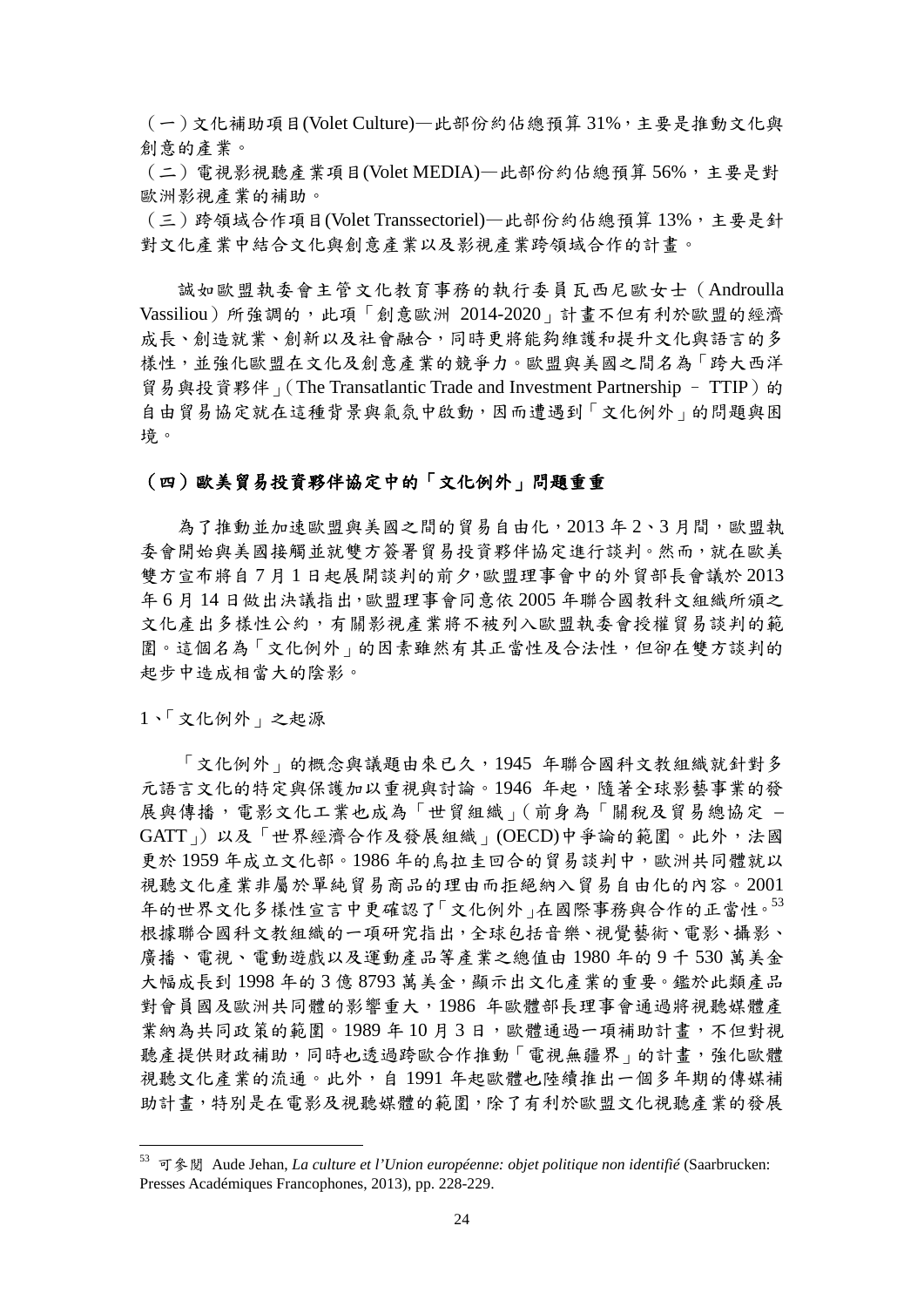（一）文化補助項目(Volet Culture)—此部份約佔總預算 31%，主要是推動文化與創意的產業。

（二）電視影視聽產業項目(Volet MEDIA)—此部份約佔總預算 56%，主要是對歐洲影視產業的補助。

（三）跨領域合作項目(Volet Transsectoriel)—此部份約佔總預算 13%，主要是針對文化產業中結合文化與創意產業以及影視產業跨領域合作的計畫。

誠如歐盟執委會主管文化教育事務的執行委員瓦西尼歐女士（Androulla Vassiliou）所強調的，此項「創意歐洲 2014-2020」計畫不但有利於歐盟的經濟成長、創造就業、創新以及社會融合，同時更將能夠維護和提升文化與語言的多樣性，並強化歐盟在文化及創意產業的競爭力。歐盟與美國之間名為「跨大西洋貿易與投資夥伴」（The Transatlantic Trade and Investment Partnership – TTIP）的自由貿易協定就在這種背景與氣氛中啟動，因而遭遇到「文化例外」的問題與困境。

### （四）歐美貿易投資夥伴協定中的「文化例外」問題重重

為了推動並加速歐盟與美國之間的貿易自由化，2013 年 2、3 月間，歐盟執委會開始與美國接觸並就雙方簽署貿易投資夥伴協定進行談判。然而，就在歐美雙方宣布將自 7 月 1 日起展開談判的前夕，歐盟理事會中的外貿部長會議於 2013 年 6 月 14 日做出決議指出，歐盟理事會同意依 2005 年聯合國教科文組織所頒之文化產出多樣性公約，有關影視產業將不被列入歐盟執委會授權貿易談判的範圍。這個名為「文化例外」的因素雖然有其正當性及合法性，但卻在雙方談判的起步中造成相當大的陰影。

1、「文化例外」之起源

「文化例外」的概念與議題由來已久，1945 年聯合國科文教組織就針對多元語言文化的特定與保護加以重視與討論。1946 年起，隨著全球影藝事業的發展與傳播，電影文化工業也成為「世貿組織」（前身為「關稅及貿易總協定 – GATT」）以及「世界經濟合作及發展組織」(OECD)中爭論的範圍。此外，法國更於 1959 年成立文化部。1986 年的烏拉圭回合的貿易談判中，歐洲共同體就以視聽文化產業非屬於單純貿易商品的理由而拒絕納入貿易自由化的內容。2001 年的世界文化多樣性宣言中更確認了「文化例外」在國際事務與合作的正當性。[53] 根據聯合國科文教組織的一項研究指出，全球包括音樂、視覺藝術、電影、攝影、廣播、電視、電動遊戲以及運動產品等產業之總值由 1980 年的 9 千 530 萬美金大幅成長到 1998 年的 3 億 8793 萬美金，顯示出文化產業的重要。鑑於此類產品對會員國及歐洲共同體的影響重大，1986 年歐體部長理事會通過將視聽媒體產業納為共同政策的範圍。1989 年 10 月 3 日，歐體通過一項補助計畫，不但對視聽產提供財政補助，同時也透過跨歐合作推動「電視無疆界」的計畫，強化歐體視聽文化產業的流通。此外，自 1991 年起歐體也陸續推出一個多年期的傳媒補助計畫，特別是在電影及視聽媒體的範圍，除了有利於歐盟文化視聽產業的發展

---

[53] 可參閱 Aude Jehan, *La culture et l'Union européenne: objet politique non identifié* (Saarbrucken: Presses Académiques Francophones, 2013), pp. 228-229.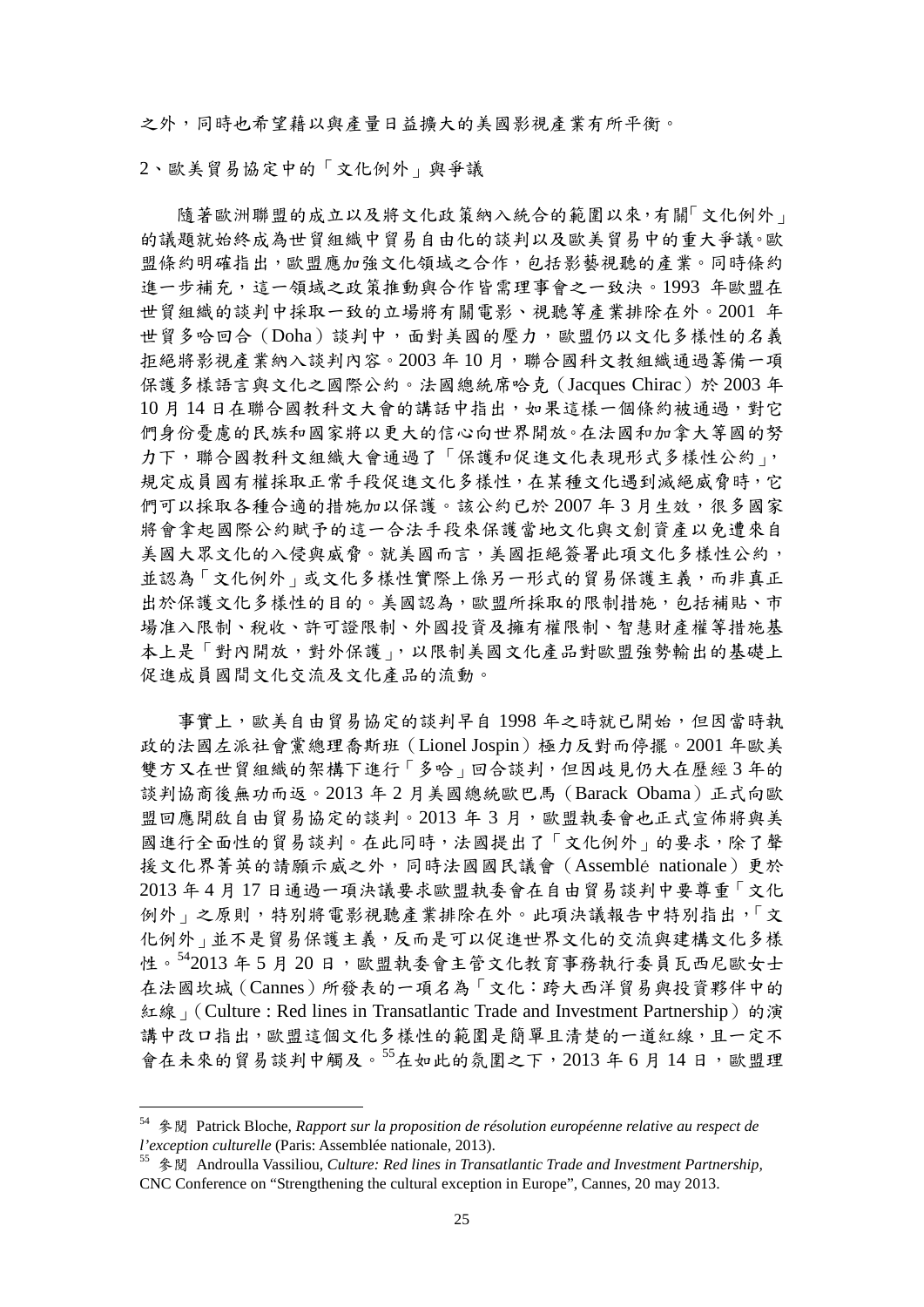之外，同時也希望藉以與產量日益擴大的美國影視產業有所平衡。

## 2、歐美貿易協定中的「文化例外」與爭議

隨著歐洲聯盟的成立以及將文化政策納入統合的範圍以來，有關「文化例外」的議題就始終成為世貿組織中貿易自由化的談判以及歐美貿易中的重大爭議。歐盟條約明確指出，歐盟應加強文化領域之合作，包括影藝視聽的產業。同時條約進一步補充，這一領域之政策推動與合作皆需理事會之一致決。1993 年歐盟在世貿組織的談判中採取一致的立場將有關電影、視聽等產業排除在外。2001 年世貿多哈回合（Doha）談判中，面對美國的壓力，歐盟仍以文化多樣性的名義拒絕將影視產業納入談判內容。2003 年 10 月，聯合國科文教組織通過籌備一項保護多樣語言與文化之國際公約。法國總統席哈克（Jacques Chirac）於 2003 年 10 月 14 日在聯合國教科文大會的講話中指出，如果這樣一個條約被通過，對它們身份憂慮的民族和國家將以更大的信心向世界開放。在法國和加拿大等國的努力下，聯合國教科文組織大會通過了「保護和促進文化表現形式多樣性公約」，規定成員國有權採取正常手段促進文化多樣性，在某種文化遇到滅絕威脅時，它們可以採取各種合適的措施加以保護。該公約已於 2007 年 3 月生效，很多國家將會拿起國際公約賦予的這一合法手段來保護當地文化與文創資產以免遭來自美國大眾文化的入侵與威脅。就美國而言，美國拒絕簽署此項文化多樣性公約，並認為「文化例外」或文化多樣性實際上係另一形式的貿易保護主義，而非真正出於保護文化多樣性的目的。美國認為，歐盟所採取的限制措施，包括補貼、市場准入限制、稅收、許可證限制、外國投資及擁有權限制、智慧財產權等措施基本上是「對內開放，對外保護」，以限制美國文化產品對歐盟強勢輸出的基礎上促進成員國間文化交流及文化產品的流動。

事實上，歐美自由貿易協定的談判早自 1998 年之時就已開始，但因當時執政的法國左派社會黨總理喬斯班（Lionel Jospin）極力反對而停擺。2001 年歐美雙方又在世貿組織的架構下進行「多哈」回合談判，但因歧見仍大在歷經 3 年的談判協商後無功而返。2013 年 2 月美國總統歐巴馬（Barack Obama）正式向歐盟回應開啟自由貿易協定的談判。2013 年 3 月，歐盟執委會也正式宣佈將與美國進行全面性的貿易談判。在此同時，法國提出了「文化例外」的要求，除了聲援文化界菁英的請願示威之外，同時法國國民議會（Assemblé nationale）更於 2013 年 4 月 17 日通過一項決議要求歐盟執委會在自由貿易談判中要尊重「文化例外」之原則，特別將電影視聽產業排除在外。此項決議報告中特別指出，「文化例外」並不是貿易保護主義，反而是可以促進世界文化的交流與建構文化多樣性。[54]2013 年 5 月 20 日，歐盟執委會主管文化教育事務執行委員瓦西尼歐女士在法國坎城（Cannes）所發表的一項名為「文化：跨大西洋貿易與投資夥伴中的紅線」（Culture : Red lines in Transatlantic Trade and Investment Partnership）的演講中改口指出，歐盟這個文化多樣性的範圍是簡單且清楚的一道紅線，且一定不會在未來的貿易談判中觸及。[55]在如此的氛圍之下，2013 年 6 月 14 日，歐盟理

---

[54] 參閱 Patrick Bloche, *Rapport sur la proposition de résolution européenne relative au respect de l'exception culturelle* (Paris: Assemblée nationale, 2013).

[55] 參閱 Androulla Vassiliou, *Culture: Red lines in Transatlantic Trade and Investment Partnership*, CNC Conference on "Strengthening the cultural exception in Europe", Cannes, 20 may 2013.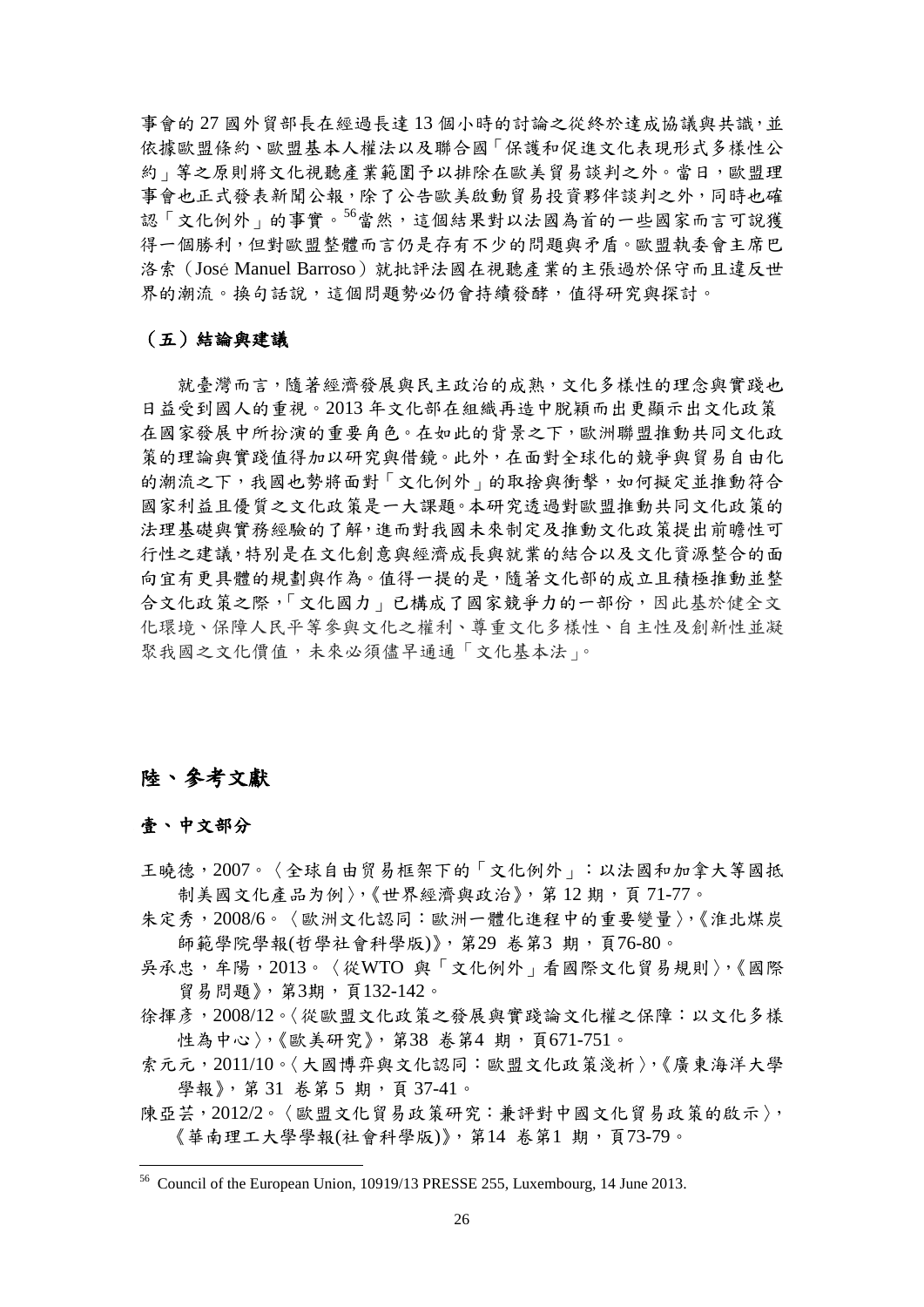事會的 27 國外貿部長在經過長達 13 個小時的討論之從終於達成協議與共識，並依據歐盟條約、歐盟基本人權法以及聯合國「保護和促進文化表現形式多樣性公約」等之原則將文化視聽產業範圍予以排除在歐美貿易談判之外。當日，歐盟理事會也正式發表新聞公報，除了公告歐美啟動貿易投資夥伴談判之外，同時也確認「文化例外」的事實。[56]當然，這個結果對以法國為首的一些國家而言可說獲得一個勝利，但對歐盟整體而言仍是存有不少的問題與矛盾。歐盟執委會主席巴洛索（José Manuel Barroso）就批評法國在視聽產業的主張過於保守而且違反世界的潮流。換句話說，這個問題勢必仍會持續發酵，值得研究與探討。

### （五）結論與建議

就臺灣而言，隨著經濟發展與民主政治的成熟，文化多樣性的理念與實踐也日益受到國人的重視。2013 年文化部在組織再造中脫穎而出更顯示出文化政策在國家發展中所扮演的重要角色。在如此的背景之下，歐洲聯盟推動共同文化政策的理論與實踐值得加以研究與借鏡。此外，在面對全球化的競爭與貿易自由化的潮流之下，我國也勢將面對「文化例外」的取捨與衝擊，如何擬定並推動符合國家利益且優質之文化政策是一大課題。本研究透過對歐盟推動共同文化政策的法理基礎與實務經驗的了解，進而對我國未來制定及推動文化政策提出前瞻性可行性之建議，特別是在文化創意與經濟成長與就業的結合以及文化資源整合的面向宜有更具體的規劃與作為。值得一提的是，隨著文化部的成立且積極推動並整合文化政策之際，「文化國力」已構成了國家競爭力的一部份，因此基於健全文化環境、保障人民平等參與文化之權利、尊重文化多樣性、自主性及創新性並凝聚我國之文化價值，未來必須儘早通過「文化基本法」。

## 陸、參考文獻

### 壹、中文部分

王曉德，2007。〈全球自由貿易框架下的「文化例外」：以法國和加拿大等國抵制美國文化產品為例〉，《世界經濟與政治》，第 12 期，頁 71-77。

朱定秀，2008/6。〈歐洲文化認同：歐洲一體化進程中的重要變量〉，《淮北煤炭師範學院學報(哲學社會科學版)》，第29 卷第3 期，頁76-80。

吳承忠，牟陽，2013。〈從WTO 與「文化例外」看國際文化貿易規則〉，《國際貿易問題》，第3期，頁132-142。

徐揮彥，2008/12。〈從歐盟文化政策之發展與實踐論文化權之保障：以文化多樣性為中心〉，《歐美研究》，第38 卷第4 期，頁671-751。

索元元，2011/10。〈大國博弈與文化認同：歐盟文化政策淺析〉，《廣東海洋大學學報》，第 31 卷第 5 期，頁 37-41。

陳亞芸，2012/2。〈歐盟文化貿易政策研究：兼評對中國文化貿易政策的啟示〉，《華南理工大學學報(社會科學版)》，第14 卷第1 期，頁73-79。

---

[56] Council of the European Union, 10919/13 PRESSE 255, Luxembourg, 14 June 2013.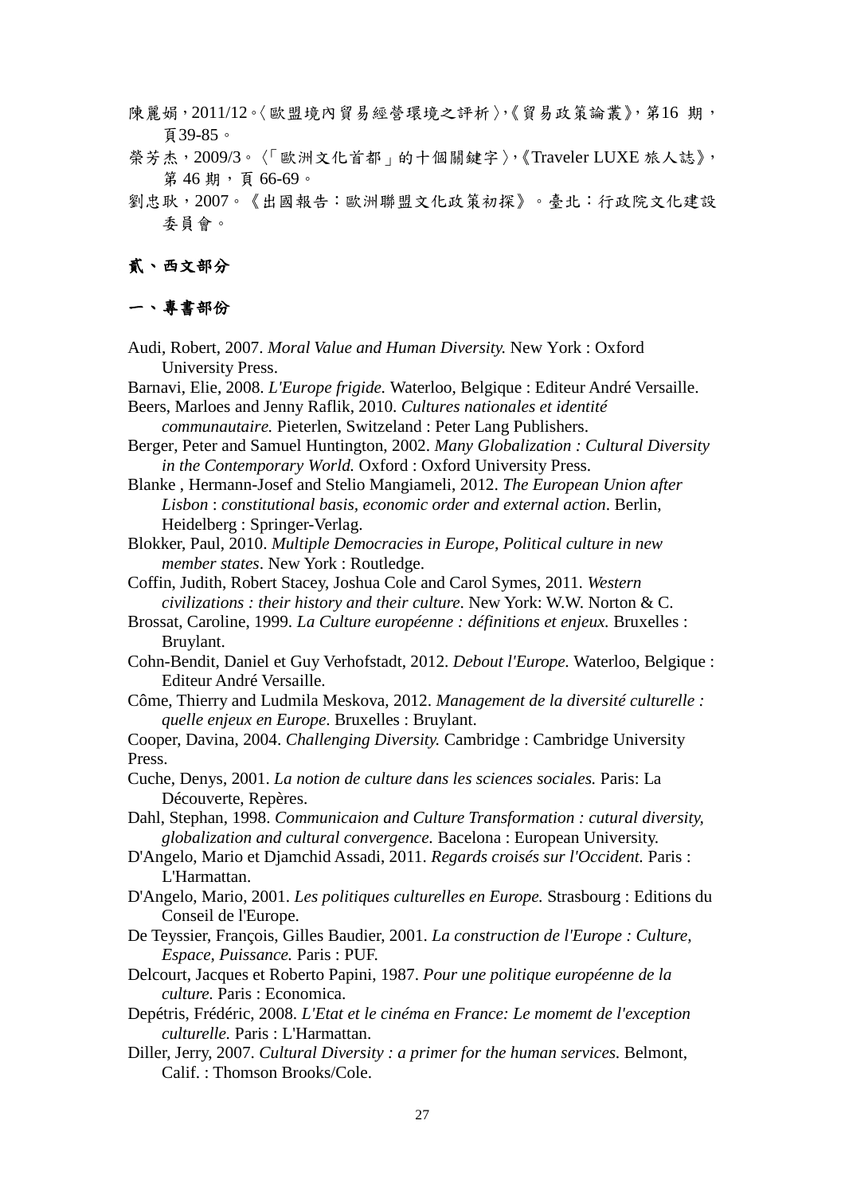陳麗娟，2011/12。〈歐盟境內貿易經營環境之評析〉，《貿易政策論叢》，第16 期，頁39-85。

榮芳杰，2009/3。〈「歐洲文化首都」的十個關鍵字〉，《Traveler LUXE 旅人誌》，第 46 期，頁 66-69。

劉忠耿，2007。《出國報告：歐洲聯盟文化政策初探》。臺北：行政院文化建設委員會。

## 貳、西文部分

### 一、專書部份

Audi, Robert, 2007. *Moral Value and Human Diversity.* New York : Oxford University Press.

Barnavi, Elie, 2008. *L'Europe frigide.* Waterloo, Belgique : Editeur André Versaille.

Beers, Marloes and Jenny Raflik, 2010. *Cultures nationales et identité communautaire.* Pieterlen, Switzeland : Peter Lang Publishers.

Berger, Peter and Samuel Huntington, 2002. *Many Globalization : Cultural Diversity in the Contemporary World.* Oxford : Oxford University Press.

Blanke , Hermann-Josef and Stelio Mangiameli, 2012. *The European Union after Lisbon* : *constitutional basis, economic order and external action*. Berlin, Heidelberg : Springer-Verlag.

Blokker, Paul, 2010. *Multiple Democracies in Europe, Political culture in new member states*. New York : Routledge.

Coffin, Judith, Robert Stacey, Joshua Cole and Carol Symes, 2011. *Western civilizations : their history and their culture.* New York: W.W. Norton & C.

Brossat, Caroline, 1999. *La Culture européenne : définitions et enjeux.* Bruxelles : Bruylant.

Cohn-Bendit, Daniel et Guy Verhofstadt, 2012. *Debout l'Europe.* Waterloo, Belgique : Editeur André Versaille.

Côme, Thierry and Ludmila Meskova, 2012. *Management de la diversité culturelle : quelle enjeux en Europe.* Bruxelles : Bruylant.

Cooper, Davina, 2004. *Challenging Diversity.* Cambridge : Cambridge University Press.

Cuche, Denys, 2001. *La notion de culture dans les sciences sociales.* Paris: La Découverte, Repères.

Dahl, Stephan, 1998. *Communicaion and Culture Transformation : cutural diversity, globalization and cultural convergence.* Bacelona : European University.

D'Angelo, Mario et Djamchid Assadi, 2011. *Regards croisés sur l'Occident.* Paris : L'Harmattan.

D'Angelo, Mario, 2001. *Les politiques culturelles en Europe.* Strasbourg : Editions du Conseil de l'Europe.

De Teyssier, François, Gilles Baudier, 2001. *La construction de l'Europe : Culture, Espace, Puissance.* Paris : PUF.

Delcourt, Jacques et Roberto Papini, 1987. *Pour une politique européenne de la culture.* Paris : Economica.

Depétris, Frédéric, 2008. *L'Etat et le cinéma en France: Le momemt de l'exception culturelle.* Paris : L'Harmattan.

Diller, Jerry, 2007. *Cultural Diversity : a primer for the human services.* Belmont, Calif. : Thomson Brooks/Cole.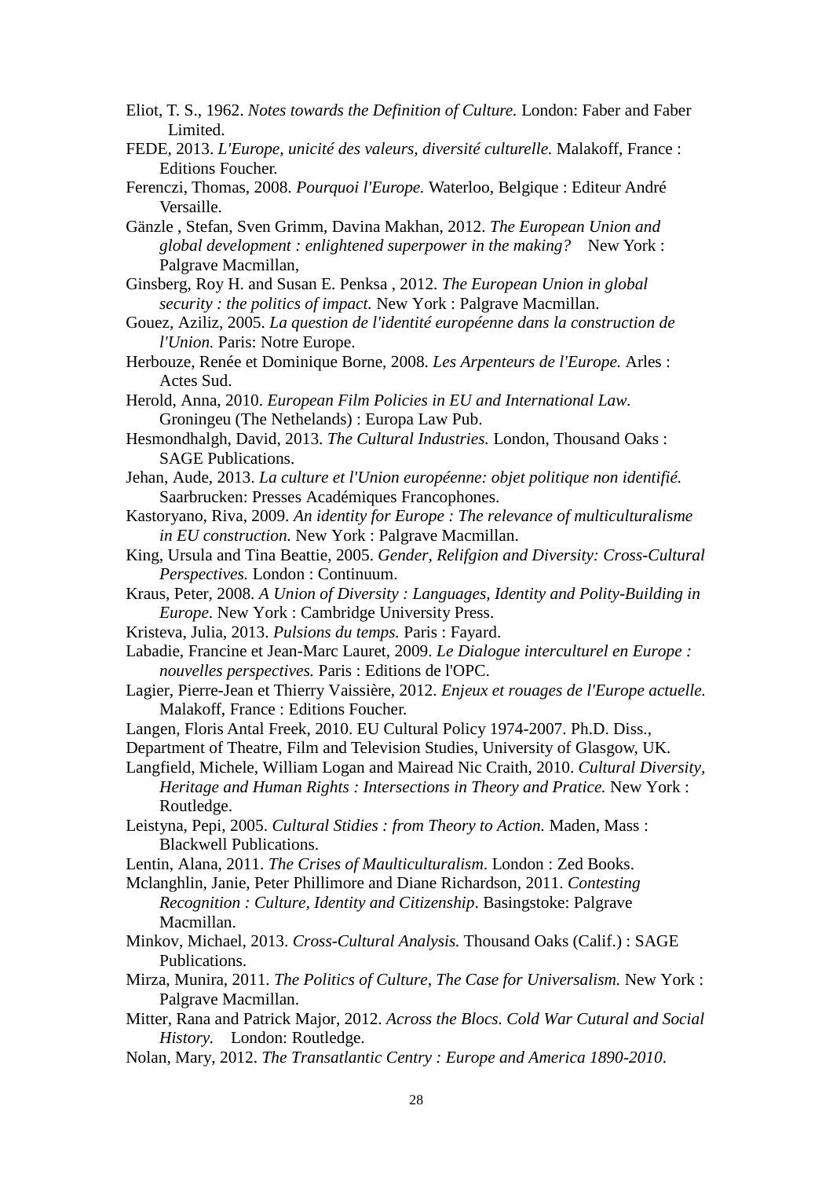Eliot, T. S., 1962. *Notes towards the Definition of Culture.* London: Faber and Faber Limited.

FEDE, 2013. *L'Europe, unicité des valeurs, diversité culturelle.* Malakoff, France : Editions Foucher.

Ferenczi, Thomas, 2008. *Pourquoi l'Europe.* Waterloo, Belgique : Editeur André Versaille.

Gänzle , Stefan, Sven Grimm, Davina Makhan, 2012. *The European Union and global development : enlightened superpower in the making?* New York : Palgrave Macmillan,

Ginsberg, Roy H. and Susan E. Penksa , 2012. *The European Union in global security : the politics of impact.* New York : Palgrave Macmillan.

Gouez, Aziliz, 2005. *La question de l'identité européenne dans la construction de l'Union.* Paris: Notre Europe.

Herbouze, Renée et Dominique Borne, 2008. *Les Arpenteurs de l'Europe.* Arles : Actes Sud.

Herold, Anna, 2010. *European Film Policies in EU and International Law.* Groningeu (The Nethelands) : Europa Law Pub.

Hesmondhalgh, David, 2013. *The Cultural Industries.* London, Thousand Oaks : SAGE Publications.

Jehan, Aude, 2013. *La culture et l'Union européenne: objet politique non identifié.* Saarbrucken: Presses Académiques Francophones.

Kastoryano, Riva, 2009. *An identity for Europe : The relevance of multiculturalisme in EU construction.* New York : Palgrave Macmillan.

King, Ursula and Tina Beattie, 2005. *Gender, Relifgion and Diversity: Cross-Cultural Perspectives.* London : Continuum.

Kraus, Peter, 2008. *A Union of Diversity : Languages, Identity and Polity-Building in Europe*. New York : Cambridge University Press.

Kristeva, Julia, 2013. *Pulsions du temps.* Paris : Fayard.

Labadie, Francine et Jean-Marc Lauret, 2009. *Le Dialogue interculturel en Europe : nouvelles perspectives.* Paris : Editions de l'OPC.

Lagier, Pierre-Jean et Thierry Vaissière, 2012. *Enjeux et rouages de l'Europe actuelle.* Malakoff, France : Editions Foucher.

Langen, Floris Antal Freek, 2010. EU Cultural Policy 1974-2007. Ph.D. Diss., Department of Theatre, Film and Television Studies, University of Glasgow, UK.

Langfield, Michele, William Logan and Mairead Nic Craith, 2010. *Cultural Diversity, Heritage and Human Rights : Intersections in Theory and Pratice.* New York : Routledge.

Leistyna, Pepi, 2005. *Cultural Stidies : from Theory to Action.* Maden, Mass : Blackwell Publications.

Lentin, Alana, 2011. *The Crises of Maulticulturalism*. London : Zed Books.

Mclanghlin, Janie, Peter Phillimore and Diane Richardson, 2011. *Contesting Recognition : Culture, Identity and Citizenship*. Basingstoke: Palgrave Macmillan.

Minkov, Michael, 2013. *Cross-Cultural Analysis.* Thousand Oaks (Calif.) : SAGE Publications.

Mirza, Munira, 2011. *The Politics of Culture, The Case for Universalism.* New York : Palgrave Macmillan.

Mitter, Rana and Patrick Major, 2012. *Across the Blocs. Cold War Cutural and Social History.* London: Routledge.

Nolan, Mary, 2012. *The Transatlantic Centry : Europe and America 1890-2010*.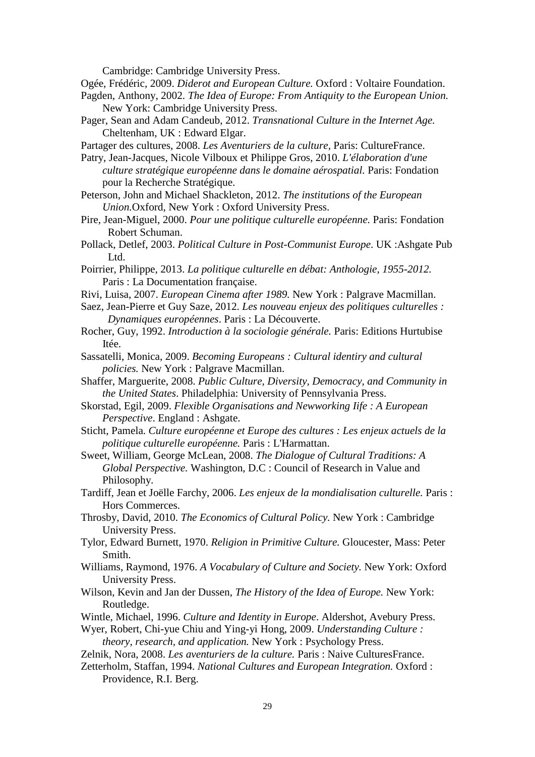Cambridge: Cambridge University Press.

Ogée, Frédéric, 2009. *Diderot and European Culture.* Oxford : Voltaire Foundation.

Pagden, Anthony, 2002. *The Idea of Europe: From Antiquity to the European Union.* New York: Cambridge University Press.

Pager, Sean and Adam Candeub, 2012. *Transnational Culture in the Internet Age.* Cheltenham, UK : Edward Elgar.

Partager des cultures, 2008. *Les Aventuriers de la culture*, Paris: CultureFrance.

Patry, Jean-Jacques, Nicole Vilboux et Philippe Gros, 2010. *L'élaboration d'une culture stratégique européenne dans le domaine aérospatial.* Paris: Fondation pour la Recherche Stratégique.

Peterson, John and Michael Shackleton, 2012. *The institutions of the European Union.*Oxford, New York : Oxford University Press.

Pire, Jean-Miguel, 2000. *Pour une politique culturelle européenne.* Paris: Fondation Robert Schuman.

Pollack, Detlef, 2003. *Political Culture in Post-Communist Europe*. UK :Ashgate Pub Ltd.

Poirrier, Philippe, 2013. *La politique culturelle en débat: Anthologie, 1955-2012.* Paris : La Documentation française.

Rivi, Luisa, 2007. *European Cinema after 1989.* New York : Palgrave Macmillan.

Saez, Jean-Pierre et Guy Saze, 2012. *Les nouveau enjeux des politiques culturelles : Dynamiques européennes*. Paris : La Découverte.

Rocher, Guy, 1992. *Introduction à la sociologie générale.* Paris: Editions Hurtubise Itée.

Sassatelli, Monica, 2009. *Becoming Europeans : Cultural identiry and cultural policies.* New York : Palgrave Macmillan.

Shaffer, Marguerite, 2008. *Public Culture, Diversity, Democracy, and Community in the United States*. Philadelphia: University of Pennsylvania Press.

Skorstad, Egil, 2009. *Flexible Organisations and Newworking Iife : A European Perspective*. England : Ashgate.

Sticht, Pamela. *Culture européenne et Europe des cultures : Les enjeux actuels de la politique culturelle européenne.* Paris : L'Harmattan.

Sweet, William, George McLean, 2008. *The Dialogue of Cultural Traditions: A Global Perspective.* Washington, D.C : Council of Research in Value and Philosophy.

Tardiff, Jean et Joëlle Farchy, 2006. *Les enjeux de la mondialisation culturelle.* Paris : Hors Commerces.

Throsby, David, 2010. *The Economics of Cultural Policy.* New York : Cambridge University Press.

Tylor, Edward Burnett, 1970. *Religion in Primitive Culture.* Gloucester, Mass: Peter Smith.

Williams, Raymond, 1976. *A Vocabulary of Culture and Society.* New York: Oxford University Press.

Wilson, Kevin and Jan der Dussen, *The History of the Idea of Europe.* New York: Routledge.

Wintle, Michael, 1996. *Culture and Identity in Europe*. Aldershot, Avebury Press.

Wyer, Robert, Chi-yue Chiu and Ying-yi Hong, 2009. *Understanding Culture : theory, research, and application.* New York : Psychology Press.

Zelnik, Nora, 2008. *Les aventuriers de la culture.* Paris : Naive CulturesFrance.

Zetterholm, Staffan, 1994. *National Cultures and European Integration.* Oxford : Providence, R.I. Berg.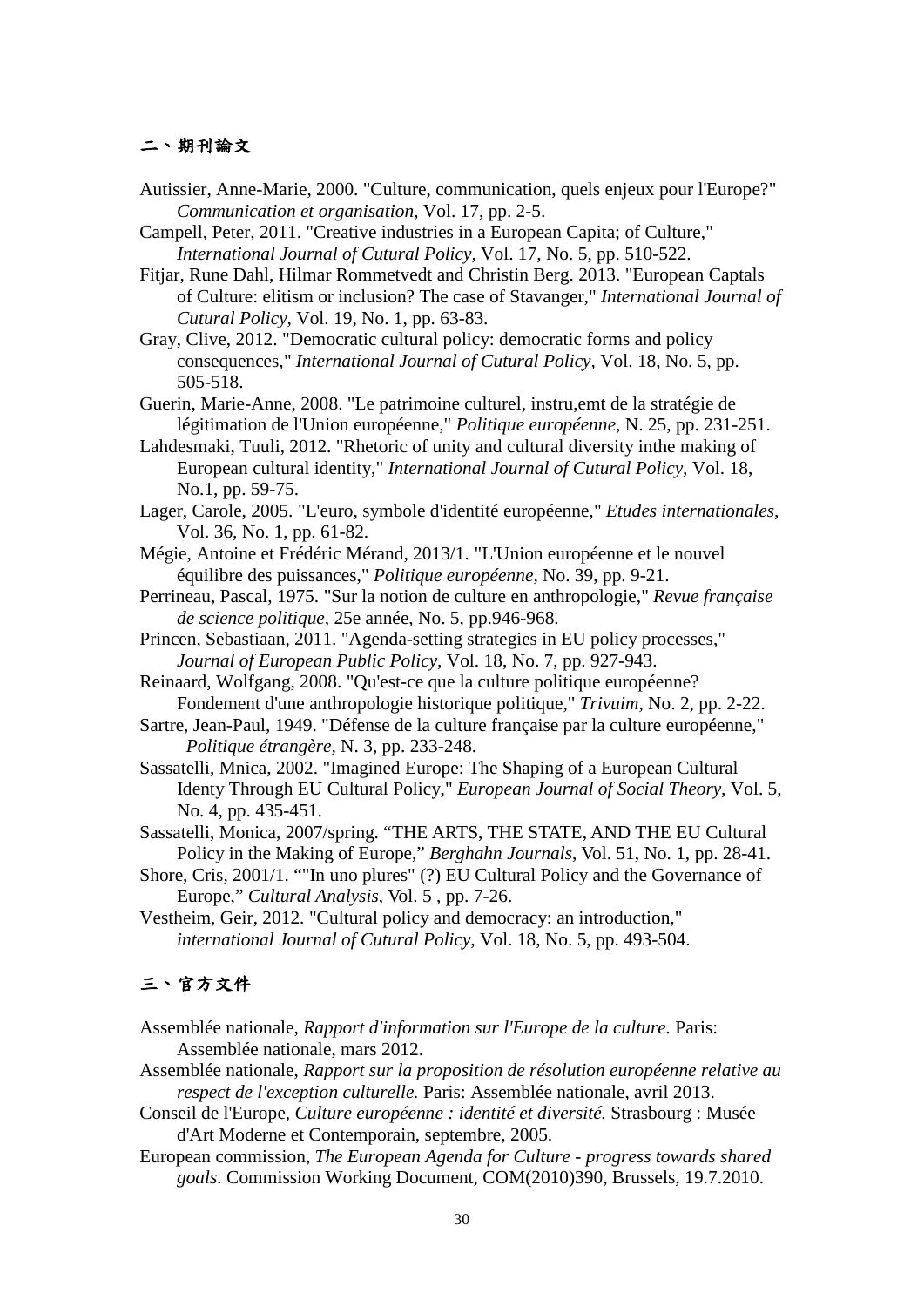## 二、期刊論文

Autissier, Anne-Marie, 2000. "Culture, communication, quels enjeux pour l'Europe?" *Communication et organisation*, Vol. 17, pp. 2-5.

Campell, Peter, 2011. "Creative industries in a European Capita; of Culture," *International Journal of Cutural Policy*, Vol. 17, No. 5, pp. 510-522.

Fitjar, Rune Dahl, Hilmar Rommetvedt and Christin Berg. 2013. "European Captals of Culture: elitism or inclusion? The case of Stavanger," *International Journal of Cutural Policy*, Vol. 19, No. 1, pp. 63-83.

Gray, Clive, 2012. "Democratic cultural policy: democratic forms and policy consequences," *International Journal of Cutural Policy*, Vol. 18, No. 5, pp. 505-518.

Guerin, Marie-Anne, 2008. "Le patrimoine culturel, instru,emt de la stratégie de légitimation de l'Union européenne," *Politique européenne,* N. 25, pp. 231-251.

Lahdesmaki, Tuuli, 2012. "Rhetoric of unity and cultural diversity inthe making of European cultural identity," *International Journal of Cutural Policy*, Vol. 18, No.1, pp. 59-75.

Lager, Carole, 2005. "L'euro, symbole d'identité européenne," *Etudes internationales*, Vol. 36, No. 1, pp. 61-82.

Mégie, Antoine et Frédéric Mérand, 2013/1. "L'Union européenne et le nouvel équilibre des puissances," *Politique européenne*, No. 39, pp. 9-21.

Perrineau, Pascal, 1975. "Sur la notion de culture en anthropologie," *Revue française de science politique*, 25e année, No. 5, pp.946-968.

Princen, Sebastiaan, 2011. "Agenda-setting strategies in EU policy processes," *Journal of European Public Policy*, Vol. 18, No. 7, pp. 927-943.

Reinaard, Wolfgang, 2008. "Qu'est-ce que la culture politique européenne? Fondement d'une anthropologie historique politique," *Trivuim*, No. 2, pp. 2-22.

Sartre, Jean-Paul, 1949. "Défense de la culture française par la culture européenne," *Politique étrangère,* N. 3, pp. 233-248.

Sassatelli, Mnica, 2002. "Imagined Europe: The Shaping of a European Cultural Identy Through EU Cultural Policy," *European Journal of Social Theory*, Vol. 5, No. 4, pp. 435-451.

Sassatelli, Monica, 2007/spring. "THE ARTS, THE STATE, AND THE EU Cultural Policy in the Making of Europe," *Berghahn Journals*, Vol. 51, No. 1, pp. 28-41.

Shore, Cris, 2001/1. ""In uno plures" (?) EU Cultural Policy and the Governance of Europe," *Cultural Analysis*, Vol. 5 , pp. 7-26.

Vestheim, Geir, 2012. "Cultural policy and democracy: an introduction," *international Journal of Cutural Policy*, Vol. 18, No. 5, pp. 493-504.

## 三、官方文件

Assemblée nationale, *Rapport d'information sur l'Europe de la culture.* Paris: Assemblée nationale, mars 2012.

Assemblée nationale, *Rapport sur la proposition de résolution européenne relative au respect de l'exception culturelle.* Paris: Assemblée nationale, avril 2013.

Conseil de l'Europe, *Culture européenne : identité et diversité.* Strasbourg : Musée d'Art Moderne et Contemporain, septembre, 2005.

European commission, *The European Agenda for Culture - progress towards shared goals.* Commission Working Document, COM(2010)390, Brussels, 19.7.2010.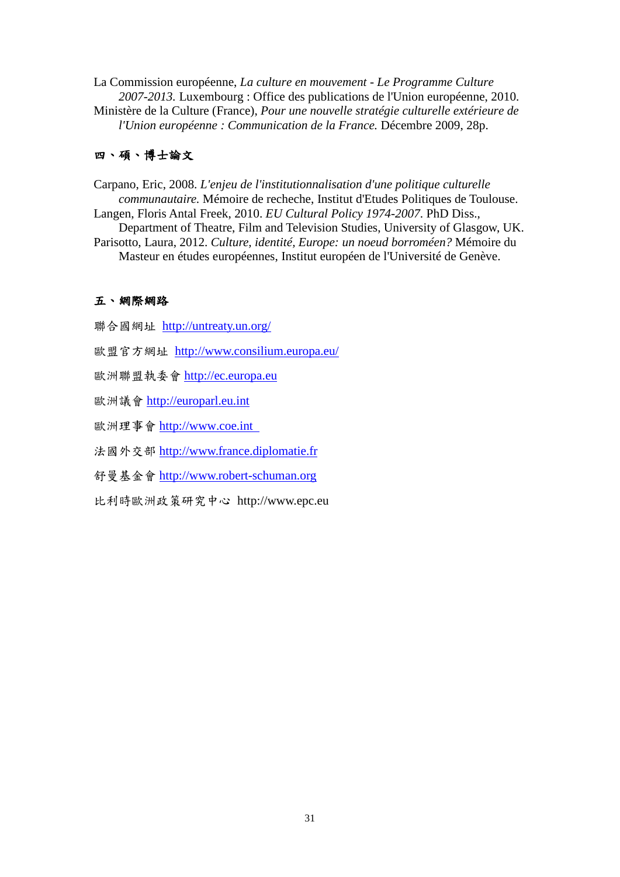La Commission européenne, *La culture en mouvement - Le Programme Culture 2007-2013.* Luxembourg : Office des publications de l'Union européenne, 2010.

Ministère de la Culture (France), *Pour une nouvelle stratégie culturelle extérieure de l'Union européenne : Communication de la France.* Décembre 2009, 28p.

## 四、碩、博士論文

Carpano, Eric, 2008. *L'enjeu de l'institutionnalisation d'une politique culturelle communautaire.* Mémoire de recheche, Institut d'Etudes Politiques de Toulouse.

Langen, Floris Antal Freek, 2010. *EU Cultural Policy 1974-2007.* PhD Diss., Department of Theatre, Film and Television Studies, University of Glasgow, UK.

Parisotto, Laura, 2012. *Culture, identité, Europe: un noeud borroméen?* Mémoire du Masteur en études européennes, Institut européen de l'Université de Genève.

## 五、網際網路

聯合國網址 http://untreaty.un.org/

歐盟官方網址 http://www.consilium.europa.eu/

歐洲聯盟執委會 http://ec.europa.eu

歐洲議會 http://europarl.eu.int

歐洲理事會 http://www.coe.int

法國外交部 http://www.france.diplomatie.fr

舒曼基金會 http://www.robert-schuman.org

比利時歐洲政策研究中心 http://www.epc.eu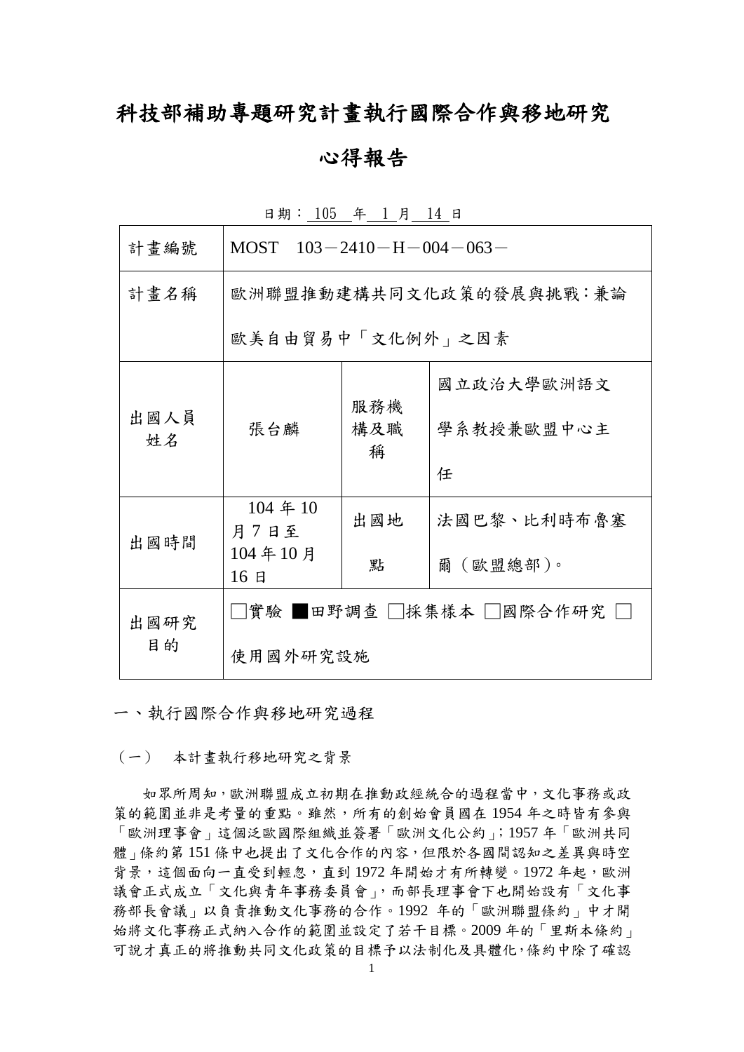# 科技部補助專題研究計畫執行國際合作與移地研究

# 心得報告

日期：105 年 1 月 14 日

| 計畫編號 | MOST 103－2410－H－004－063－ | | |
|---|---|---|---|
| 計畫名稱 | 歐洲聯盟推動建構共同文化政策的發展與挑戰：兼論歐美自由貿易中「文化例外」之因素 | | |
| 出國人員姓名 | 張台麟 | 服務機構及職稱 | 國立政治大學歐洲語文學系教授兼歐盟中心主任 |
| 出國時間 | 104 年 10 月 7 日至 104 年 10 月 16 日 | 出國地點 | 法國巴黎、比利時布魯塞爾（歐盟總部）。 |
| 出國研究目的 | □實驗 ■田野調查 □採集樣本 □國際合作研究 □使用國外研究設施 | | |

一、執行國際合作與移地研究過程

（一） 本計畫執行移地研究之背景

如眾所周知，歐洲聯盟成立初期在推動政經統合的過程當中，文化事務或政策的範圍並非是考量的重點。雖然，所有的創始會員國在 1954 年之時皆有參與「歐洲理事會」這個泛歐國際組織並簽署「歐洲文化公約」；1957 年「歐洲共同體」條約第 151 條中也提出了文化合作的內容，但限於各國間認知之差異與時空背景，這個面向一直受到輕忽，直到 1972 年開始才有所轉變。1972 年起，歐洲議會正式成立「文化與青年事務委員會」，而部長理事會下也開始設有「文化事務部長會議」以負責推動文化事務的合作。1992 年的「歐洲聯盟條約」中才開始將文化事務正式納入合作的範圍並設定了若干目標。2009 年的「里斯本條約」可說才真正的將推動共同文化政策的目標予以法制化及具體化，條約中除了確認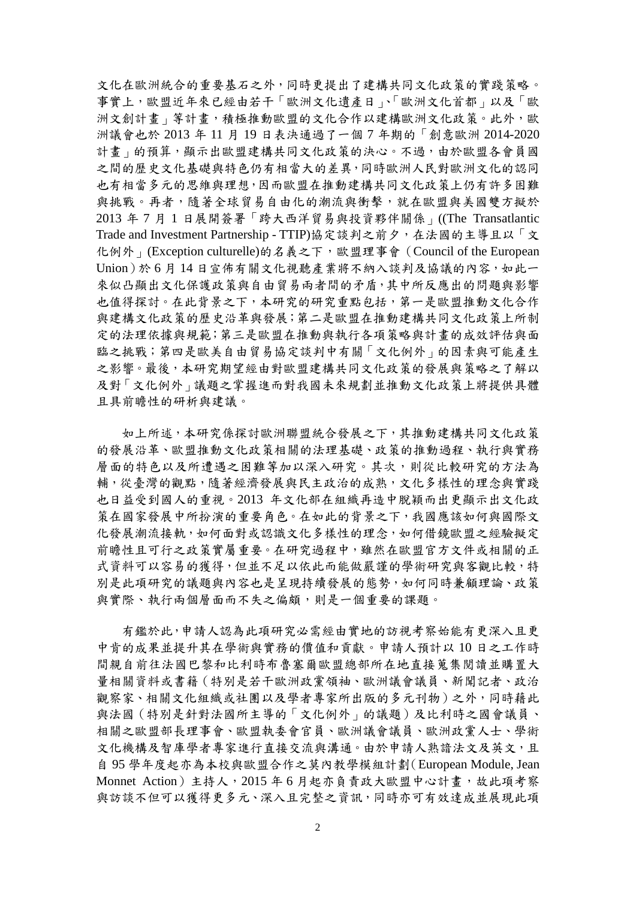文化在歐洲統合的重要基石之外，同時更提出了建構共同文化政策的實踐策略。事實上，歐盟近年來已經由若干「歐洲文化遺產日」、「歐洲文化首都」以及「歐洲文創計畫」等計畫，積極推動歐盟的文化合作以建構歐洲文化政策。此外，歐洲議會也於 2013 年 11 月 19 日表決通過了一個 7 年期的「創意歐洲 2014-2020 計畫」的預算，顯示出歐盟建構共同文化政策的決心。不過，由於歐盟各會員國之間的歷史文化基礎與特色仍有相當大的差異，同時歐洲人民對歐洲文化的認同也有相當多元的思維與理想，因而歐盟在推動建構共同文化政策上仍有許多困難與挑戰。再者，隨著全球貿易自由化的潮流與衝擊，就在歐盟與美國雙方擬於 2013 年 7 月 1 日展開簽署「跨大西洋貿易與投資夥伴關係」((The Transatlantic Trade and Investment Partnership - TTIP)協定談判之前夕，在法國的主導且以「文化例外」(Exception culturelle)的名義之下，歐盟理事會（Council of the European Union）於 6 月 14 日宣佈有關文化視聽產業將不納入談判及協議的內容，如此一來似凸顯出文化保護政策與自由貿易兩者間的矛盾，其中所反應出的問題與影響也值得探討。在此背景之下，本研究的研究重點包括，第一是歐盟推動文化合作與建構文化政策的歷史沿革與發展；第二是歐盟在推動建構共同文化政策上所制定的法理依據與規範；第三是歐盟在推動與執行各項策略與計畫的成效評估與面臨之挑戰；第四是歐美自由貿易協定談判中有關「文化例外」的因素與可能產生之影響。最後，本研究期望經由對歐盟建構共同文化政策的發展與策略之了解以及對「文化例外」議題之掌握進而對我國未來規劃並推動文化政策上將提供具體且具前瞻性的研析與建議。

如上所述，本研究係探討歐洲聯盟統合發展之下，其推動建構共同文化政策的發展沿革、歐盟推動文化政策相關的法理基礎、政策的推動過程、執行與實務層面的特色以及所遭遇之困難等加以深入研究。其次，則從比較研究的方法為輔，從臺灣的觀點，隨著經濟發展與民主政治的成熟，文化多樣性的理念與實踐也日益受到國人的重視。2013 年文化部在組織再造中脫穎而出更顯示出文化政策在國家發展中所扮演的重要角色。在如此的背景之下，我國應該如何與國際文化發展潮流接軌，如何面對或認識文化多樣性的理念，如何借鏡歐盟之經驗擬定前瞻性且可行之政策實屬重要。在研究過程中，雖然在歐盟官方文件或相關的正式資料可以容易的獲得，但並不足以依此而能做嚴謹的學術研究與客觀比較，特別是此項研究的議題與內容也是呈現持續發展的態勢，如何同時兼顧理論、政策與實際、執行兩個層面而不失之偏頗，則是一個重要的課題。

有鑑於此，申請人認為此項研究必需經由實地的訪視考察始能有更深入且更中肯的成果並提升其在學術與實務的價值和貢獻。申請人預計以 10 日之工作時間親自前往法國巴黎和比利時布魯塞爾歐盟總部所在地直接蒐集閱讀並購置大量相關資料或書籍（特別是若干歐洲政黨領袖、歐洲議會議員、新聞記者、政治觀察家、相關文化組織或社團以及學者專家所出版的多元刊物）之外，同時藉此與法國（特別是針對法國所主導的「文化例外」的議題）及比利時之國會議員、相關之歐盟部長理事會、歐盟執委會官員、歐洲議會議員、歐洲政黨人士、學術文化機構及智庫學者專家進行直接交流與溝通。由於申請人熟諳法文及英文，且自 95 學年度起亦為本校與歐盟合作之莫內教學模組計劃（European Module, Jean Monnet Action）主持人，2015 年 6 月起亦負責政大歐盟中心計畫，故此項考察與訪談不但可以獲得更多元、深入且完整之資訊，同時亦可有效達成並展現此項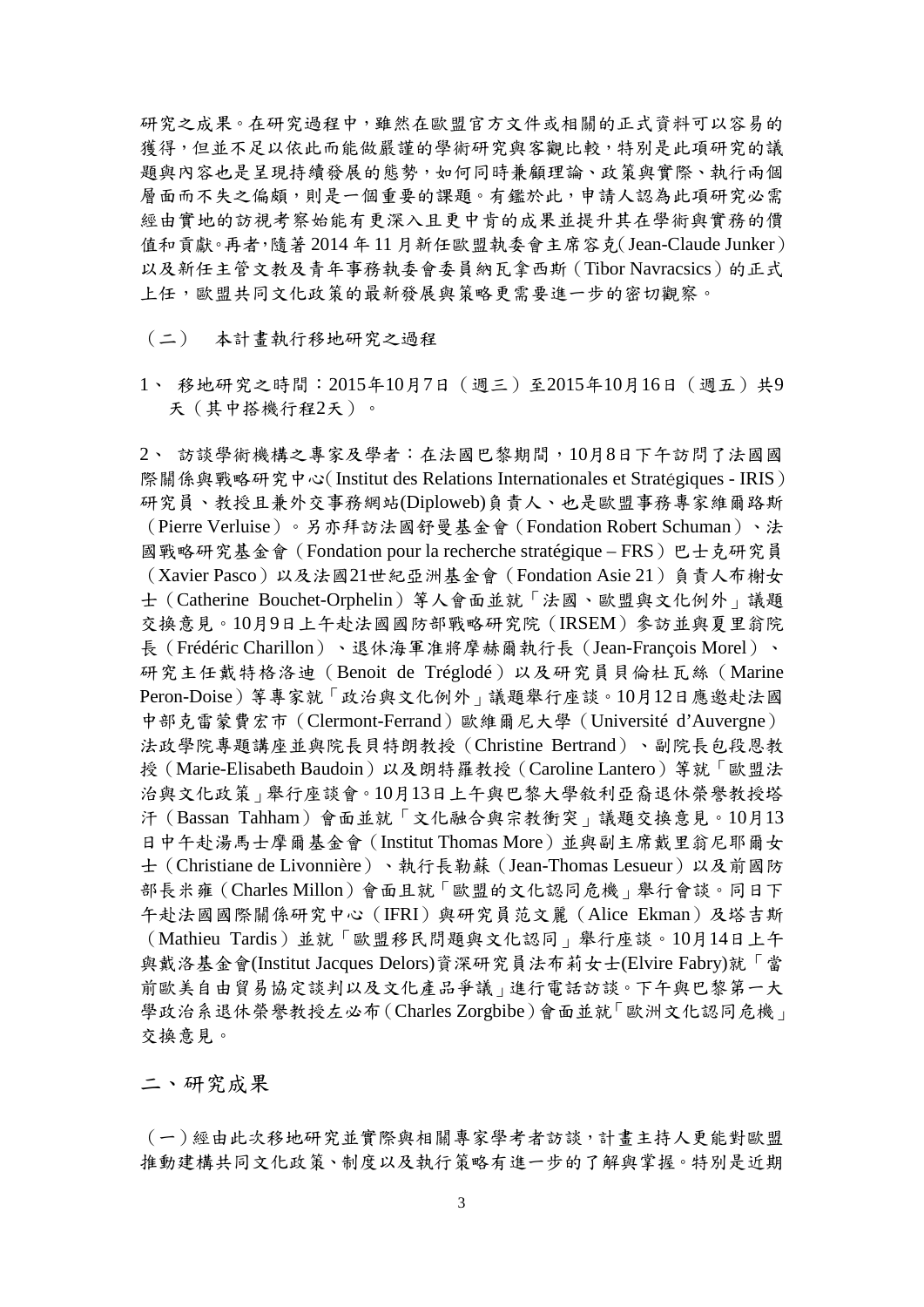研究之成果。在研究過程中，雖然在歐盟官方文件或相關的正式資料可以容易的獲得，但並不足以依此而能做嚴謹的學術研究與客觀比較，特別是此項研究的議題與內容也是呈現持續發展的態勢，如何同時兼顧理論、政策與實際、執行兩個層面而不失之偏頗，則是一個重要的課題。有鑑於此，申請人認為此項研究必需經由實地的訪視考察始能有更深入且更中肯的成果並提升其在學術與實務的價值和貢獻。再者，隨著 2014 年 11 月新任歐盟執委會主席容克(Jean-Claude Junker)以及新任主管文教及青年事務執委會委員納瓦拿西斯（Tibor Navracsics）的正式上任，歐盟共同文化政策的最新發展與策略更需要進一步的密切觀察。

（二） 本計畫執行移地研究之過程

1、 移地研究之時間：2015年10月7日（週三）至2015年10月16日（週五）共9天（其中搭機行程2天）。

2、 訪談學術機構之專家及學者：在法國巴黎期間，10月8日下午訪問了法國國際關係與戰略研究中心(Institut des Relations Internationales et Stratégiques - IRIS）研究員、教授且兼外交事務網站(Diploweb)負責人、也是歐盟事務專家維爾路斯（Pierre Verluise）。另亦拜訪法國舒曼基金會（Fondation Robert Schuman）、法國戰略研究基金會（Fondation pour la recherche stratégique – FRS）巴士克研究員（Xavier Pasco）以及法國21世紀亞洲基金會（Fondation Asie 21）負責人布榭女士（Catherine Bouchet-Orphelin）等人會面並就「法國、歐盟與文化例外」議題交換意見。10月9日上午赴法國國防部戰略研究院（IRSEM）參訪並與夏里翁院長（Frédéric Charillon）、退休海軍准將摩赫爾執行長（Jean-François Morel）、研究主任戴特格洛迪（Benoit de Tréglodé）以及研究員貝倫杜瓦絲（Marine Peron-Doise）等專家就「政治與文化例外」議題舉行座談。10月12日應邀赴法國中部克雷蒙費宏市（Clermont-Ferrand）歐維爾尼大學（Université d'Auvergne）法政學院專題講座並與院長貝特朗教授（Christine Bertrand）、副院長包段恩教授（Marie-Elisabeth Baudoin）以及朗特羅教授（Caroline Lantero）等就「歐盟法治與文化政策」舉行座談會。10月13日上午與巴黎大學敘利亞裔退休榮譽教授塔汗（Bassan Tahham）會面並就「文化融合與宗教衝突」議題交換意見。10月13日中午赴湯馬士摩爾基金會（Institut Thomas More）並與副主席戴里翁尼耶爾女士（Christiane de Livonnière）、執行長勒蘇（Jean-Thomas Lesueur）以及前國防部長米雍（Charles Millon）會面且就「歐盟的文化認同危機」舉行會談。同日下午赴法國國際關係研究中心（IFRI）與研究員范文麗（Alice Ekman）及塔吉斯（Mathieu Tardis）並就「歐盟移民問題與文化認同」舉行座談。10月14日上午與戴洛基金會(Institut Jacques Delors)資深研究員法布莉女士(Elvire Fabry)就「當前歐美自由貿易協定談判以及文化產品爭議」進行電話訪談。下午與巴黎第一大學政治系退休榮譽教授左必布（Charles Zorgbibe）會面並就「歐洲文化認同危機」交換意見。

## 二、研究成果

（一）經由此次移地研究並實際與相關專家學考者訪談，計畫主持人更能對歐盟推動建構共同文化政策、制度以及執行策略有進一步的了解與掌握。特別是近期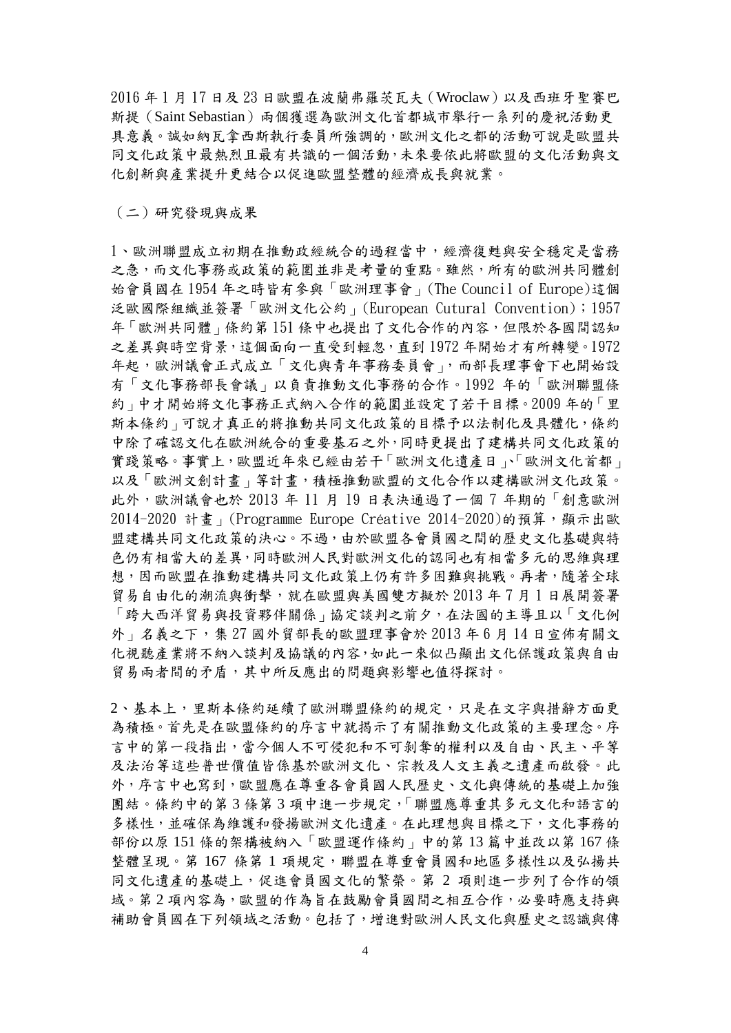2016 年 1 月 17 日及 23 日歐盟在波蘭弗羅茨瓦夫（Wroclaw）以及西班牙聖賽巴斯提（Saint Sebastian）兩個獲選為歐洲文化首都城市舉行一系列的慶祝活動更具意義。誠如納瓦拿西斯執行委員所強調的，歐洲文化之都的活動可說是歐盟共同文化政策中最熱烈且最有共識的一個活動，未來要依此將歐盟的文化活動與文化創新與產業提升更結合以促進歐盟整體的經濟成長與就業。

（二）研究發現與成果

1、歐洲聯盟成立初期在推動政經統合的過程當中，經濟復甦與安全穩定是當務之急，而文化事務或政策的範圍並非是考量的重點。雖然，所有的歐洲共同體創始會員國在 1954 年之時皆有參與「歐洲理事會」(The Council of Europe)這個泛歐國際組織並簽署「歐洲文化公約」(European Cutural Convention)；1957 年「歐洲共同體」條約第 151 條中也提出了文化合作的內容，但限於各國間認知之差異與時空背景，這個面向一直受到輕忽，直到 1972 年開始才有所轉變。1972 年起，歐洲議會正式成立「文化與青年事務委員會」，而部長理事會下也開始設有「文化事務部長會議」以負責推動文化事務的合作。1992 年的「歐洲聯盟條約」中才開始將文化事務正式納入合作的範圍並設定了若干目標。2009 年的「里斯本條約」可說才真正的將推動共同文化政策的目標予以法制化及具體化，條約中除了確認文化在歐洲統合的重要基石之外，同時更提出了建構共同文化政策的實踐策略。事實上，歐盟近年來已經由若干「歐洲文化遺產日」、「歐洲文化首都」以及「歐洲文創計畫」等計畫，積極推動歐盟的文化合作以建構歐洲文化政策。此外，歐洲議會也於 2013 年 11 月 19 日表決通過了一個 7 年期的「創意歐洲 2014-2020 計畫」(Programme Europe Créative 2014-2020)的預算，顯示出歐盟建構共同文化政策的決心。不過，由於歐盟各會員國之間的歷史文化基礎與特色仍有相當大的差異，同時歐洲人民對歐洲文化的認同也有相當多元的思維與理想，因而歐盟在推動建構共同文化政策上仍有許多困難與挑戰。再者，隨著全球貿易自由化的潮流與衝擊，就在歐盟與美國雙方擬於 2013 年 7 月 1 日展開簽署「跨大西洋貿易與投資夥伴關係」協定談判之前夕，在法國的主導且以「文化例外」名義之下，集 27 國外貿部長的歐盟理事會於 2013 年 6 月 14 日宣佈有關文化視聽產業將不納入談判及協議的內容，如此一來似凸顯出文化保護政策與自由貿易兩者間的矛盾，其中所反應出的問題與影響也值得探討。

2、基本上，里斯本條約延續了歐洲聯盟條約的規定，只是在文字與措辭方面更為積極。首先是在歐盟條約的序言中就揭示了有關推動文化政策的主要理念。序言中的第一段指出，當今個人不可侵犯和不可剝奪的權利以及自由、民主、平等及法治等這些普世價值皆係基於歐洲文化、宗教及人文主義之遺產而啟發。此外，序言中也寫到，歐盟應在尊重各會員國人民歷史、文化與傳統的基礎上加強團結。條約中的第 3 條第 3 項中進一步規定，「聯盟應尊重其多元文化和語言的多樣性，並確保為維護和發揚歐洲文化遺產。在此理想與目標之下，文化事務的部份以原 151 條的架構被納入「歐盟運作條約」中的第 13 篇中並改以第 167 條整體呈現。第 167 條第 1 項規定，聯盟在尊重會員國和地區多樣性以及弘揚共同文化遺產的基礎上，促進會員國文化的繁榮。第 2 項則進一步列了合作的領域。第 2 項內容為，歐盟的作為旨在鼓勵會員國間之相互合作，必要時應支持與補助會員國在下列領域之活動。包括了，增進對歐洲人民文化與歷史之認識與傳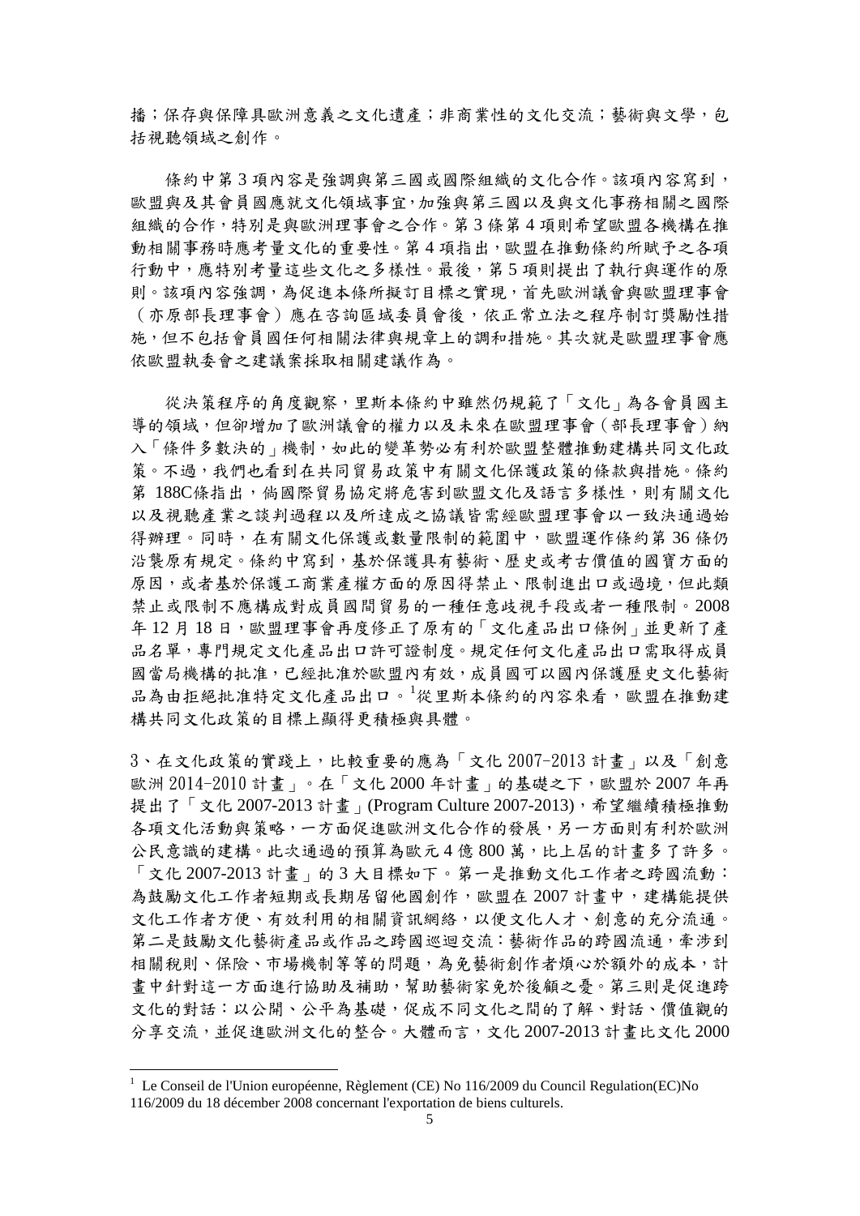播；保存與保障具歐洲意義之文化遺產；非商業性的文化交流；藝術與文學，包括視聽領域之創作。

條約中第 3 項內容是強調與第三國或國際組織的文化合作。該項內容寫到，歐盟與及其會員國應就文化領域事宜，加強與第三國以及與文化事務相關之國際組織的合作，特別是與歐洲理事會之合作。第 3 條第 4 項則希望歐盟各機構在推動相關事務時應考量文化的重要性。第 4 項指出，歐盟在推動條約所賦予之各項行動中，應特別考量這些文化之多樣性。最後，第 5 項則提出了執行與運作的原則。該項內容強調，為促進本條所擬訂目標之實現，首先歐洲議會與歐盟理事會（亦原部長理事會）應在咨詢區域委員會後，依正常立法之程序制訂獎勵性措施，但不包括會員國任何相關法律與規章上的調和措施。其次就是歐盟理事會應依歐盟執委會之建議案採取相關建議作為。

從決策程序的角度觀察，里斯本條約中雖然仍規範了「文化」為各會員國主導的領域，但卻增加了歐洲議會的權力以及未來在歐盟理事會（部長理事會）納入「條件多數決的」機制，如此的變革勢必有利於歐盟整體推動建構共同文化政策。不過，我們也看到在共同貿易政策中有關文化保護政策的條款與措施。條約第 188C條指出，倘國際貿易協定將危害到歐盟文化及語言多樣性，則有關文化以及視聽產業之談判過程以及所達成之協議皆需經歐盟理事會以一致決通過始得辦理。同時，在有關文化保護或數量限制的範圍中，歐盟運作條約第 36 條仍沿襲原有規定。條約中寫到，基於保護具有藝術、歷史或考古價值的國寶方面的原因，或者基於保護工商業產權方面的原因得禁止、限制進出口或過境，但此類禁止或限制不應構成對成員國間貿易的一種任意歧視手段或者一種限制。2008 年 12 月 18 日，歐盟理事會再度修正了原有的「文化產品出口條例」並更新了產品名單，專門規定文化產品出口許可證制度。規定任何文化產品出口需取得成員國當局機構的批准，已經批准於歐盟內有效，成員國可以國內保護歷史文化藝術品為由拒絕批准特定文化產品出口。[1]從里斯本條約的內容來看，歐盟在推動建構共同文化政策的目標上顯得更積極與具體。

3、在文化政策的實踐上，比較重要的應為「文化 2007-2013 計畫」以及「創意歐洲 2014-2010 計畫」。在「文化 2000 年計畫」的基礎之下，歐盟於 2007 年再提出了「文化 2007-2013 計畫」(Program Culture 2007-2013)，希望繼續積極推動各項文化活動與策略，一方面促進歐洲文化合作的發展，另一方面則有利於歐洲公民意識的建構。此次通過的預算為歐元 4 億 800 萬，比上屆的計畫多了許多。「文化 2007-2013 計畫」的 3 大目標如下。第一是推動文化工作者之跨國流動：為鼓勵文化工作者短期或長期居留他國創作，歐盟在 2007 計畫中，建構能提供文化工作者方便、有效利用的相關資訊網絡，以便文化人才、創意的充分流通。第二是鼓勵文化藝術產品或作品之跨國巡迴交流：藝術作品的跨國流通，牽涉到相關稅則、保險、市場機制等等的問題，為免藝術創作者煩心於額外的成本，計畫中針對這一方面進行協助及補助，幫助藝術家免於後顧之憂。第三則是促進跨文化的對話：以公開、公平為基礎，促成不同文化之間的了解、對話、價值觀的分享交流，並促進歐洲文化的整合。大體而言，文化 2007-2013 計畫比文化 2000

---

[1] Le Conseil de l'Union européenne, Règlement (CE) No 116/2009 du Council Regulation(EC)No 116/2009 du 18 décember 2008 concernant l'exportation de biens culturels.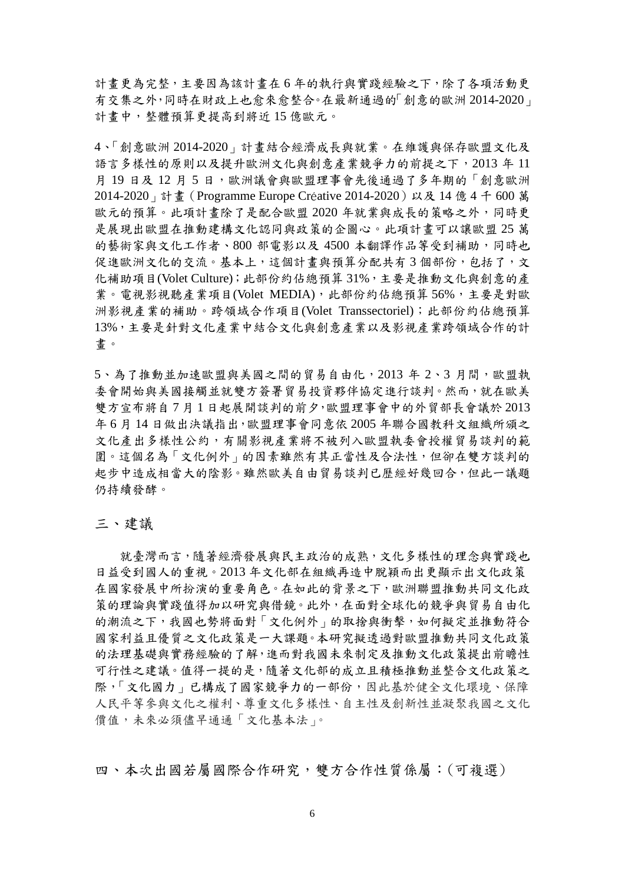計畫更為完整，主要因為該計畫在 6 年的執行與實踐經驗之下，除了各項活動更有交集之外，同時在財政上也愈來愈整合。在最新通過的「創意的歐洲 2014-2020」計畫中，整體預算更提高到將近 15 億歐元。

4、「創意歐洲 2014-2020」計畫結合經濟成長與就業。在維護與保存歐盟文化及語言多樣性的原則以及提升歐洲文化與創意產業競爭力的前提之下，2013 年 11 月 19 日及 12 月 5 日，歐洲議會與歐盟理事會先後通過了多年期的「創意歐洲 2014-2020」計畫（Programme Europe Créative 2014-2020）以及 14 億 4 千 600 萬歐元的預算。此項計畫除了是配合歐盟 2020 年就業與成長的策略之外，同時更是展現出歐盟在推動建構文化認同與政策的企圖心。此項計畫可以讓歐盟 25 萬的藝術家與文化工作者、800 部電影以及 4500 本翻譯作品等受到補助，同時也促進歐洲文化的交流。基本上，這個計畫與預算分配共有 3 個部份，包括了，文化補助項目(Volet Culture)；此部份約佔總預算 31%，主要是推動文化與創意的產業。電視影視聽產業項目(Volet MEDIA)，此部份約佔總預算 56%，主要是對歐洲影視產業的補助。跨領域合作項目(Volet Transsectoriel)；此部份約佔總預算 13%，主要是針對文化產業中結合文化與創意產業以及影視產業跨領域合作的計畫。

5、為了推動並加速歐盟與美國之間的貿易自由化，2013 年 2、3 月間，歐盟執委會開始與美國接觸並就雙方簽署貿易投資夥伴協定進行談判。然而，就在歐美雙方宣布將自 7 月 1 日起展開談判的前夕，歐盟理事會中的外貿部長會議於 2013 年 6 月 14 日做出決議指出，歐盟理事會同意依 2005 年聯合國教科文組織所頒之文化產出多樣性公約，有關影視產業將不被列入歐盟執委會授權貿易談判的範圍。這個名為「文化例外」的因素雖然有其正當性及合法性，但卻在雙方談判的起步中造成相當大的陰影。雖然歐美自由貿易談判已歷經好幾回合，但此一議題仍持續發酵。

## 三、建議

就臺灣而言，隨著經濟發展與民主政治的成熟，文化多樣性的理念與實踐也日益受到國人的重視。2013 年文化部在組織再造中脫穎而出更顯示出文化政策在國家發展中所扮演的重要角色。在如此的背景之下，歐洲聯盟推動共同文化政策的理論與實踐值得加以研究與借鏡。此外，在面對全球化的競爭與貿易自由化的潮流之下，我國也勢將面對「文化例外」的取捨與衝擊，如何擬定並推動符合國家利益且優質之文化政策是一大課題。本研究擬透過對歐盟推動共同文化政策的法理基礎與實務經驗的了解，進而對我國未來制定及推動文化政策提出前瞻性可行性之建議。值得一提的是，隨著文化部的成立且積極推動並整合文化政策之際，「文化國力」已構成了國家競爭力的一部份，因此基於健全文化環境、保障人民平等參與文化之權利、尊重文化多樣性、自主性及創新性並凝聚我國之文化價值，未來必須儘早通過「文化基本法」。

## 四、本次出國若屬國際合作研究，雙方合作性質係屬：(可複選)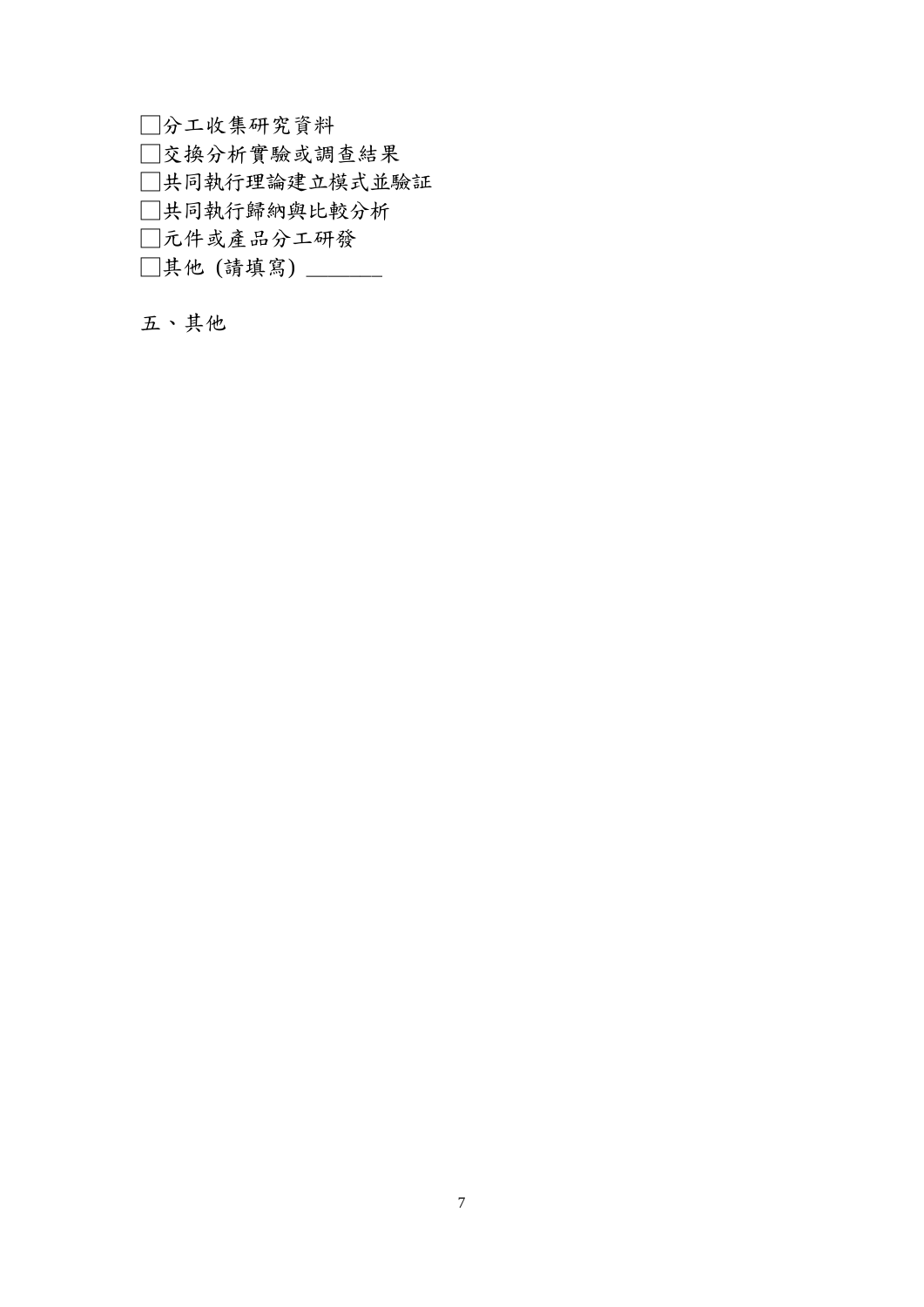□分工收集研究資料

□交換分析實驗或調查結果

□共同執行理論建立模式並驗証

□共同執行歸納與比較分析

□元件或產品分工研發

□其他 (請填寫) _______

五、其他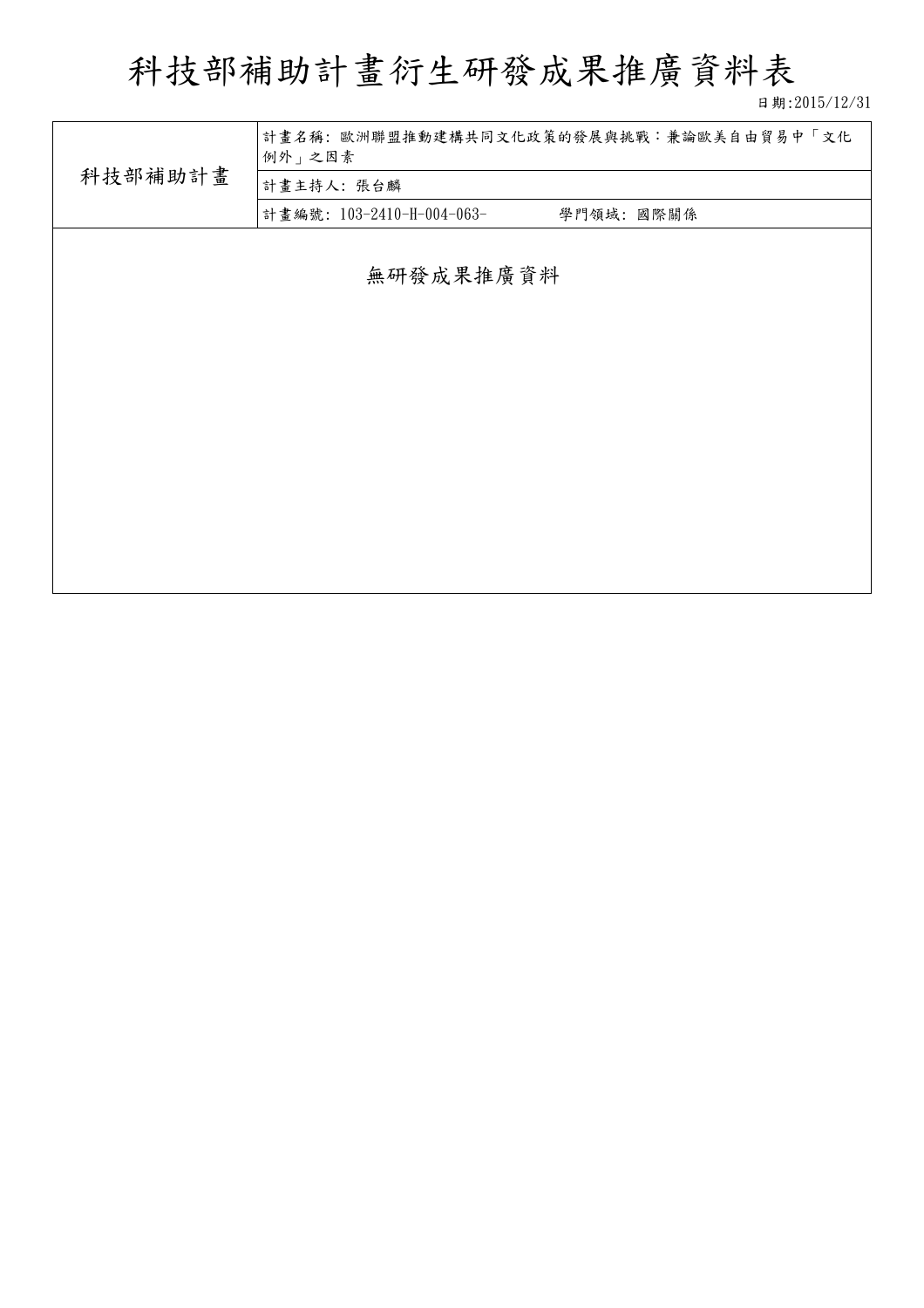# 科技部補助計畫衍生研發成果推廣資料表

日期:2015/12/31

| 科技部補助計畫 | 計畫名稱: 歐洲聯盟推動建構共同文化政策的發展與挑戰：兼論歐美自由貿易中「文化例外」之因素 |
| --- | --- |
| | 計畫主持人: 張台麟 |
| | 計畫編號: 103-2410-H-004-063- 學門領域: 國際關係 |

無研發成果推廣資料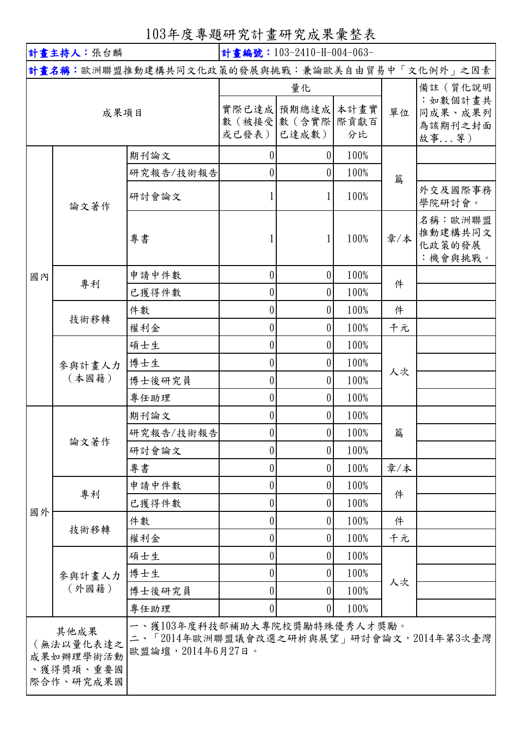# 103年度專題研究計畫研究成果彙整表

| **計畫主持人：**張台麟 | | | **計畫編號：**103-2410-H-004-063- | | | | |
|---|---|---|---|---|---|---|---|
| **計畫名稱：**歐洲聯盟推動建構共同文化政策的發展與挑戰：兼論歐美自由貿易中「文化例外」之因素 | | | | | | | |
| 成果項目 | | | 量化 | | | 單位 | 備註（質化說明：如數個計畫共同成果、成果列為該期刊之封面故事...等） |
| | | | 實際已達成數（被接受或已發表） | 預期總達成數（含實際已達成數） | 本計畫實際貢獻百分比 | | |
| 國內 | 論文著作 | 期刊論文 | 0 | 0 | 100% | 篇 | |
| | | 研究報告/技術報告 | 0 | 0 | 100% | | |
| | | 研討會論文 | 1 | 1 | 100% | | 外交及國際事務學院研討會。 |
| | | 專書 | 1 | 1 | 100% | 章/本 | 名稱：歐洲聯盟推動建構共同文化政策的發展：機會與挑戰。 |
| | 專利 | 申請中件數 | 0 | 0 | 100% | 件 | |
| | | 已獲得件數 | 0 | 0 | 100% | | |
| | 技術移轉 | 件數 | 0 | 0 | 100% | 件 | |
| | | 權利金 | 0 | 0 | 100% | 千元 | |
| | 參與計畫人力（本國籍） | 碩士生 | 0 | 0 | 100% | 人次 | |
| | | 博士生 | 0 | 0 | 100% | | |
| | | 博士後研究員 | 0 | 0 | 100% | | |
| | | 專任助理 | 0 | 0 | 100% | | |
| 國外 | 論文著作 | 期刊論文 | 0 | 0 | 100% | 篇 | |
| | | 研究報告/技術報告 | 0 | 0 | 100% | | |
| | | 研討會論文 | 0 | 0 | 100% | | |
| | | 專書 | 0 | 0 | 100% | 章/本 | |
| | 專利 | 申請中件數 | 0 | 0 | 100% | 件 | |
| | | 已獲得件數 | 0 | 0 | 100% | | |
| | 技術移轉 | 件數 | 0 | 0 | 100% | 件 | |
| | | 權利金 | 0 | 0 | 100% | 千元 | |
| | 參與計畫人力（外國籍） | 碩士生 | 0 | 0 | 100% | 人次 | |
| | | 博士生 | 0 | 0 | 100% | | |
| | | 博士後研究員 | 0 | 0 | 100% | | |
| | | 專任助理 | 0 | 0 | 100% | | |
| 其他成果（無法以量化表達之成果如辦理學術活動、獲得獎項、重要國際合作、研究成果國 | | 一、獲103年度科技部補助大專院校獎勵特殊優秀人才獎勵。<br>二、「2014年歐洲聯盟議會改選之研析與展望」研討會論文，2014年第3次臺灣歐盟論壇，2014年6月27日。 | | | | | |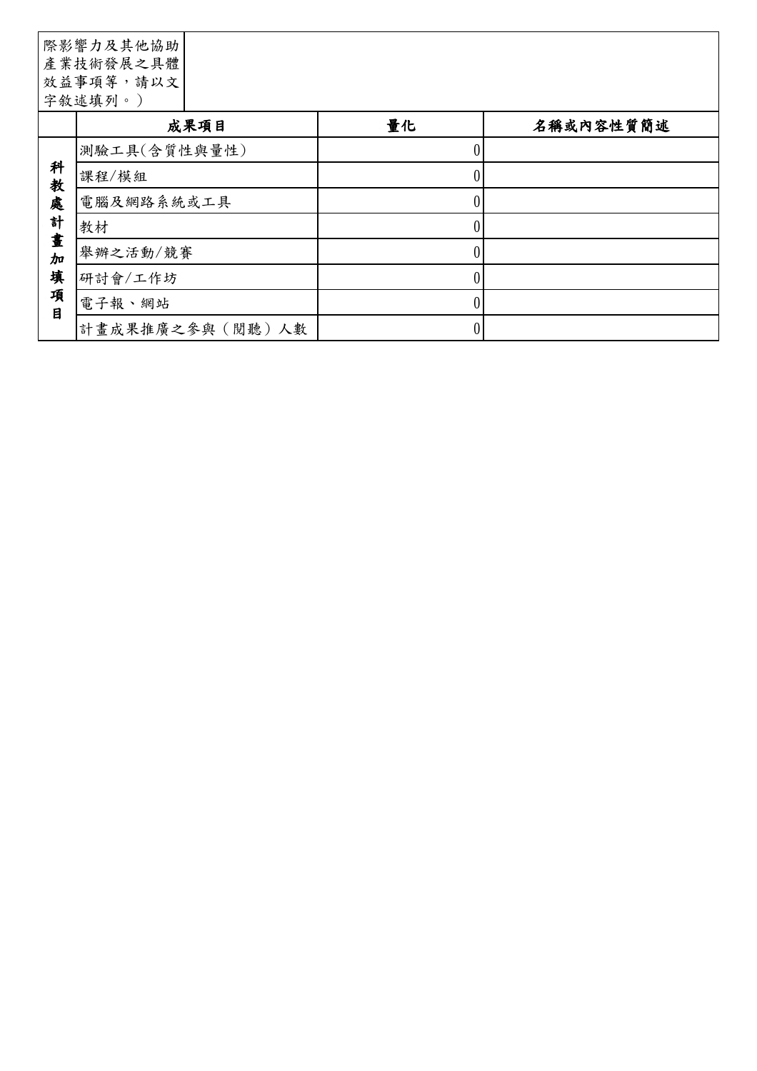| 際影響力及其他協助產業技術發展之具體效益事項等，請以文字敘述填列。） | | | |
|---|---|---|---|
| | 成果項目 | 量化 | 名稱或內容性質簡述 |
| 科教處計畫加填項目 | 測驗工具(含質性與量性) | 0 | |
| | 課程/模組 | 0 | |
| | 電腦及網路系統或工具 | 0 | |
| | 教材 | 0 | |
| | 舉辦之活動/競賽 | 0 | |
| | 研討會/工作坊 | 0 | |
| | 電子報、網站 | 0 | |
| | 計畫成果推廣之參與（閱聽）人數 | 0 | |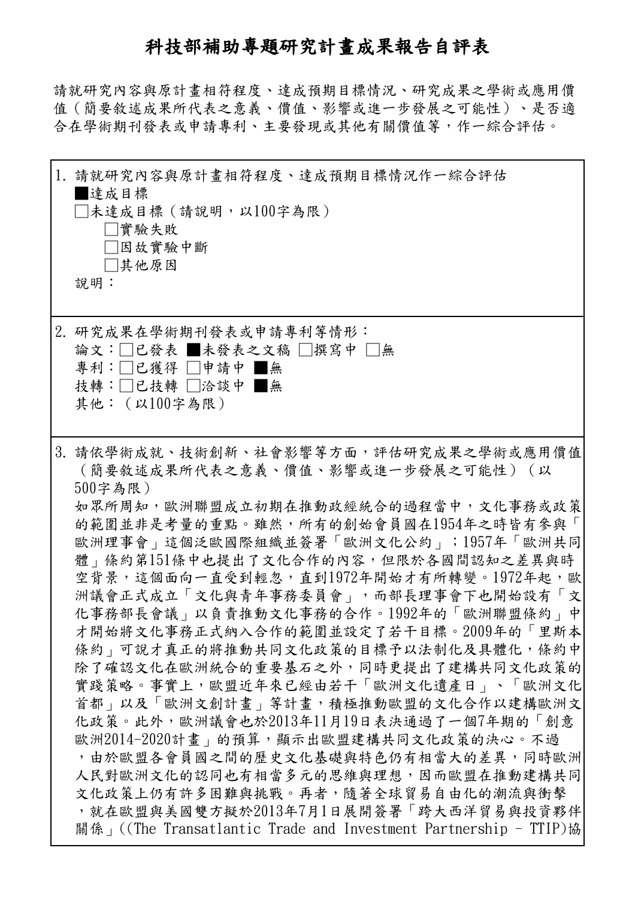# 科技部補助專題研究計畫成果報告自評表

請就研究內容與原計畫相符程度、達成預期目標情況、研究成果之學術或應用價值（簡要敘述成果所代表之意義、價值、影響或進一步發展之可能性）、是否適合在學術期刊發表或申請專利、主要發現或其他有關價值等，作一綜合評估。

1. 請就研究內容與原計畫相符程度、達成預期目標情況作一綜合評估

■達成目標

□未達成目標（請說明，以100字為限）

　□實驗失敗

　□因故實驗中斷

　□其他原因

說明：

2. 研究成果在學術期刊發表或申請專利等情形：

論文：□已發表 ■未發表之文稿 □撰寫中 □無

專利：□已獲得 □申請中 ■無

技轉：□已技轉 □洽談中 ■無

其他：（以100字為限）

3. 請依學術成就、技術創新、社會影響等方面，評估研究成果之學術或應用價值（簡要敘述成果所代表之意義、價值、影響或進一步發展之可能性）（以500字為限）

如眾所周知，歐洲聯盟成立初期在推動政經統合的過程當中，文化事務或政策的範圍並非是考量的重點。雖然，所有的創始會員國在1954年之時皆有參與「歐洲理事會」這個泛歐國際組織並簽署「歐洲文化公約」；1957年「歐洲共同體」條約第151條中也提出了文化合作的內容，但限於各國間認知之差異與時空背景，這個面向一直受到輕忽，直到1972年開始才有所轉變。1972年起，歐洲議會正式成立「文化與青年事務委員會」，而部長理事會下也開始設有「文化事務部長會議」以負責推動文化事務的合作。1992年的「歐洲聯盟條約」中才開始將文化事務正式納入合作的範圍並設定了若干目標。2009年的「里斯本條約」可說才真正的將推動共同文化政策的目標予以法制化及具體化，條約中除了確認文化在歐洲統合的重要基石之外，同時更提出了建構共同文化政策的實踐策略。事實上，歐盟近年來已經由若干「歐洲文化遺產日」、「歐洲文化首都」以及「歐洲文創計畫」等計畫，積極推動歐盟的文化合作以建構歐洲文化政策。此外，歐洲議會也於2013年11月19日表決通過了一個7年期的「創意歐洲2014-2020計畫」的預算，顯示出歐盟建構共同文化政策的決心。不過，由於歐盟各會員國之間的歷史文化基礎與特色仍有相當大的差異，同時歐洲人民對歐洲文化的認同也有相當多元的思維與理想，因而歐盟在推動建構共同文化政策上仍有許多困難與挑戰。再者，隨著全球貿易自由化的潮流與衝擊，就在歐盟與美國雙方擬於2013年7月1日展開簽署「跨大西洋貿易與投資夥伴關係」((The Transatlantic Trade and Investment Partnership - TTIP)協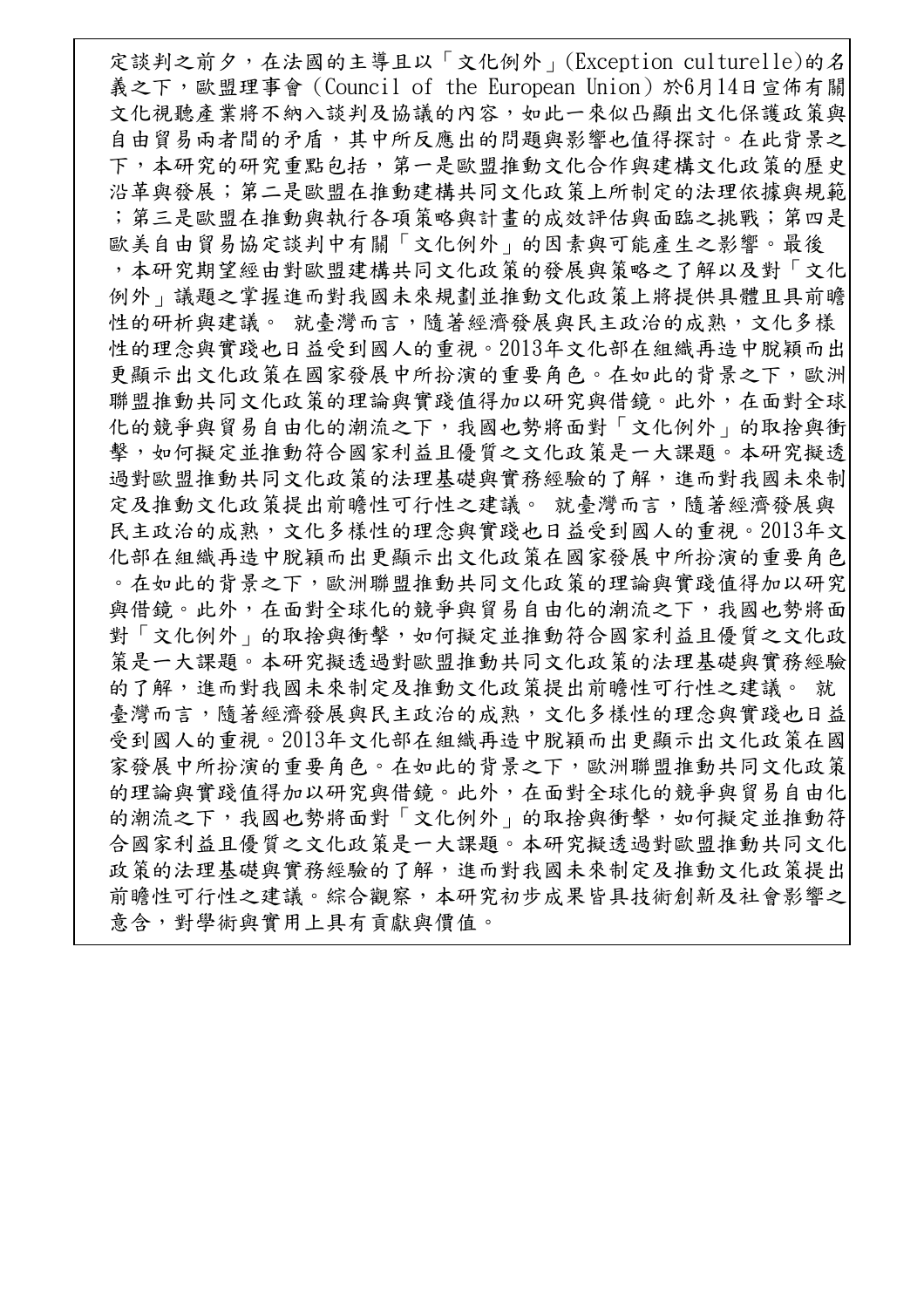定談判之前夕，在法國的主導且以「文化例外」(Exception culturelle)的名義之下，歐盟理事會 (Council of the European Union) 於6月14日宣佈有關文化視聽產業將不納入談判及協議的內容，如此一來似凸顯出文化保護政策與自由貿易兩者間的矛盾，其中所反應出的問題與影響也值得探討。在此背景之下，本研究的研究重點包括，第一是歐盟推動文化合作與建構文化政策的歷史沿革與發展；第二是歐盟在推動建構共同文化政策上所制定的法理依據與規範；第三是歐盟在推動與執行各項策略與計畫的成效評估與面臨之挑戰；第四是歐美自由貿易協定談判中有關「文化例外」的因素與可能產生之影響。最後，本研究期望經由對歐盟建構共同文化政策的發展與策略之了解以及對「文化例外」議題之掌握進而對我國未來規劃並推動文化政策上將提供具體且具前瞻性的研析與建議。 就臺灣而言，隨著經濟發展與民主政治的成熟，文化多樣性的理念與實踐也日益受到國人的重視。2013年文化部在組織再造中脫穎而出更顯示出文化政策在國家發展中所扮演的重要角色。在如此的背景之下，歐洲聯盟推動共同文化政策的理論與實踐值得加以研究與借鏡。此外，在面對全球化的競爭與貿易自由化的潮流之下，我國也勢將面對「文化例外」的取捨與衝擊，如何擬定並推動符合國家利益且優質之文化政策是一大課題。本研究擬透過對歐盟推動共同文化政策的法理基礎與實務經驗的了解，進而對我國未來制定及推動文化政策提出前瞻性可行性之建議。 就臺灣而言，隨著經濟發展與民主政治的成熟，文化多樣性的理念與實踐也日益受到國人的重視。2013年文化部在組織再造中脫穎而出更顯示出文化政策在國家發展中所扮演的重要角色。在如此的背景之下，歐洲聯盟推動共同文化政策的理論與實踐值得加以研究與借鏡。此外，在面對全球化的競爭與貿易自由化的潮流之下，我國也勢將面對「文化例外」的取捨與衝擊，如何擬定並推動符合國家利益且優質之文化政策是一大課題。本研究擬透過對歐盟推動共同文化政策的法理基礎與實務經驗的了解，進而對我國未來制定及推動文化政策提出前瞻性可行性之建議。 就臺灣而言，隨著經濟發展與民主政治的成熟，文化多樣性的理念與實踐也日益受到國人的重視。2013年文化部在組織再造中脫穎而出更顯示出文化政策在國家發展中所扮演的重要角色。在如此的背景之下，歐洲聯盟推動共同文化政策的理論與實踐值得加以研究與借鏡。此外，在面對全球化的競爭與貿易自由化的潮流之下，我國也勢將面對「文化例外」的取捨與衝擊，如何擬定並推動符合國家利益且優質之文化政策是一大課題。本研究擬透過對歐盟推動共同文化政策的法理基礎與實務經驗的了解，進而對我國未來制定及推動文化政策提出前瞻性可行性之建議。綜合觀察，本研究初步成果皆具技術創新及社會影響之意含，對學術與實用上具有貢獻與價值。